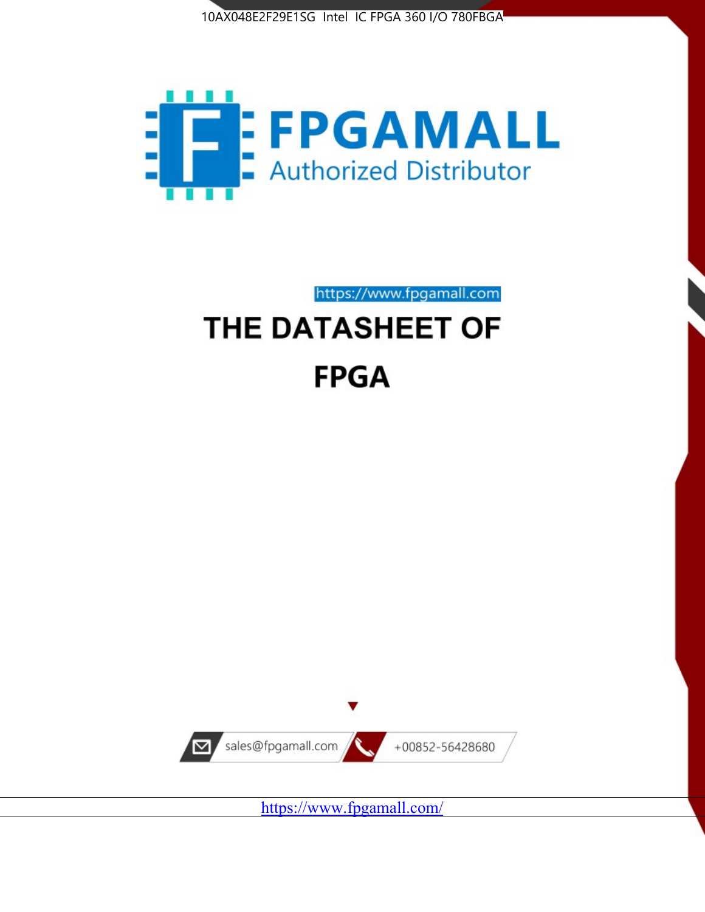10AX048E2F29E1SG Intel IC FPGA 360 I/O 780FBGA

FPGAMALL

Authorized Distributor

https://www.fpgamall.com

# THE DATASHEET OF

# FPGA

sales@fpgamall.com

+00852-56428680

https://www.fpgamall.com/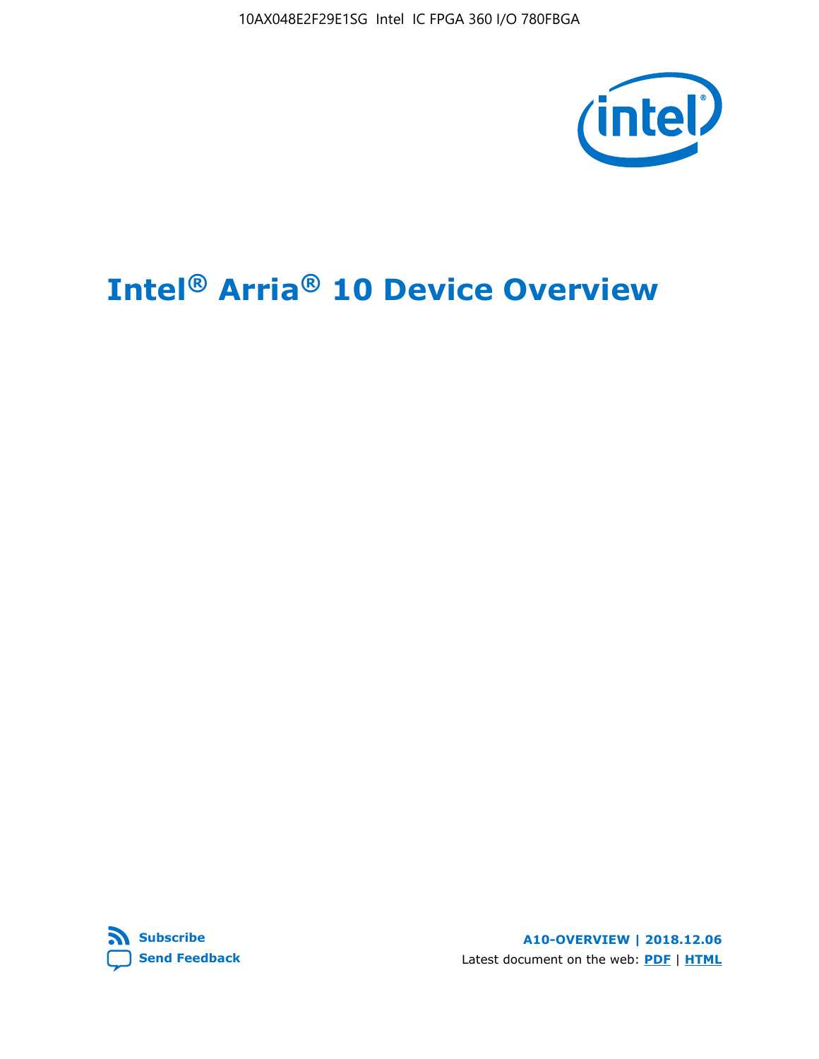# Intel® Arria® 10 Device Overview

**A10-OVERVIEW | 2018.12.06**

Latest document on the web: **PDF** | **HTML**

**Subscribe**

**Send Feedback**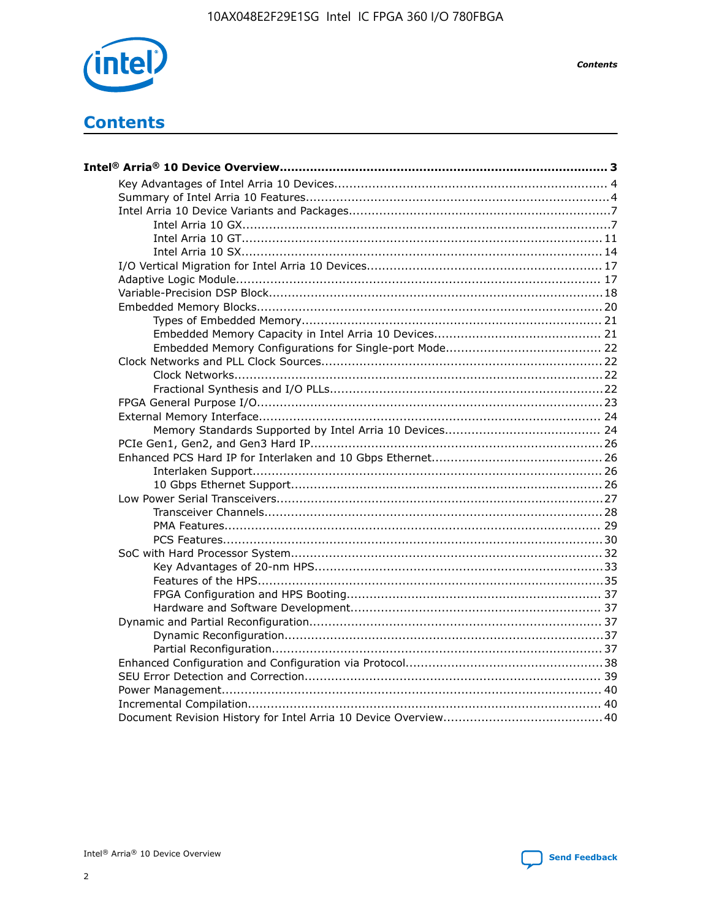# Contents

**Intel® Arria® 10 Device Overview....................................................................................... 3**

- Key Advantages of Intel Arria 10 Devices........................................................................ 4
- Summary of Intel Arria 10 Features................................................................................4
- Intel Arria 10 Device Variants and Packages.....................................................................7
    - Intel Arria 10 GX.................................................................................................7
    - Intel Arria 10 GT............................................................................................... 11
    - Intel Arria 10 SX............................................................................................... 14
- I/O Vertical Migration for Intel Arria 10 Devices.............................................................. 17
- Adaptive Logic Module................................................................................................ 17
- Variable-Precision DSP Block.......................................................................................18
- Embedded Memory Blocks...........................................................................................20
    - Types of Embedded Memory............................................................................... 21
    - Embedded Memory Capacity in Intel Arria 10 Devices............................................ 21
    - Embedded Memory Configurations for Single-port Mode......................................... 22
- Clock Networks and PLL Clock Sources.........................................................................22
    - Clock Networks.................................................................................................22
    - Fractional Synthesis and I/O PLLs........................................................................22
- FPGA General Purpose I/O..........................................................................................23
- External Memory Interface.......................................................................................... 24
    - Memory Standards Supported by Intel Arria 10 Devices......................................... 24
- PCIe Gen1, Gen2, and Gen3 Hard IP.............................................................................26
- Enhanced PCS Hard IP for Interlaken and 10 Gbps Ethernet.............................................26
    - Interlaken Support............................................................................................ 26
    - 10 Gbps Ethernet Support.................................................................................. 26
- Low Power Serial Transceivers.....................................................................................27
    - Transceiver Channels.........................................................................................28
    - PMA Features................................................................................................... 29
    - PCS Features....................................................................................................30
- SoC with Hard Processor System.................................................................................. 32
    - Key Advantages of 20-nm HPS............................................................................33
    - Features of the HPS...........................................................................................35
    - FPGA Configuration and HPS Booting................................................................... 37
    - Hardware and Software Development.................................................................. 37
- Dynamic and Partial Reconfiguration............................................................................. 37
    - Dynamic Reconfiguration....................................................................................37
    - Partial Reconfiguration.......................................................................................37
- Enhanced Configuration and Configuration via Protocol....................................................38
- SEU Error Detection and Correction.............................................................................. 39
- Power Management.................................................................................................... 40
- Incremental Compilation............................................................................................. 40
- Document Revision History for Intel Arria 10 Device Overview.......................................... 40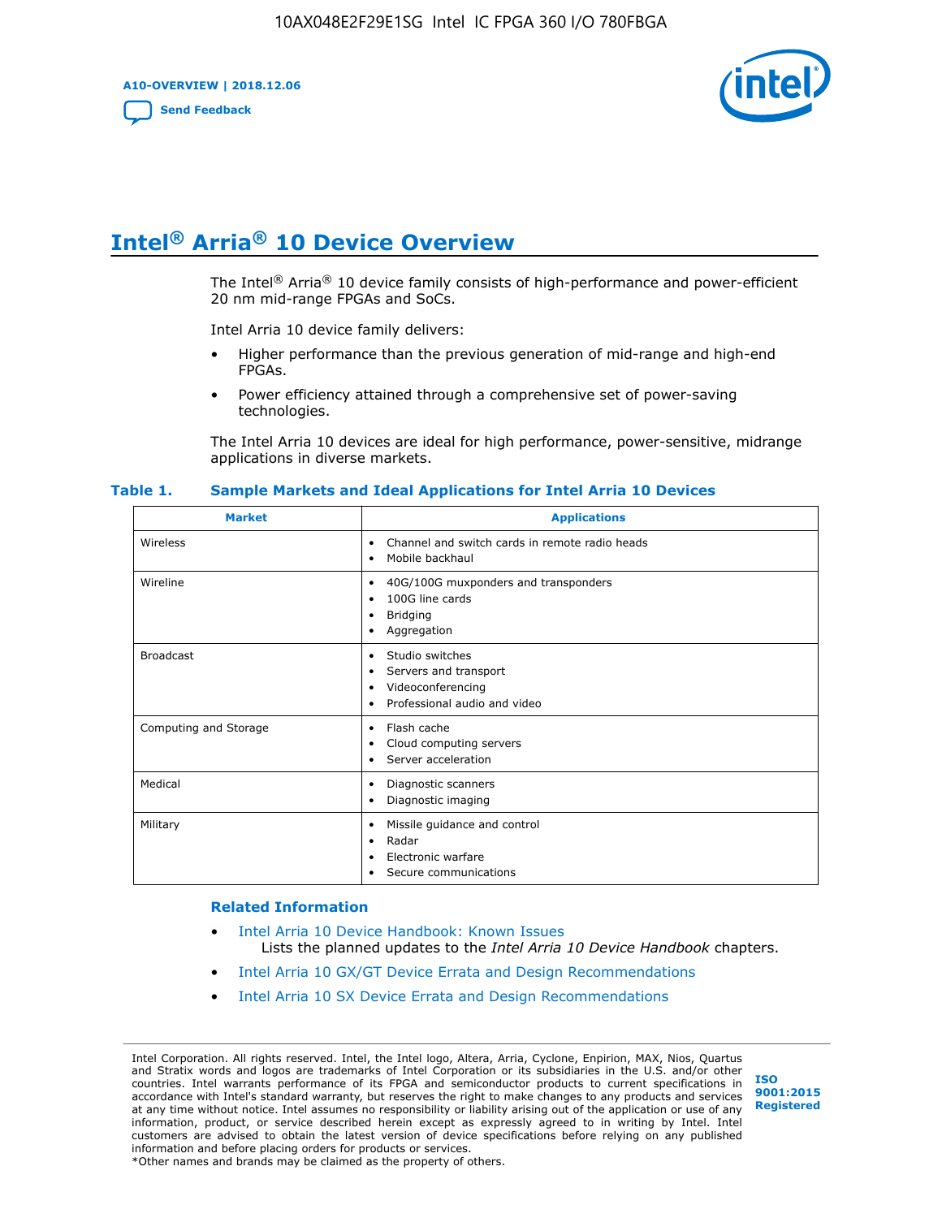# Intel® Arria® 10 Device Overview

The Intel® Arria® 10 device family consists of high-performance and power-efficient 20 nm mid-range FPGAs and SoCs.

Intel Arria 10 device family delivers:

- Higher performance than the previous generation of mid-range and high-end FPGAs.
- Power efficiency attained through a comprehensive set of power-saving technologies.

The Intel Arria 10 devices are ideal for high performance, power-sensitive, midrange applications in diverse markets.

**Table 1. Sample Markets and Ideal Applications for Intel Arria 10 Devices**

| Market | Applications |
| --- | --- |
| Wireless | • Channel and switch cards in remote radio heads<br>• Mobile backhaul |
| Wireline | • 40G/100G muxponders and transponders<br>• 100G line cards<br>• Bridging<br>• Aggregation |
| Broadcast | • Studio switches<br>• Servers and transport<br>• Videoconferencing<br>• Professional audio and video |
| Computing and Storage | • Flash cache<br>• Cloud computing servers<br>• Server acceleration |
| Medical | • Diagnostic scanners<br>• Diagnostic imaging |
| Military | • Missile guidance and control<br>• Radar<br>• Electronic warfare<br>• Secure communications |

### Related Information

- Intel Arria 10 Device Handbook: Known Issues
  Lists the planned updates to the *Intel Arria 10 Device Handbook* chapters.
- Intel Arria 10 GX/GT Device Errata and Design Recommendations
- Intel Arria 10 SX Device Errata and Design Recommendations

Intel Corporation. All rights reserved. Intel, the Intel logo, Altera, Arria, Cyclone, Enpirion, MAX, Nios, Quartus and Stratix words and logos are trademarks of Intel Corporation or its subsidiaries in the U.S. and/or other countries. Intel warrants performance of its FPGA and semiconductor products to current specifications in accordance with Intel's standard warranty, but reserves the right to make changes to any products and services at any time without notice. Intel assumes no responsibility or liability arising out of the application or use of any information, product, or service described herein except as expressly agreed to in writing by Intel. Intel customers are advised to obtain the latest version of device specifications before relying on any published information and before placing orders for products or services.
*Other names and brands may be claimed as the property of others.

ISO 9001:2015 Registered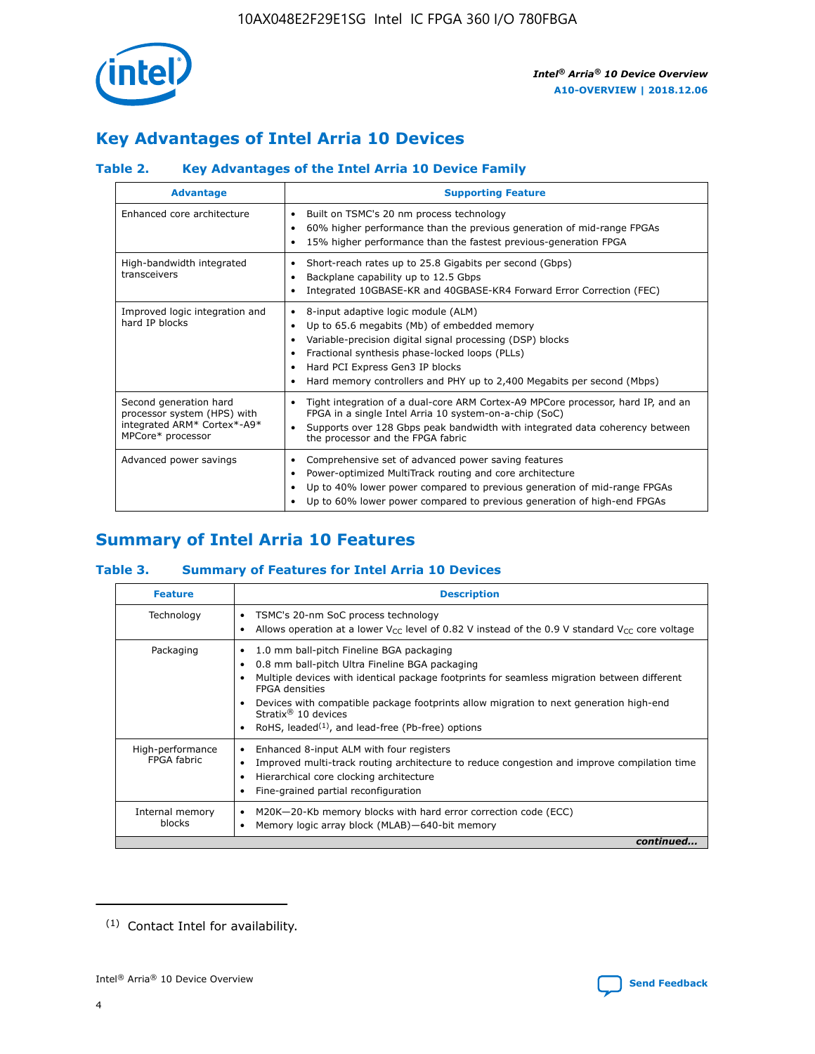## Key Advantages of Intel Arria 10 Devices

### Table 2. Key Advantages of the Intel Arria 10 Device Family

| Advantage | Supporting Feature |
|---|---|
| Enhanced core architecture | • Built on TSMC's 20 nm process technology<br>• 60% higher performance than the previous generation of mid-range FPGAs<br>• 15% higher performance than the fastest previous-generation FPGA |
| High-bandwidth integrated transceivers | • Short-reach rates up to 25.8 Gigabits per second (Gbps)<br>• Backplane capability up to 12.5 Gbps<br>• Integrated 10GBASE-KR and 40GBASE-KR4 Forward Error Correction (FEC) |
| Improved logic integration and hard IP blocks | • 8-input adaptive logic module (ALM)<br>• Up to 65.6 megabits (Mb) of embedded memory<br>• Variable-precision digital signal processing (DSP) blocks<br>• Fractional synthesis phase-locked loops (PLLs)<br>• Hard PCI Express Gen3 IP blocks<br>• Hard memory controllers and PHY up to 2,400 Megabits per second (Mbps) |
| Second generation hard processor system (HPS) with integrated ARM* Cortex*-A9* MPCore* processor | • Tight integration of a dual-core ARM Cortex-A9 MPCore processor, hard IP, and an FPGA in a single Intel Arria 10 system-on-a-chip (SoC)<br>• Supports over 128 Gbps peak bandwidth with integrated data coherency between the processor and the FPGA fabric |
| Advanced power savings | • Comprehensive set of advanced power saving features<br>• Power-optimized MultiTrack routing and core architecture<br>• Up to 40% lower power compared to previous generation of mid-range FPGAs<br>• Up to 60% lower power compared to previous generation of high-end FPGAs |

## Summary of Intel Arria 10 Features

### Table 3. Summary of Features for Intel Arria 10 Devices

| Feature | Description |
|---|---|
| Technology | • TSMC's 20-nm SoC process technology<br>• Allows operation at a lower $V_{CC}$ level of 0.82 V instead of the 0.9 V standard $V_{CC}$ core voltage |
| Packaging | • 1.0 mm ball-pitch Fineline BGA packaging<br>• 0.8 mm ball-pitch Ultra Fineline BGA packaging<br>• Multiple devices with identical package footprints for seamless migration between different FPGA densities<br>• Devices with compatible package footprints allow migration to next generation high-end Stratix® 10 devices<br>• RoHS, leaded[(1)], and lead-free (Pb-free) options |
| High-performance FPGA fabric | • Enhanced 8-input ALM with four registers<br>• Improved multi-track routing architecture to reduce congestion and improve compilation time<br>• Hierarchical core clocking architecture<br>• Fine-grained partial reconfiguration |
| Internal memory blocks | • M20K—20-Kb memory blocks with hard error correction code (ECC)<br>• Memory logic array block (MLAB)—640-bit memory |

*continued...*

(1) Contact Intel for availability.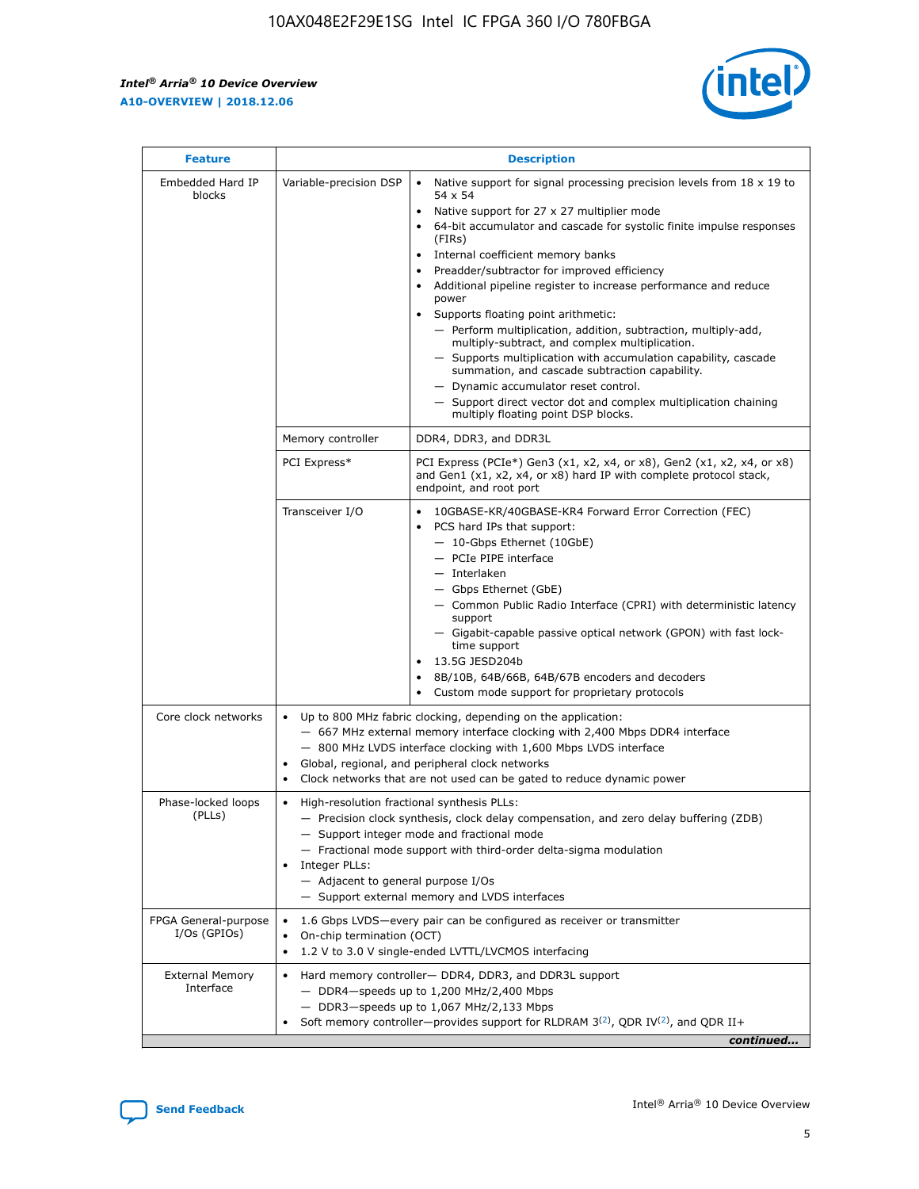| Feature | Description | |
|---|---|---|
| Embedded Hard IP blocks | Variable-precision DSP | • Native support for signal processing precision levels from 18 x 19 to 54 x 54<br>• Native support for 27 x 27 multiplier mode<br>• 64-bit accumulator and cascade for systolic finite impulse responses (FIRs)<br>• Internal coefficient memory banks<br>• Preadder/subtractor for improved efficiency<br>• Additional pipeline register to increase performance and reduce power<br>• Supports floating point arithmetic:<br>— Perform multiplication, addition, subtraction, multiply-add, multiply-subtract, and complex multiplication.<br>— Supports multiplication with accumulation capability, cascade summation, and cascade subtraction capability.<br>— Dynamic accumulator reset control.<br>— Support direct vector dot and complex multiplication chaining multiply floating point DSP blocks. |
| | Memory controller | DDR4, DDR3, and DDR3L |
| | PCI Express* | PCI Express (PCIe*) Gen3 (x1, x2, x4, or x8), Gen2 (x1, x2, x4, or x8) and Gen1 (x1, x2, x4, or x8) hard IP with complete protocol stack, endpoint, and root port |
| | Transceiver I/O | • 10GBASE-KR/40GBASE-KR4 Forward Error Correction (FEC)<br>• PCS hard IPs that support:<br>— 10-Gbps Ethernet (10GbE)<br>— PCIe PIPE interface<br>— Interlaken<br>— Gbps Ethernet (GbE)<br>— Common Public Radio Interface (CPRI) with deterministic latency support<br>— Gigabit-capable passive optical network (GPON) with fast lock-time support<br>• 13.5G JESD204b<br>• 8B/10B, 64B/66B, 64B/67B encoders and decoders<br>• Custom mode support for proprietary protocols |
| Core clock networks | • Up to 800 MHz fabric clocking, depending on the application:<br>— 667 MHz external memory interface clocking with 2,400 Mbps DDR4 interface<br>— 800 MHz LVDS interface clocking with 1,600 Mbps LVDS interface<br>• Global, regional, and peripheral clock networks<br>• Clock networks that are not used can be gated to reduce dynamic power | |
| Phase-locked loops (PLLs) | • High-resolution fractional synthesis PLLs:<br>— Precision clock synthesis, clock delay compensation, and zero delay buffering (ZDB)<br>— Support integer mode and fractional mode<br>— Fractional mode support with third-order delta-sigma modulation<br>• Integer PLLs:<br>— Adjacent to general purpose I/Os<br>— Support external memory and LVDS interfaces | |
| FPGA General-purpose I/Os (GPIOs) | • 1.6 Gbps LVDS—every pair can be configured as receiver or transmitter<br>• On-chip termination (OCT)<br>• 1.2 V to 3.0 V single-ended LVTTL/LVCMOS interfacing | |
| External Memory Interface | • Hard memory controller— DDR4, DDR3, and DDR3L support<br>— DDR4—speeds up to 1,200 MHz/2,400 Mbps<br>— DDR3—speeds up to 1,067 MHz/2,133 Mbps<br>• Soft memory controller—provides support for RLDRAM 3[(2)], QDR IV[(2)], and QDR II+ | |

*continued...*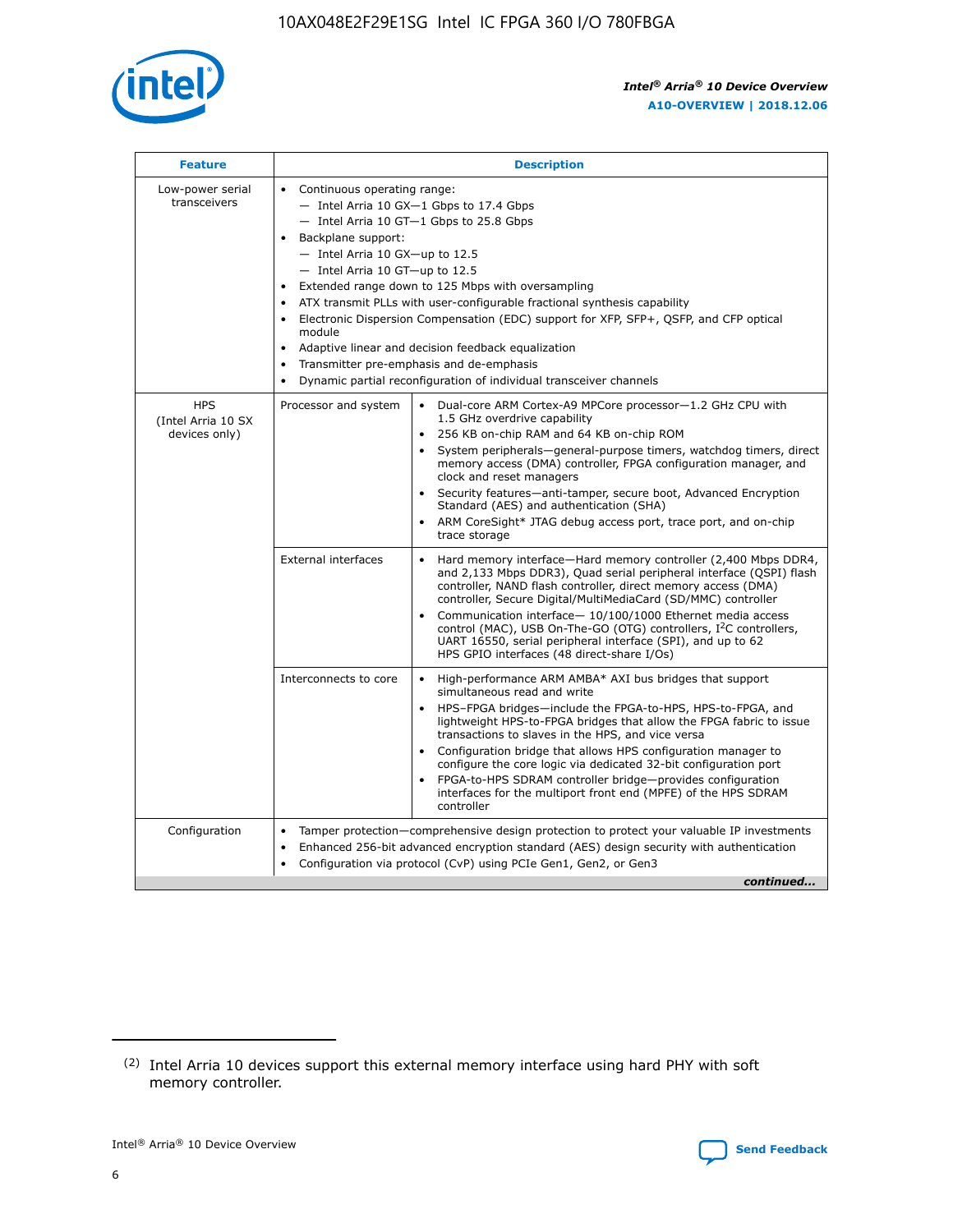| Feature | Description | |
|---|---|---|
| Low-power serial transceivers | • Continuous operating range:<br>— Intel Arria 10 GX—1 Gbps to 17.4 Gbps<br>— Intel Arria 10 GT—1 Gbps to 25.8 Gbps<br>• Backplane support:<br>— Intel Arria 10 GX—up to 12.5<br>— Intel Arria 10 GT—up to 12.5<br>• Extended range down to 125 Mbps with oversampling<br>• ATX transmit PLLs with user-configurable fractional synthesis capability<br>• Electronic Dispersion Compensation (EDC) support for XFP, SFP+, QSFP, and CFP optical module<br>• Adaptive linear and decision feedback equalization<br>• Transmitter pre-emphasis and de-emphasis<br>• Dynamic partial reconfiguration of individual transceiver channels | |
| HPS (Intel Arria 10 SX devices only) | Processor and system | • Dual-core ARM Cortex-A9 MPCore processor—1.2 GHz CPU with 1.5 GHz overdrive capability<br>• 256 KB on-chip RAM and 64 KB on-chip ROM<br>• System peripherals—general-purpose timers, watchdog timers, direct memory access (DMA) controller, FPGA configuration manager, and clock and reset managers<br>• Security features—anti-tamper, secure boot, Advanced Encryption Standard (AES) and authentication (SHA)<br>• ARM CoreSight* JTAG debug access port, trace port, and on-chip trace storage |
| | External interfaces | • Hard memory interface—Hard memory controller (2,400 Mbps DDR4, and 2,133 Mbps DDR3), Quad serial peripheral interface (QSPI) flash controller, NAND flash controller, direct memory access (DMA) controller, Secure Digital/MultiMediaCard (SD/MMC) controller<br>• Communication interface— 10/100/1000 Ethernet media access control (MAC), USB On-The-GO (OTG) controllers, I²C controllers, UART 16550, serial peripheral interface (SPI), and up to 62 HPS GPIO interfaces (48 direct-share I/Os) |
| | Interconnects to core | • High-performance ARM AMBA* AXI bus bridges that support simultaneous read and write<br>• HPS–FPGA bridges—include the FPGA-to-HPS, HPS-to-FPGA, and lightweight HPS-to-FPGA bridges that allow the FPGA fabric to issue transactions to slaves in the HPS, and vice versa<br>• Configuration bridge that allows HPS configuration manager to configure the core logic via dedicated 32-bit configuration port<br>• FPGA-to-HPS SDRAM controller bridge—provides configuration interfaces for the multiport front end (MPFE) of the HPS SDRAM controller |
| Configuration | • Tamper protection—comprehensive design protection to protect your valuable IP investments<br>• Enhanced 256-bit advanced encryption standard (AES) design security with authentication<br>• Configuration via protocol (CvP) using PCIe Gen1, Gen2, or Gen3 | |

*continued...*

(2) Intel Arria 10 devices support this external memory interface using hard PHY with soft memory controller.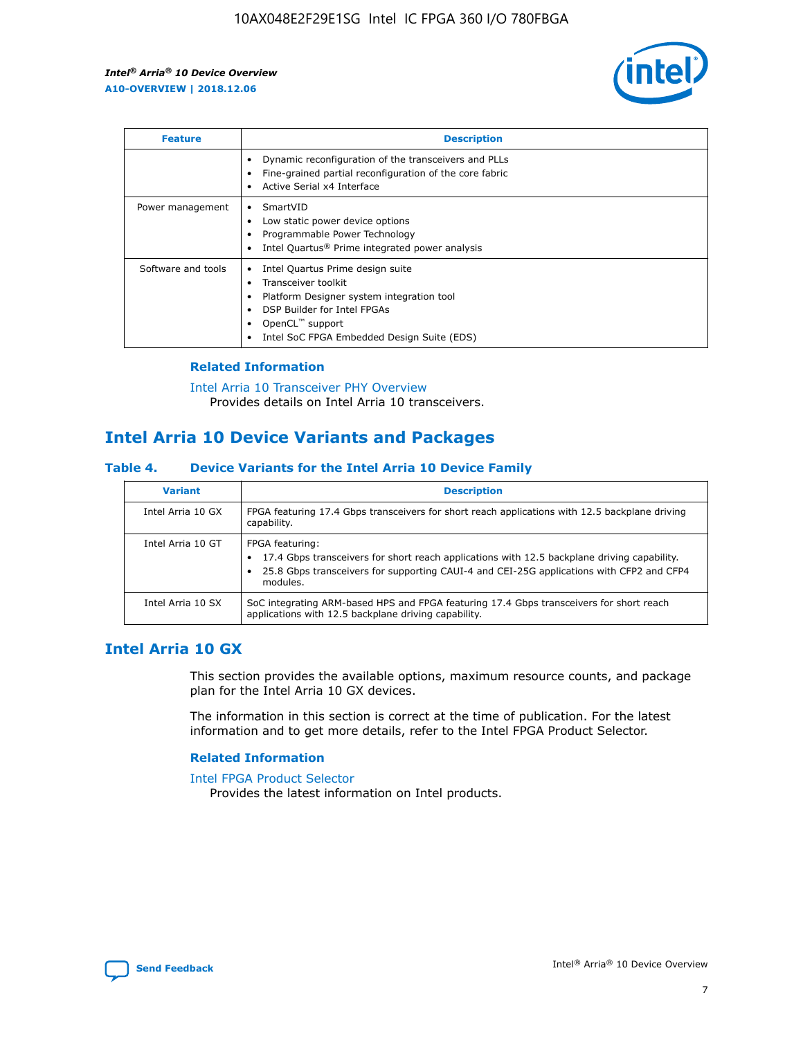| Feature | Description |
| --- | --- |
| | • Dynamic reconfiguration of the transceivers and PLLs<br>• Fine-grained partial reconfiguration of the core fabric<br>• Active Serial x4 Interface |
| Power management | • SmartVID<br>• Low static power device options<br>• Programmable Power Technology<br>• Intel Quartus® Prime integrated power analysis |
| Software and tools | • Intel Quartus Prime design suite<br>• Transceiver toolkit<br>• Platform Designer system integration tool<br>• DSP Builder for Intel FPGAs<br>• OpenCL™ support<br>• Intel SoC FPGA Embedded Design Suite (EDS) |

### Related Information

Intel Arria 10 Transceiver PHY Overview
Provides details on Intel Arria 10 transceivers.

## Intel Arria 10 Device Variants and Packages

### Table 4. Device Variants for the Intel Arria 10 Device Family

| Variant | Description |
| --- | --- |
| Intel Arria 10 GX | FPGA featuring 17.4 Gbps transceivers for short reach applications with 12.5 backplane driving capability. |
| Intel Arria 10 GT | FPGA featuring:<br>• 17.4 Gbps transceivers for short reach applications with 12.5 backplane driving capability.<br>• 25.8 Gbps transceivers for supporting CAUI-4 and CEI-25G applications with CFP2 and CFP4 modules. |
| Intel Arria 10 SX | SoC integrating ARM-based HPS and FPGA featuring 17.4 Gbps transceivers for short reach applications with 12.5 backplane driving capability. |

## Intel Arria 10 GX

This section provides the available options, maximum resource counts, and package plan for the Intel Arria 10 GX devices.

The information in this section is correct at the time of publication. For the latest information and to get more details, refer to the Intel FPGA Product Selector.

### Related Information

Intel FPGA Product Selector
Provides the latest information on Intel products.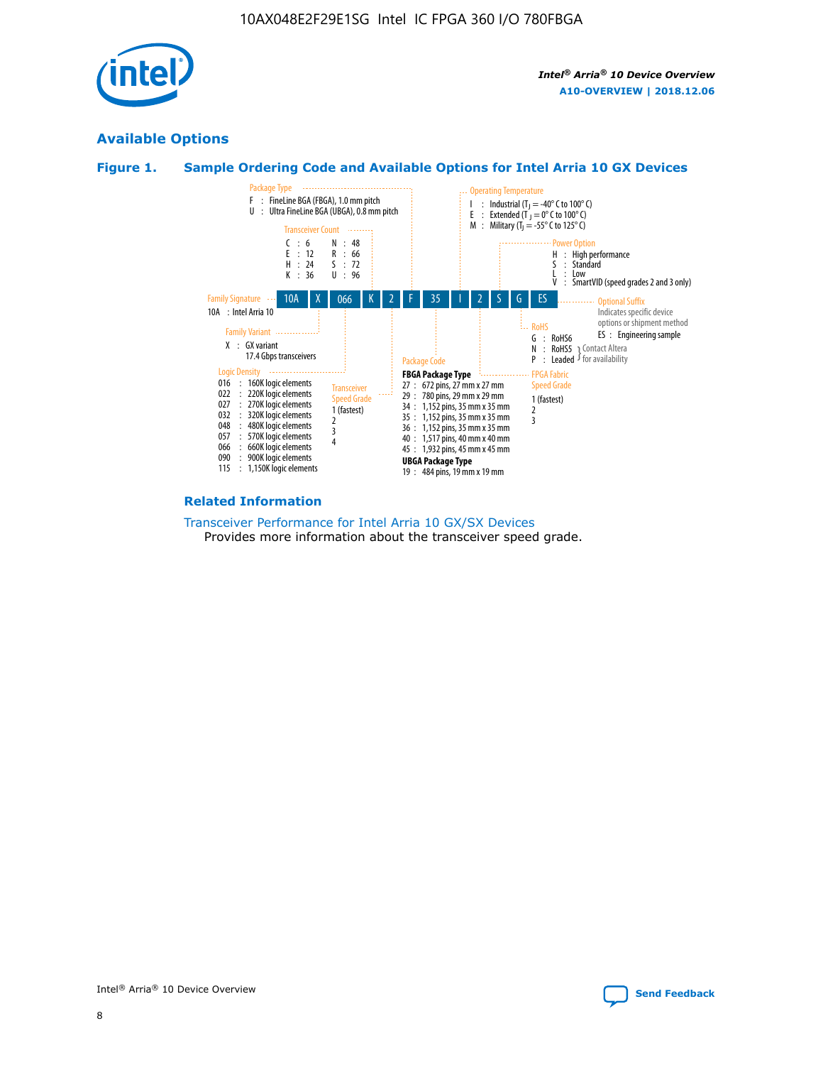## Available Options

### Figure 1. Sample Ordering Code and Available Options for Intel Arria 10 GX Devices

**Sample ordering code:** 10A X 066 K 2 F 35 I 2 S G ES

**Family Signature**
- 10A : Intel Arria 10

**Family Variant**
- X : GX variant, 17.4 Gbps transceivers

**Logic Density**
- 016 : 160K logic elements
- 022 : 220K logic elements
- 027 : 270K logic elements
- 032 : 320K logic elements
- 048 : 480K logic elements
- 057 : 570K logic elements
- 066 : 660K logic elements
- 090 : 900K logic elements
- 115 : 1,150K logic elements

**Transceiver Count**
- C : 6
- E : 12
- H : 24
- K : 36
- N : 48
- R : 66
- S : 72
- U : 96

**Transceiver Speed Grade**
- 1 (fastest)
- 2
- 3
- 4

**Package Type**
- F : FineLine BGA (FBGA), 1.0 mm pitch
- U : Ultra FineLine BGA (UBGA), 0.8 mm pitch

**Package Code**

FBGA Package Type
- 27 : 672 pins, 27 mm x 27 mm
- 29 : 780 pins, 29 mm x 29 mm
- 34 : 1,152 pins, 35 mm x 35 mm
- 35 : 1,152 pins, 35 mm x 35 mm
- 36 : 1,152 pins, 35 mm x 35 mm
- 40 : 1,517 pins, 40 mm x 40 mm
- 45 : 1,932 pins, 45 mm x 45 mm

UBGA Package Type
- 19 : 484 pins, 19 mm x 19 mm

**Operating Temperature**
- I : Industrial ($T_J$ = -40° C to 100° C)
- E : Extended ($T_J$ = 0° C to 100° C)
- M : Military ($T_J$ = -55° C to 125° C)

**FPGA Fabric Speed Grade**
- 1 (fastest)
- 2
- 3

**Power Option**
- H : High performance
- S : Standard
- L : Low
- V : SmartVID (speed grades 2 and 3 only)

**RoHS**
- G : RoHS6
- N : RoHS5 (Contact Altera for availability)
- P : Leaded (Contact Altera for availability)

**Optional Suffix**

Indicates specific device options or shipment method
- ES : Engineering sample

### Related Information

Transceiver Performance for Intel Arria 10 GX/SX Devices
Provides more information about the transceiver speed grade.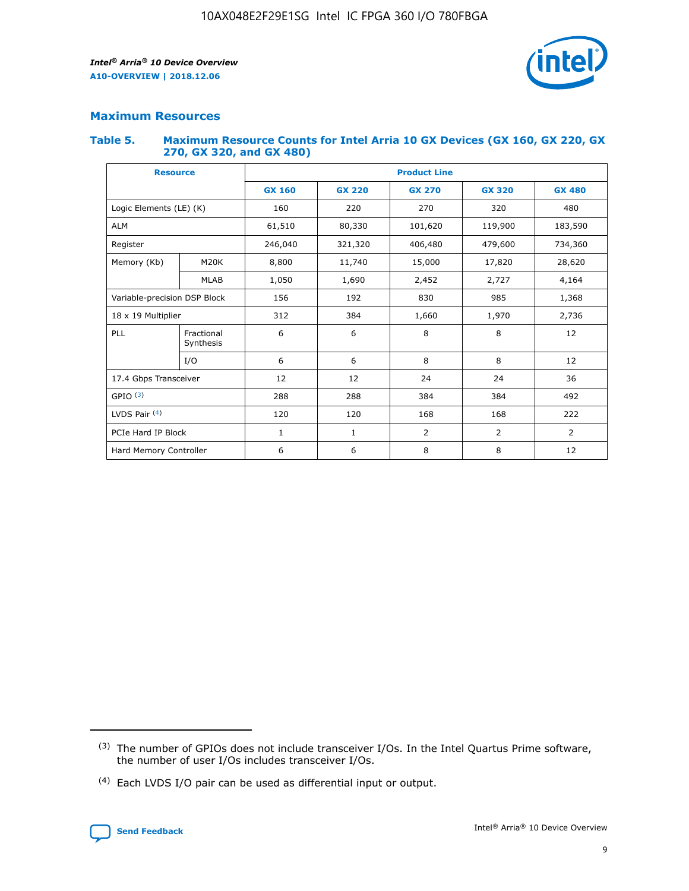## Maximum Resources

### Table 5. Maximum Resource Counts for Intel Arria 10 GX Devices (GX 160, GX 220, GX 270, GX 320, and GX 480)

| Resource | | Product Line | | | | |
|---|---|---|---|---|---|---|
| | | GX 160 | GX 220 | GX 270 | GX 320 | GX 480 |
| Logic Elements (LE) (K) | | 160 | 220 | 270 | 320 | 480 |
| ALM | | 61,510 | 80,330 | 101,620 | 119,900 | 183,590 |
| Register | | 246,040 | 321,320 | 406,480 | 479,600 | 734,360 |
| Memory (Kb) | M20K | 8,800 | 11,740 | 15,000 | 17,820 | 28,620 |
| | MLAB | 1,050 | 1,690 | 2,452 | 2,727 | 4,164 |
| Variable-precision DSP Block | | 156 | 192 | 830 | 985 | 1,368 |
| 18 x 19 Multiplier | | 312 | 384 | 1,660 | 1,970 | 2,736 |
| PLL | Fractional Synthesis | 6 | 6 | 8 | 8 | 12 |
| | I/O | 6 | 6 | 8 | 8 | 12 |
| 17.4 Gbps Transceiver | | 12 | 12 | 24 | 24 | 36 |
| GPIO [(3)] | | 288 | 288 | 384 | 384 | 492 |
| LVDS Pair [(4)] | | 120 | 120 | 168 | 168 | 222 |
| PCIe Hard IP Block | | 1 | 1 | 2 | 2 | 2 |
| Hard Memory Controller | | 6 | 6 | 8 | 8 | 12 |

(3) The number of GPIOs does not include transceiver I/Os. In the Intel Quartus Prime software, the number of user I/Os includes transceiver I/Os.

(4) Each LVDS I/O pair can be used as differential input or output.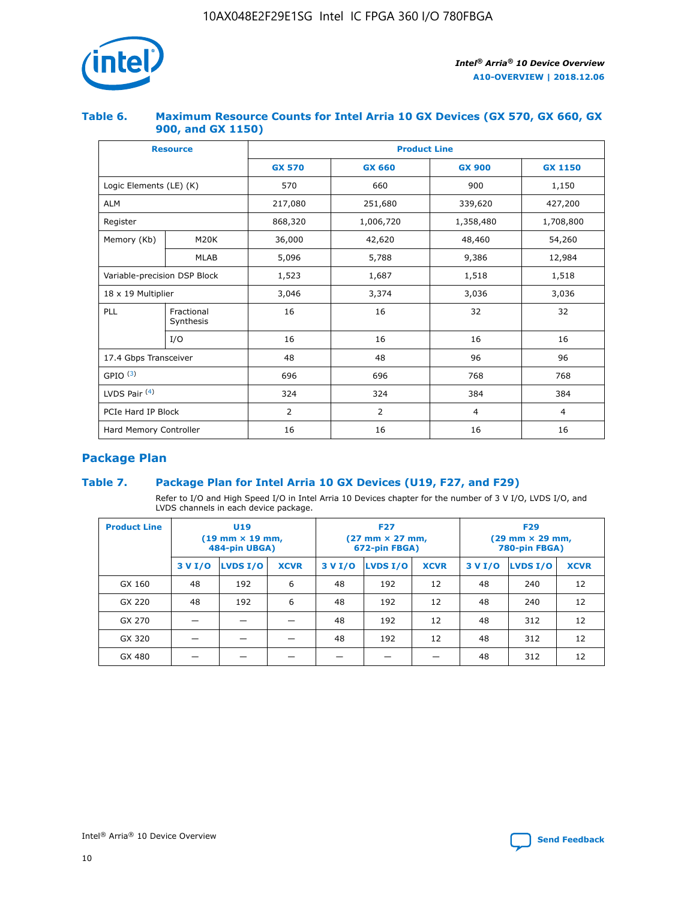## Table 6. Maximum Resource Counts for Intel Arria 10 GX Devices (GX 570, GX 660, GX 900, and GX 1150)

| Resource | | Product Line | | | |
|---|---|---|---|---|---|
| | | GX 570 | GX 660 | GX 900 | GX 1150 |
| Logic Elements (LE) (K) | | 570 | 660 | 900 | 1,150 |
| ALM | | 217,080 | 251,680 | 339,620 | 427,200 |
| Register | | 868,320 | 1,006,720 | 1,358,480 | 1,708,800 |
| Memory (Kb) | M20K | 36,000 | 42,620 | 48,460 | 54,260 |
| | MLAB | 5,096 | 5,788 | 9,386 | 12,984 |
| Variable-precision DSP Block | | 1,523 | 1,687 | 1,518 | 1,518 |
| 18 x 19 Multiplier | | 3,046 | 3,374 | 3,036 | 3,036 |
| PLL | Fractional Synthesis | 16 | 16 | 32 | 32 |
| | I/O | 16 | 16 | 16 | 16 |
| 17.4 Gbps Transceiver | | 48 | 48 | 96 | 96 |
| GPIO [3] | | 696 | 696 | 768 | 768 |
| LVDS Pair [4] | | 324 | 324 | 384 | 384 |
| PCIe Hard IP Block | | 2 | 2 | 4 | 4 |
| Hard Memory Controller | | 16 | 16 | 16 | 16 |

## Package Plan

## Table 7. Package Plan for Intel Arria 10 GX Devices (U19, F27, and F29)

Refer to I/O and High Speed I/O in Intel Arria 10 Devices chapter for the number of 3 V I/O, LVDS I/O, and LVDS channels in each device package.

| Product Line | U19 (19 mm × 19 mm, 484-pin UBGA) | | | F27 (27 mm × 27 mm, 672-pin FBGA) | | | F29 (29 mm × 29 mm, 780-pin FBGA) | | |
|---|---|---|---|---|---|---|---|---|---|
| | 3 V I/O | LVDS I/O | XCVR | 3 V I/O | LVDS I/O | XCVR | 3 V I/O | LVDS I/O | XCVR |
| GX 160 | 48 | 192 | 6 | 48 | 192 | 12 | 48 | 240 | 12 |
| GX 220 | 48 | 192 | 6 | 48 | 192 | 12 | 48 | 240 | 12 |
| GX 270 | — | — | — | 48 | 192 | 12 | 48 | 312 | 12 |
| GX 320 | — | — | — | 48 | 192 | 12 | 48 | 312 | 12 |
| GX 480 | — | — | — | — | — | — | 48 | 312 | 12 |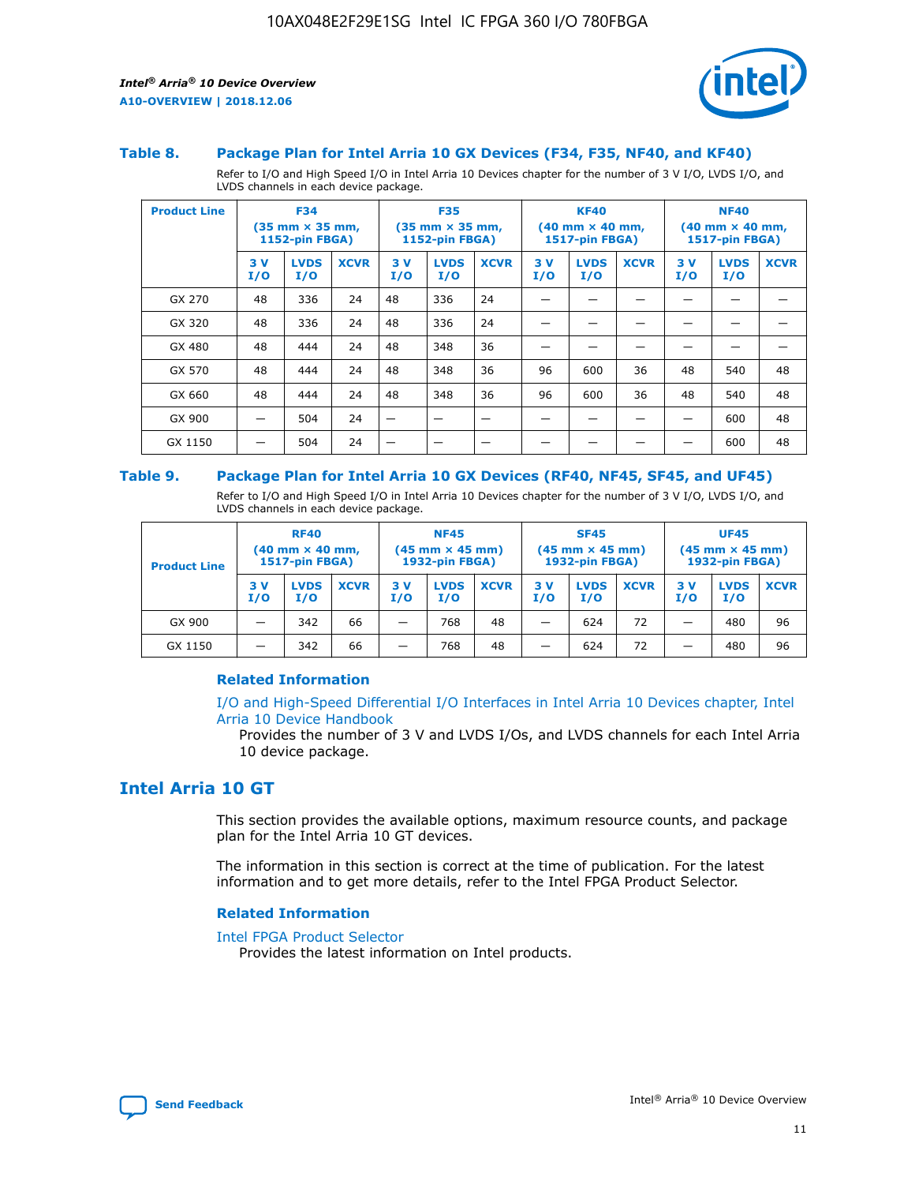### Table 8. Package Plan for Intel Arria 10 GX Devices (F34, F35, NF40, and KF40)

Refer to I/O and High Speed I/O in Intel Arria 10 Devices chapter for the number of 3 V I/O, LVDS I/O, and LVDS channels in each device package.

| Product Line | F34 (35 mm × 35 mm, 1152-pin FBGA) | | | F35 (35 mm × 35 mm, 1152-pin FBGA) | | | KF40 (40 mm × 40 mm, 1517-pin FBGA) | | | NF40 (40 mm × 40 mm, 1517-pin FBGA) | | |
|---|---|---|---|---|---|---|---|---|---|---|---|---|
| | 3 V I/O | LVDS I/O | XCVR | 3 V I/O | LVDS I/O | XCVR | 3 V I/O | LVDS I/O | XCVR | 3 V I/O | LVDS I/O | XCVR |
| GX 270 | 48 | 336 | 24 | 48 | 336 | 24 | — | — | — | — | — | — |
| GX 320 | 48 | 336 | 24 | 48 | 336 | 24 | — | — | — | — | — | — |
| GX 480 | 48 | 444 | 24 | 48 | 348 | 36 | — | — | — | — | — | — |
| GX 570 | 48 | 444 | 24 | 48 | 348 | 36 | 96 | 600 | 36 | 48 | 540 | 48 |
| GX 660 | 48 | 444 | 24 | 48 | 348 | 36 | 96 | 600 | 36 | 48 | 540 | 48 |
| GX 900 | — | 504 | 24 | — | — | — | — | — | — | — | 600 | 48 |
| GX 1150 | — | 504 | 24 | — | — | — | — | — | — | — | 600 | 48 |

### Table 9. Package Plan for Intel Arria 10 GX Devices (RF40, NF45, SF45, and UF45)

Refer to I/O and High Speed I/O in Intel Arria 10 Devices chapter for the number of 3 V I/O, LVDS I/O, and LVDS channels in each device package.

| Product Line | RF40 (40 mm × 40 mm, 1517-pin FBGA) | | | NF45 (45 mm × 45 mm) 1932-pin FBGA) | | | SF45 (45 mm × 45 mm) 1932-pin FBGA) | | | UF45 (45 mm × 45 mm) 1932-pin FBGA) | | |
|---|---|---|---|---|---|---|---|---|---|---|---|---|
| | 3 V I/O | LVDS I/O | XCVR | 3 V I/O | LVDS I/O | XCVR | 3 V I/O | LVDS I/O | XCVR | 3 V I/O | LVDS I/O | XCVR |
| GX 900 | — | 342 | 66 | — | 768 | 48 | — | 624 | 72 | — | 480 | 96 |
| GX 1150 | — | 342 | 66 | — | 768 | 48 | — | 624 | 72 | — | 480 | 96 |

#### Related Information

I/O and High-Speed Differential I/O Interfaces in Intel Arria 10 Devices chapter, Intel Arria 10 Device Handbook

Provides the number of 3 V and LVDS I/Os, and LVDS channels for each Intel Arria 10 device package.

## Intel Arria 10 GT

This section provides the available options, maximum resource counts, and package plan for the Intel Arria 10 GT devices.

The information in this section is correct at the time of publication. For the latest information and to get more details, refer to the Intel FPGA Product Selector.

#### Related Information

Intel FPGA Product Selector

Provides the latest information on Intel products.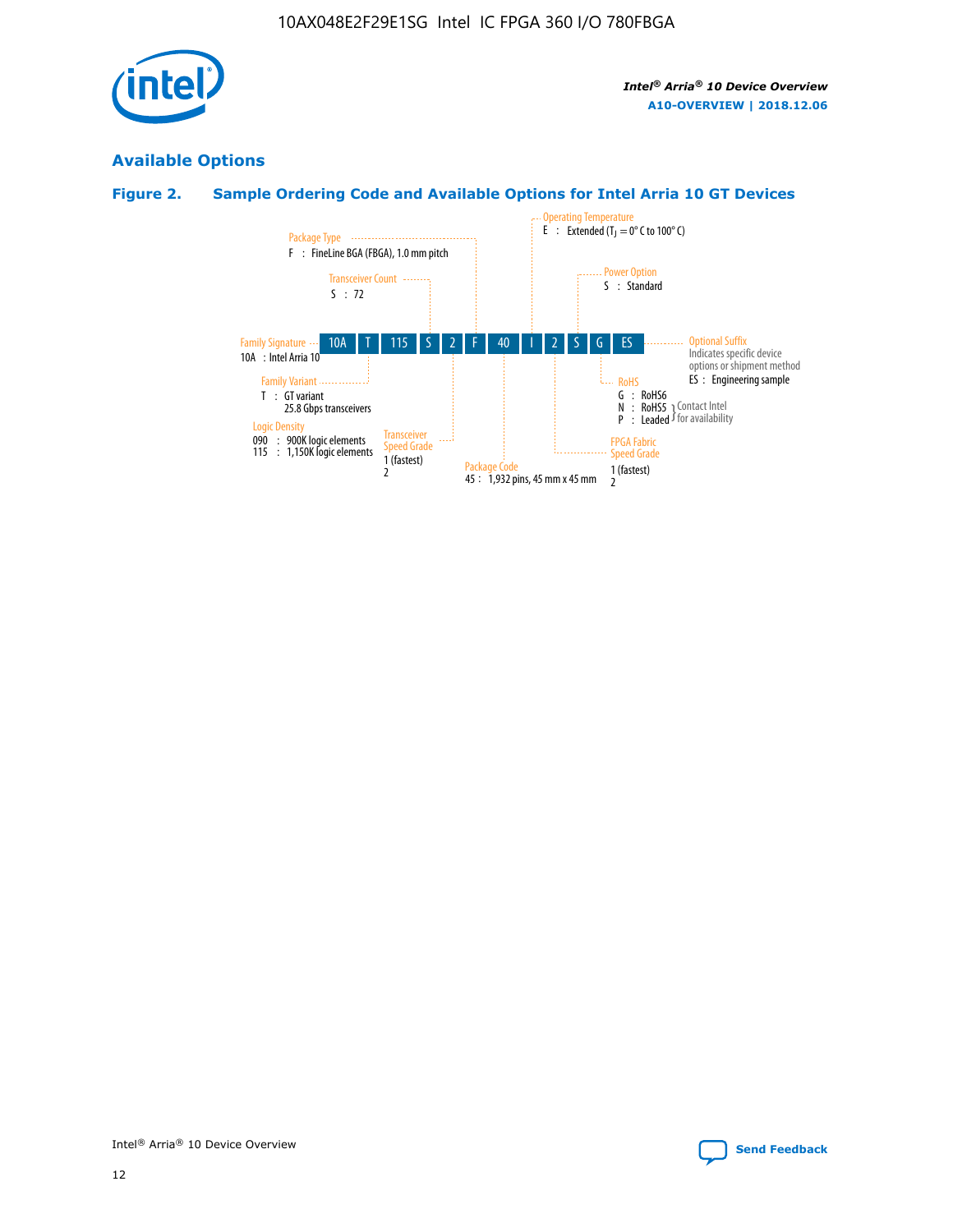## Available Options

### Figure 2. Sample Ordering Code and Available Options for Intel Arria 10 GT Devices

| 10A | T | 115 | S | 2 | F | 40 | I | 2 | S | G | ES |
|---|---|---|---|---|---|---|---|---|---|---|---|

**Family Signature**
10A : Intel Arria 10

**Family Variant**
T : GT variant
25.8 Gbps transceivers

**Logic Density**
090 : 900K logic elements
115 : 1,150K logic elements

**Transceiver Count**
S : 72

**Transceiver Speed Grade**
1 (fastest)
2

**Package Type**
F : FineLine BGA (FBGA), 1.0 mm pitch

**Package Code**
45 : 1,932 pins, 45 mm x 45 mm

**Operating Temperature**
E : Extended ($T_J$ = 0° C to 100° C)

**FPGA Fabric Speed Grade**
1 (fastest)
2

**Power Option**
S : Standard

**RoHS**
G : RoHS6
N : RoHS5 } Contact Intel for availability
P : Leaded } Contact Intel for availability

**Optional Suffix**
Indicates specific device options or shipment method
ES : Engineering sample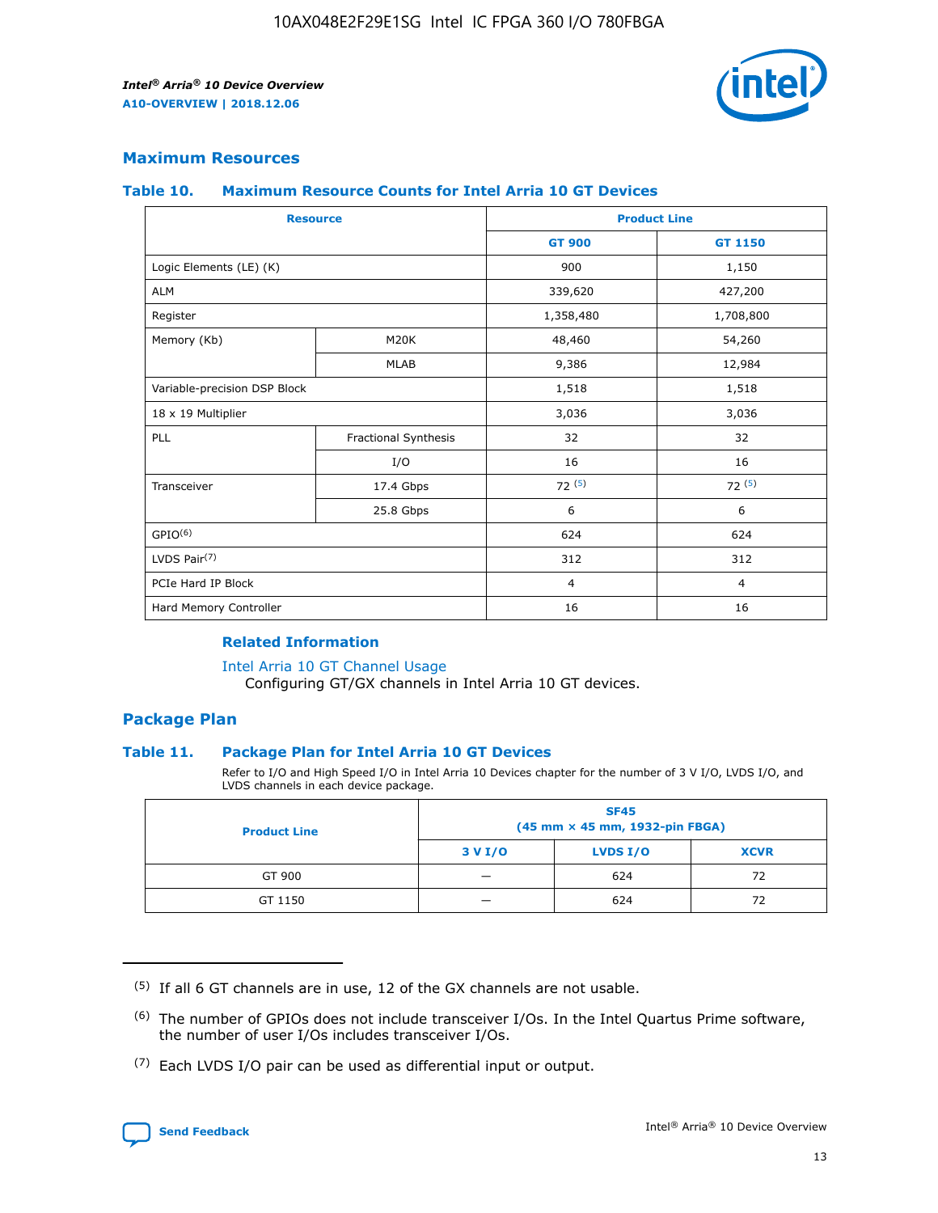## Maximum Resources

### Table 10. Maximum Resource Counts for Intel Arria 10 GT Devices

| Resource | | Product Line | |
|---|---|---|---|
| | | GT 900 | GT 1150 |
| Logic Elements (LE) (K) | | 900 | 1,150 |
| ALM | | 339,620 | 427,200 |
| Register | | 1,358,480 | 1,708,800 |
| Memory (Kb) | M20K | 48,460 | 54,260 |
| | MLAB | 9,386 | 12,984 |
| Variable-precision DSP Block | | 1,518 | 1,518 |
| 18 x 19 Multiplier | | 3,036 | 3,036 |
| PLL | Fractional Synthesis | 32 | 32 |
| | I/O | 16 | 16 |
| Transceiver | 17.4 Gbps | 72 (5) | 72 (5) |
| | 25.8 Gbps | 6 | 6 |
| GPIO(6) | | 624 | 624 |
| LVDS Pair(7) | | 312 | 312 |
| PCIe Hard IP Block | | 4 | 4 |
| Hard Memory Controller | | 16 | 16 |

#### Related Information

Intel Arria 10 GT Channel Usage

Configuring GT/GX channels in Intel Arria 10 GT devices.

## Package Plan

### Table 11. Package Plan for Intel Arria 10 GT Devices

Refer to I/O and High Speed I/O in Intel Arria 10 Devices chapter for the number of 3 V I/O, LVDS I/O, and LVDS channels in each device package.

| Product Line | SF45 (45 mm × 45 mm, 1932-pin FBGA) | | |
|---|---|---|---|
| | 3 V I/O | LVDS I/O | XCVR |
| GT 900 | — | 624 | 72 |
| GT 1150 | — | 624 | 72 |

(5) If all 6 GT channels are in use, 12 of the GX channels are not usable.

(6) The number of GPIOs does not include transceiver I/Os. In the Intel Quartus Prime software, the number of user I/Os includes transceiver I/Os.

(7) Each LVDS I/O pair can be used as differential input or output.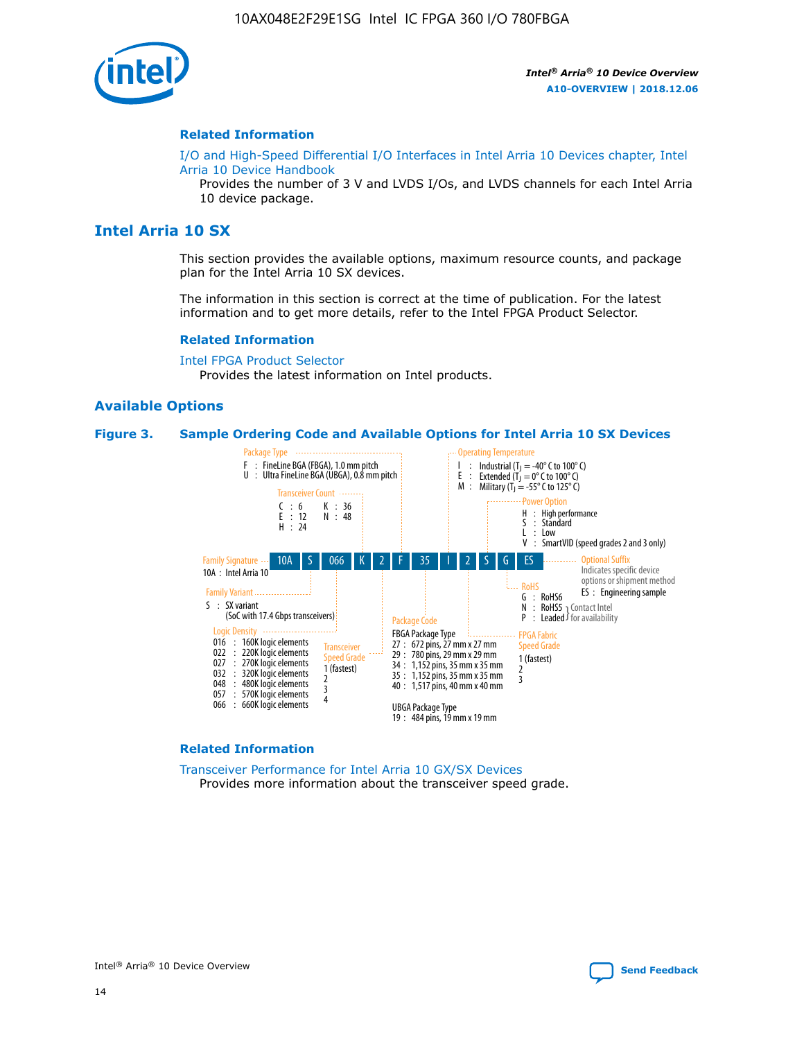### Related Information

I/O and High-Speed Differential I/O Interfaces in Intel Arria 10 Devices chapter, Intel Arria 10 Device Handbook

Provides the number of 3 V and LVDS I/Os, and LVDS channels for each Intel Arria 10 device package.

## Intel Arria 10 SX

This section provides the available options, maximum resource counts, and package plan for the Intel Arria 10 SX devices.

The information in this section is correct at the time of publication. For the latest information and to get more details, refer to the Intel FPGA Product Selector.

### Related Information

Intel FPGA Product Selector

Provides the latest information on Intel products.

### Available Options

**Figure 3. Sample Ordering Code and Available Options for Intel Arria 10 SX Devices**

Sample ordering code: 10A S 066 K 2 F 35 I 2 S G ES

- **Family Signature**
  - 10A : Intel Arria 10
- **Family Variant**
  - S : SX variant (SoC with 17.4 Gbps transceivers)
- **Logic Density**
  - 016 : 160K logic elements
  - 022 : 220K logic elements
  - 027 : 270K logic elements
  - 032 : 320K logic elements
  - 048 : 480K logic elements
  - 057 : 570K logic elements
  - 066 : 660K logic elements
- **Transceiver Count**
  - C : 6
  - E : 12
  - H : 24
  - K : 36
  - N : 48
- **Transceiver Speed Grade**
  - 1 (fastest)
  - 2
  - 3
  - 4
- **Package Type**
  - F : FineLine BGA (FBGA), 1.0 mm pitch
  - U : Ultra FineLine BGA (UBGA), 0.8 mm pitch
- **Package Code**
  - FBGA Package Type
    - 27 : 672 pins, 27 mm x 27 mm
    - 29 : 780 pins, 29 mm x 29 mm
    - 34 : 1,152 pins, 35 mm x 35 mm
    - 35 : 1,152 pins, 35 mm x 35 mm
    - 40 : 1,517 pins, 40 mm x 40 mm
  - UBGA Package Type
    - 19 : 484 pins, 19 mm x 19 mm
- **Operating Temperature**
  - I : Industrial ($T_J$ = -40° C to 100° C)
  - E : Extended ($T_J$ = 0° C to 100° C)
  - M : Military ($T_J$ = -55° C to 125° C)
- **FPGA Fabric Speed Grade**
  - 1 (fastest)
  - 2
  - 3
- **Power Option**
  - H : High performance
  - S : Standard
  - L : Low
  - V : SmartVID (speed grades 2 and 3 only)
- **RoHS**
  - G : RoHS6
  - N : RoHS5 (Contact Intel for availability)
  - P : Leaded (Contact Intel for availability)
- **Optional Suffix**
  - Indicates specific device options or shipment method
  - ES : Engineering sample

### Related Information

Transceiver Performance for Intel Arria 10 GX/SX Devices

Provides more information about the transceiver speed grade.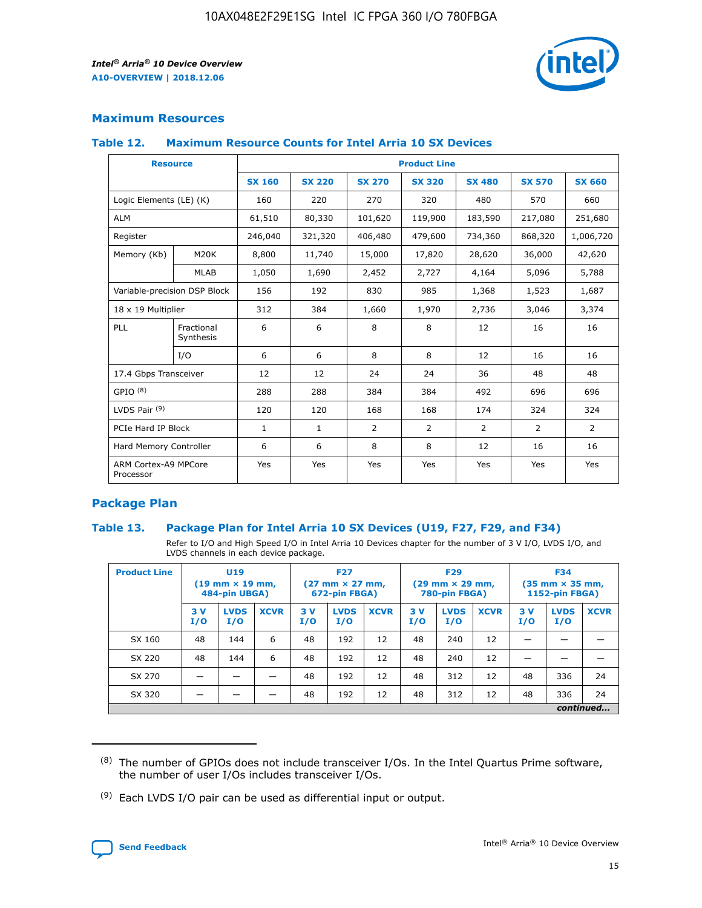## Maximum Resources

### Table 12. Maximum Resource Counts for Intel Arria 10 SX Devices

| Resource | | Product Line | | | | | | |
|---|---|---|---|---|---|---|---|---|
| | | SX 160 | SX 220 | SX 270 | SX 320 | SX 480 | SX 570 | SX 660 |
| Logic Elements (LE) (K) | | 160 | 220 | 270 | 320 | 480 | 570 | 660 |
| ALM | | 61,510 | 80,330 | 101,620 | 119,900 | 183,590 | 217,080 | 251,680 |
| Register | | 246,040 | 321,320 | 406,480 | 479,600 | 734,360 | 868,320 | 1,006,720 |
| Memory (Kb) | M20K | 8,800 | 11,740 | 15,000 | 17,820 | 28,620 | 36,000 | 42,620 |
| | MLAB | 1,050 | 1,690 | 2,452 | 2,727 | 4,164 | 5,096 | 5,788 |
| Variable-precision DSP Block | | 156 | 192 | 830 | 985 | 1,368 | 1,523 | 1,687 |
| 18 x 19 Multiplier | | 312 | 384 | 1,660 | 1,970 | 2,736 | 3,046 | 3,374 |
| PLL | Fractional Synthesis | 6 | 6 | 8 | 8 | 12 | 16 | 16 |
| | I/O | 6 | 6 | 8 | 8 | 12 | 16 | 16 |
| 17.4 Gbps Transceiver | | 12 | 12 | 24 | 24 | 36 | 48 | 48 |
| GPIO [8] | | 288 | 288 | 384 | 384 | 492 | 696 | 696 |
| LVDS Pair [9] | | 120 | 120 | 168 | 168 | 174 | 324 | 324 |
| PCIe Hard IP Block | | 1 | 1 | 2 | 2 | 2 | 2 | 2 |
| Hard Memory Controller | | 6 | 6 | 8 | 8 | 12 | 16 | 16 |
| ARM Cortex-A9 MPCore Processor | | Yes | Yes | Yes | Yes | Yes | Yes | Yes |

## Package Plan

### Table 13. Package Plan for Intel Arria 10 SX Devices (U19, F27, F29, and F34)

Refer to I/O and High Speed I/O in Intel Arria 10 Devices chapter for the number of 3 V I/O, LVDS I/O, and LVDS channels in each device package.

| Product Line | U19 (19 mm × 19 mm, 484-pin UBGA) | | | F27 (27 mm × 27 mm, 672-pin FBGA) | | | F29 (29 mm × 29 mm, 780-pin FBGA) | | | F34 (35 mm × 35 mm, 1152-pin FBGA) | | |
|---|---|---|---|---|---|---|---|---|---|---|---|---|
| | 3 V I/O | LVDS I/O | XCVR | 3 V I/O | LVDS I/O | XCVR | 3 V I/O | LVDS I/O | XCVR | 3 V I/O | LVDS I/O | XCVR |
| SX 160 | 48 | 144 | 6 | 48 | 192 | 12 | 48 | 240 | 12 | — | — | — |
| SX 220 | 48 | 144 | 6 | 48 | 192 | 12 | 48 | 240 | 12 | — | — | — |
| SX 270 | — | — | — | 48 | 192 | 12 | 48 | 312 | 12 | 48 | 336 | 24 |
| SX 320 | — | — | — | 48 | 192 | 12 | 48 | 312 | 12 | 48 | 336 | 24 |

*continued...*

(8) The number of GPIOs does not include transceiver I/Os. In the Intel Quartus Prime software, the number of user I/Os includes transceiver I/Os.

(9) Each LVDS I/O pair can be used as differential input or output.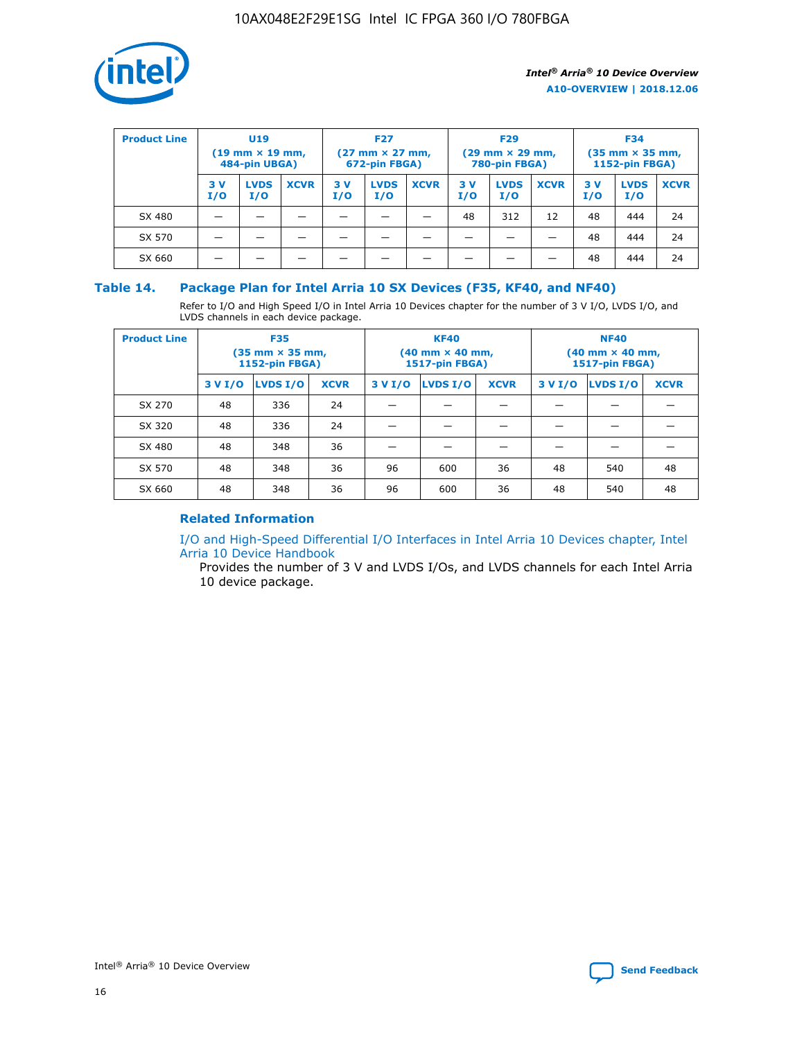| Product Line | U19 (19 mm × 19 mm, 484-pin UBGA) | | | F27 (27 mm × 27 mm, 672-pin FBGA) | | | F29 (29 mm × 29 mm, 780-pin FBGA) | | | F34 (35 mm × 35 mm, 1152-pin FBGA) | | |
|---|---|---|---|---|---|---|---|---|---|---|---|---|
| | 3 V I/O | LVDS I/O | XCVR | 3 V I/O | LVDS I/O | XCVR | 3 V I/O | LVDS I/O | XCVR | 3 V I/O | LVDS I/O | XCVR |
| SX 480 | — | — | — | — | — | — | 48 | 312 | 12 | 48 | 444 | 24 |
| SX 570 | — | — | — | — | — | — | — | — | — | 48 | 444 | 24 |
| SX 660 | — | — | — | — | — | — | — | — | — | 48 | 444 | 24 |

## Table 14. Package Plan for Intel Arria 10 SX Devices (F35, KF40, and NF40)

Refer to I/O and High Speed I/O in Intel Arria 10 Devices chapter for the number of 3 V I/O, LVDS I/O, and LVDS channels in each device package.

| Product Line | F35 (35 mm × 35 mm, 1152-pin FBGA) | | | KF40 (40 mm × 40 mm, 1517-pin FBGA) | | | NF40 (40 mm × 40 mm, 1517-pin FBGA) | | |
|---|---|---|---|---|---|---|---|---|---|
| | 3 V I/O | LVDS I/O | XCVR | 3 V I/O | LVDS I/O | XCVR | 3 V I/O | LVDS I/O | XCVR |
| SX 270 | 48 | 336 | 24 | — | — | — | — | — | — |
| SX 320 | 48 | 336 | 24 | — | — | — | — | — | — |
| SX 480 | 48 | 348 | 36 | — | — | — | — | — | — |
| SX 570 | 48 | 348 | 36 | 96 | 600 | 36 | 48 | 540 | 48 |
| SX 660 | 48 | 348 | 36 | 96 | 600 | 36 | 48 | 540 | 48 |

### Related Information

I/O and High-Speed Differential I/O Interfaces in Intel Arria 10 Devices chapter, Intel Arria 10 Device Handbook

Provides the number of 3 V and LVDS I/Os, and LVDS channels for each Intel Arria 10 device package.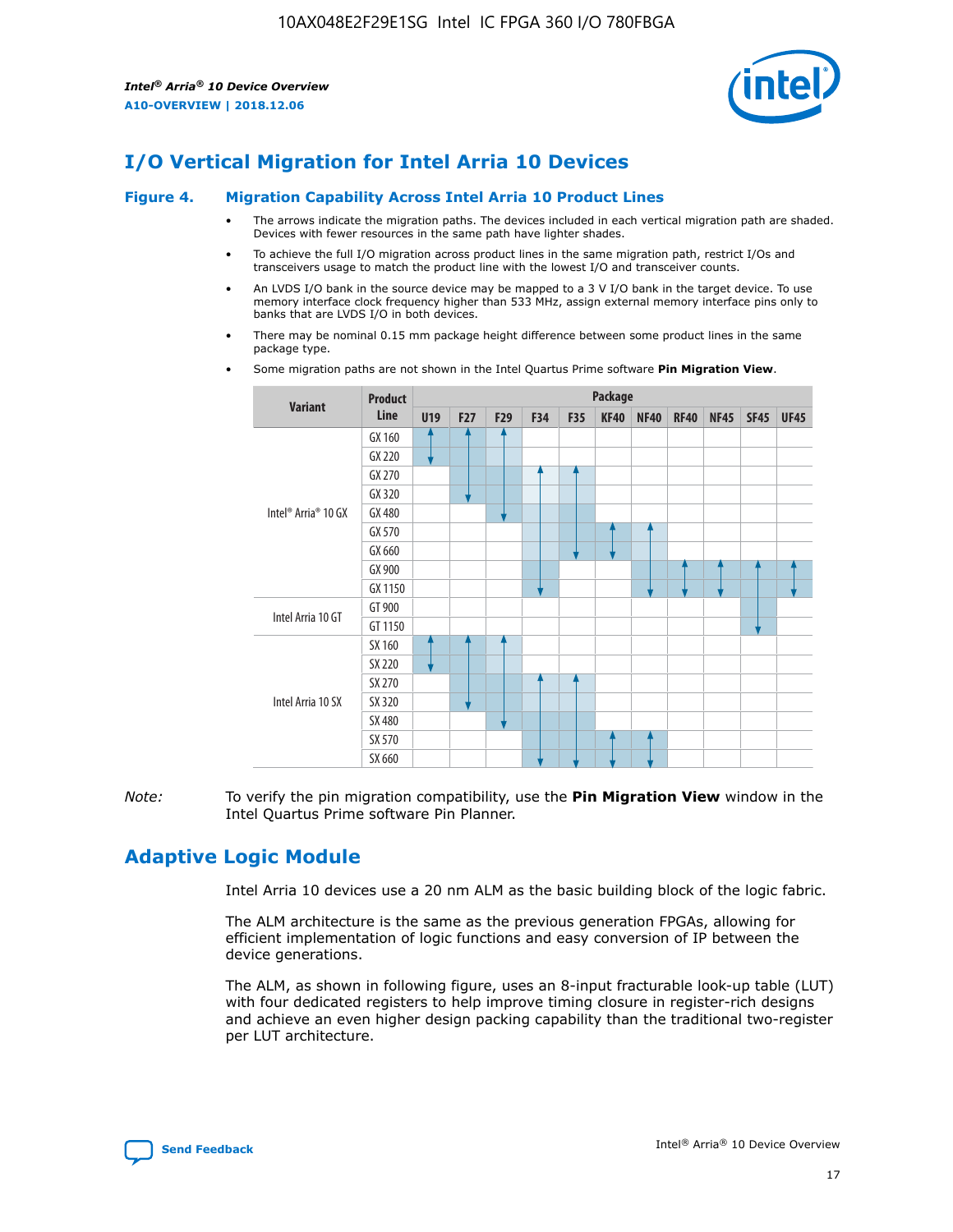# I/O Vertical Migration for Intel Arria 10 Devices

**Figure 4. Migration Capability Across Intel Arria 10 Product Lines**

- The arrows indicate the migration paths. The devices included in each vertical migration path are shaded. Devices with fewer resources in the same path have lighter shades.
- To achieve the full I/O migration across product lines in the same migration path, restrict I/Os and transceivers usage to match the product line with the lowest I/O and transceiver counts.
- An LVDS I/O bank in the source device may be mapped to a 3 V I/O bank in the target device. To use memory interface clock frequency higher than 533 MHz, assign external memory interface pins only to banks that are LVDS I/O in both devices.
- There may be nominal 0.15 mm package height difference between some product lines in the same package type.
- Some migration paths are not shown in the Intel Quartus Prime software **Pin Migration View**.

| Variant | Product Line | U19 | F27 | F29 | F34 | F35 | KF40 | NF40 | RF40 | NF45 | SF45 | UF45 |
|---|---|---|---|---|---|---|---|---|---|---|---|---|
| Intel® Arria® 10 GX | GX 160 | | | | | | | | | | | |
| | GX 220 | | | | | | | | | | | |
| | GX 270 | | | | | | | | | | | |
| | GX 320 | | | | | | | | | | | |
| | GX 480 | | | | | | | | | | | |
| | GX 570 | | | | | | | | | | | |
| | GX 660 | | | | | | | | | | | |
| | GX 900 | | | | | | | | | | | |
| | GX 1150 | | | | | | | | | | | |
| Intel Arria 10 GT | GT 900 | | | | | | | | | | | |
| | GT 1150 | | | | | | | | | | | |
| Intel Arria 10 SX | SX 160 | | | | | | | | | | | |
| | SX 220 | | | | | | | | | | | |
| | SX 270 | | | | | | | | | | | |
| | SX 320 | | | | | | | | | | | |
| | SX 480 | | | | | | | | | | | |
| | SX 570 | | | | | | | | | | | |
| | SX 660 | | | | | | | | | | | |

*Note:* To verify the pin migration compatibility, use the **Pin Migration View** window in the Intel Quartus Prime software Pin Planner.

# Adaptive Logic Module

Intel Arria 10 devices use a 20 nm ALM as the basic building block of the logic fabric.

The ALM architecture is the same as the previous generation FPGAs, allowing for efficient implementation of logic functions and easy conversion of IP between the device generations.

The ALM, as shown in following figure, uses an 8-input fracturable look-up table (LUT) with four dedicated registers to help improve timing closure in register-rich designs and achieve an even higher design packing capability than the traditional two-register per LUT architecture.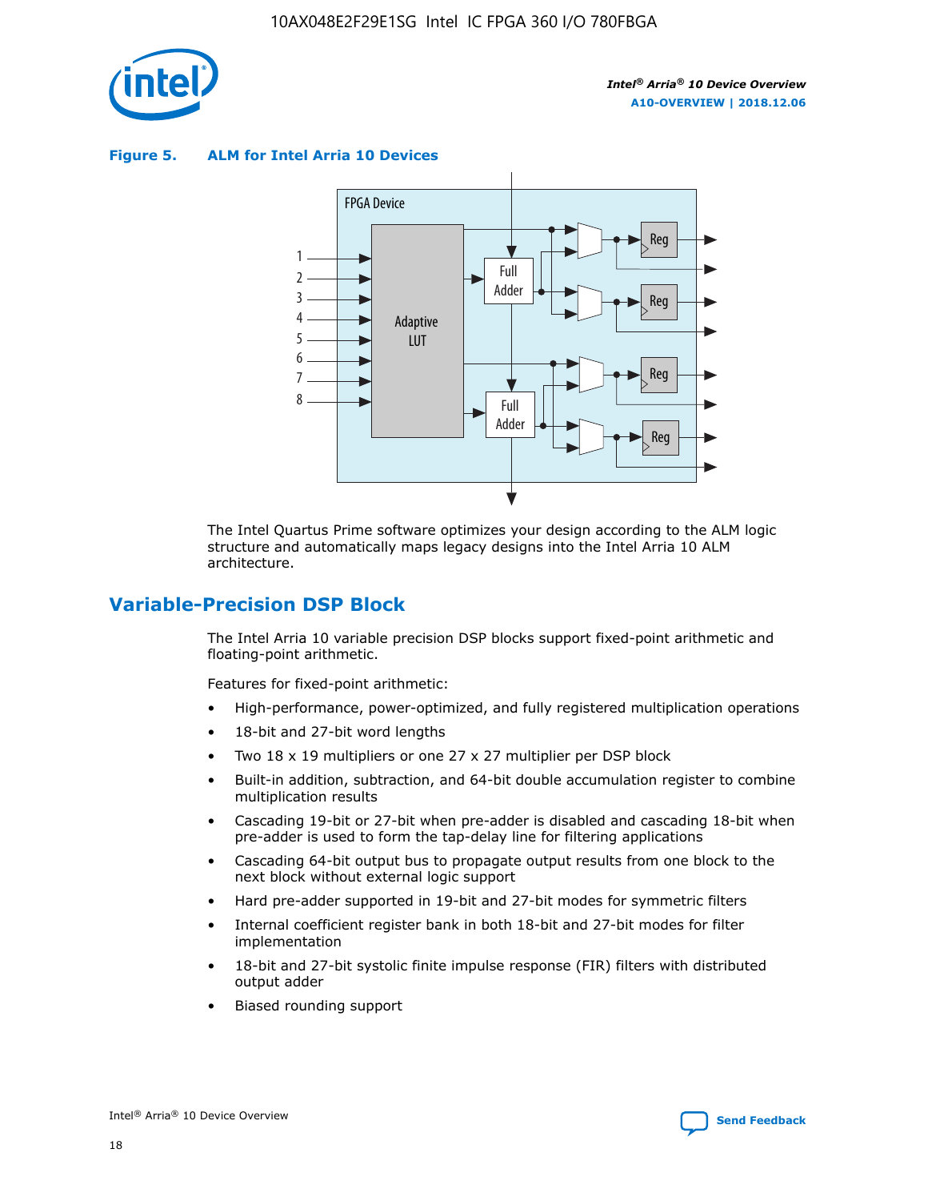**Figure 5. ALM for Intel Arria 10 Devices**

The Intel Quartus Prime software optimizes your design according to the ALM logic structure and automatically maps legacy designs into the Intel Arria 10 ALM architecture.

## Variable-Precision DSP Block

The Intel Arria 10 variable precision DSP blocks support fixed-point arithmetic and floating-point arithmetic.

Features for fixed-point arithmetic:

- High-performance, power-optimized, and fully registered multiplication operations
- 18-bit and 27-bit word lengths
- Two 18 x 19 multipliers or one 27 x 27 multiplier per DSP block
- Built-in addition, subtraction, and 64-bit double accumulation register to combine multiplication results
- Cascading 19-bit or 27-bit when pre-adder is disabled and cascading 18-bit when pre-adder is used to form the tap-delay line for filtering applications
- Cascading 64-bit output bus to propagate output results from one block to the next block without external logic support
- Hard pre-adder supported in 19-bit and 27-bit modes for symmetric filters
- Internal coefficient register bank in both 18-bit and 27-bit modes for filter implementation
- 18-bit and 27-bit systolic finite impulse response (FIR) filters with distributed output adder
- Biased rounding support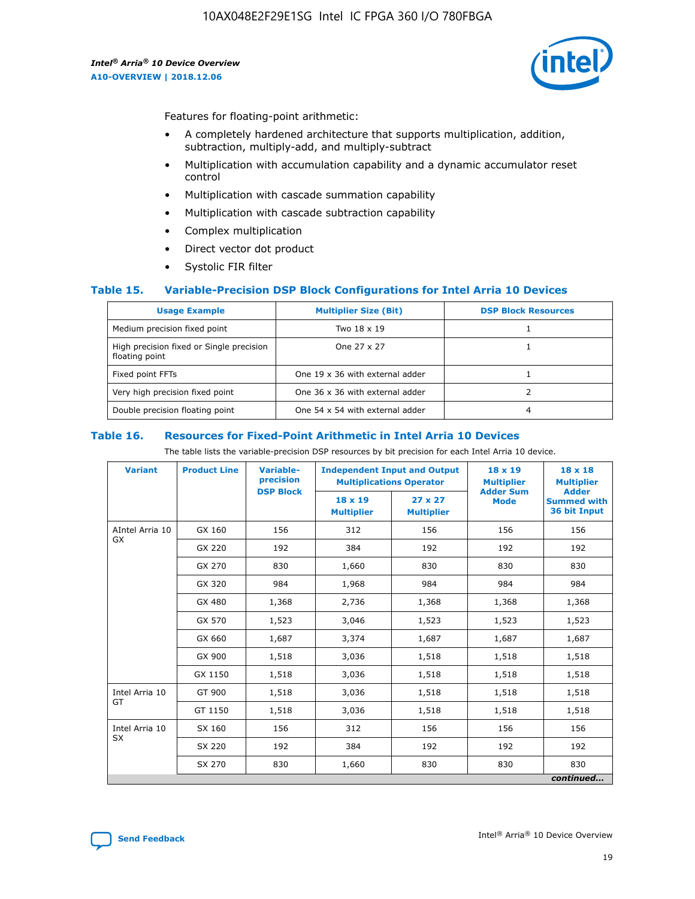Features for floating-point arithmetic:

- A completely hardened architecture that supports multiplication, addition, subtraction, multiply-add, and multiply-subtract
- Multiplication with accumulation capability and a dynamic accumulator reset control
- Multiplication with cascade summation capability
- Multiplication with cascade subtraction capability
- Complex multiplication
- Direct vector dot product
- Systolic FIR filter

### Table 15. Variable-Precision DSP Block Configurations for Intel Arria 10 Devices

| Usage Example | Multiplier Size (Bit) | DSP Block Resources |
|---|---|---|
| Medium precision fixed point | Two 18 x 19 | 1 |
| High precision fixed or Single precision floating point | One 27 x 27 | 1 |
| Fixed point FFTs | One 19 x 36 with external adder | 1 |
| Very high precision fixed point | One 36 x 36 with external adder | 2 |
| Double precision floating point | One 54 x 54 with external adder | 4 |

### Table 16. Resources for Fixed-Point Arithmetic in Intel Arria 10 Devices

The table lists the variable-precision DSP resources by bit precision for each Intel Arria 10 device.

| Variant | Product Line | Variable-precision DSP Block | Independent Input and Output Multiplications Operator | | 18 x 19 Multiplier Adder Sum Mode | 18 x 18 Multiplier Adder Summed with 36 bit Input |
|---|---|---|---|---|---|---|
| | | | 18 x 19 Multiplier | 27 x 27 Multiplier | | |
| AIntel Arria 10 GX | GX 160 | 156 | 312 | 156 | 156 | 156 |
| | GX 220 | 192 | 384 | 192 | 192 | 192 |
| | GX 270 | 830 | 1,660 | 830 | 830 | 830 |
| | GX 320 | 984 | 1,968 | 984 | 984 | 984 |
| | GX 480 | 1,368 | 2,736 | 1,368 | 1,368 | 1,368 |
| | GX 570 | 1,523 | 3,046 | 1,523 | 1,523 | 1,523 |
| | GX 660 | 1,687 | 3,374 | 1,687 | 1,687 | 1,687 |
| | GX 900 | 1,518 | 3,036 | 1,518 | 1,518 | 1,518 |
| | GX 1150 | 1,518 | 3,036 | 1,518 | 1,518 | 1,518 |
| Intel Arria 10 GT | GT 900 | 1,518 | 3,036 | 1,518 | 1,518 | 1,518 |
| | GT 1150 | 1,518 | 3,036 | 1,518 | 1,518 | 1,518 |
| Intel Arria 10 SX | SX 160 | 156 | 312 | 156 | 156 | 156 |
| | SX 220 | 192 | 384 | 192 | 192 | 192 |
| | SX 270 | 830 | 1,660 | 830 | 830 | 830 |

*continued...*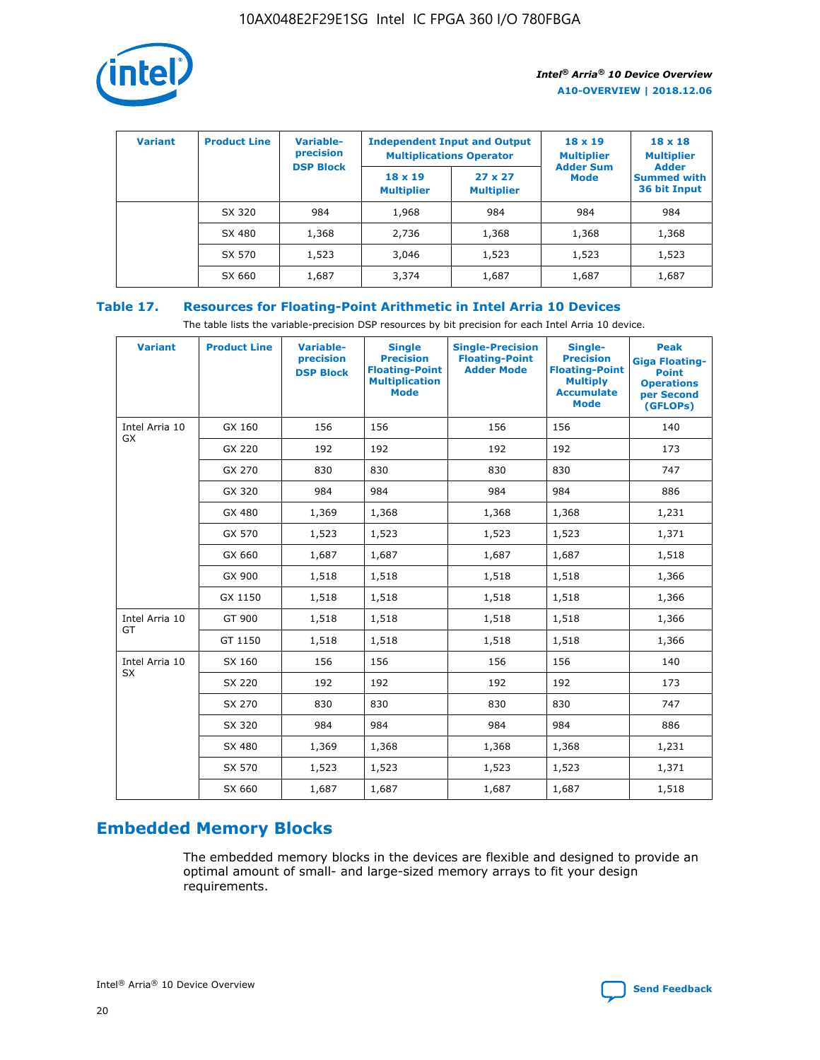| Variant | Product Line | Variable-precision DSP Block | Independent Input and Output Multiplications Operator | | 18 x 19 Multiplier Adder Sum Mode | 18 x 18 Multiplier Adder Summed with 36 bit Input |
|---|---|---|---|---|---|---|
| | | | 18 x 19 Multiplier | 27 x 27 Multiplier | | |
| | SX 320 | 984 | 1,968 | 984 | 984 | 984 |
| | SX 480 | 1,368 | 2,736 | 1,368 | 1,368 | 1,368 |
| | SX 570 | 1,523 | 3,046 | 1,523 | 1,523 | 1,523 |
| | SX 660 | 1,687 | 3,374 | 1,687 | 1,687 | 1,687 |

### Table 17. Resources for Floating-Point Arithmetic in Intel Arria 10 Devices

The table lists the variable-precision DSP resources by bit precision for each Intel Arria 10 device.

| Variant | Product Line | Variable-precision DSP Block | Single Precision Floating-Point Multiplication Mode | Single-Precision Floating-Point Adder Mode | Single-Precision Floating-Point Multiply Accumulate Mode | Peak Giga Floating-Point Operations per Second (GFLOPs) |
|---|---|---|---|---|---|---|
| Intel Arria 10 GX | GX 160 | 156 | 156 | 156 | 156 | 140 |
| | GX 220 | 192 | 192 | 192 | 192 | 173 |
| | GX 270 | 830 | 830 | 830 | 830 | 747 |
| | GX 320 | 984 | 984 | 984 | 984 | 886 |
| | GX 480 | 1,369 | 1,368 | 1,368 | 1,368 | 1,231 |
| | GX 570 | 1,523 | 1,523 | 1,523 | 1,523 | 1,371 |
| | GX 660 | 1,687 | 1,687 | 1,687 | 1,687 | 1,518 |
| | GX 900 | 1,518 | 1,518 | 1,518 | 1,518 | 1,366 |
| | GX 1150 | 1,518 | 1,518 | 1,518 | 1,518 | 1,366 |
| Intel Arria 10 GT | GT 900 | 1,518 | 1,518 | 1,518 | 1,518 | 1,366 |
| | GT 1150 | 1,518 | 1,518 | 1,518 | 1,518 | 1,366 |
| Intel Arria 10 SX | SX 160 | 156 | 156 | 156 | 156 | 140 |
| | SX 220 | 192 | 192 | 192 | 192 | 173 |
| | SX 270 | 830 | 830 | 830 | 830 | 747 |
| | SX 320 | 984 | 984 | 984 | 984 | 886 |
| | SX 480 | 1,369 | 1,368 | 1,368 | 1,368 | 1,231 |
| | SX 570 | 1,523 | 1,523 | 1,523 | 1,523 | 1,371 |
| | SX 660 | 1,687 | 1,687 | 1,687 | 1,687 | 1,518 |

## Embedded Memory Blocks

The embedded memory blocks in the devices are flexible and designed to provide an optimal amount of small- and large-sized memory arrays to fit your design requirements.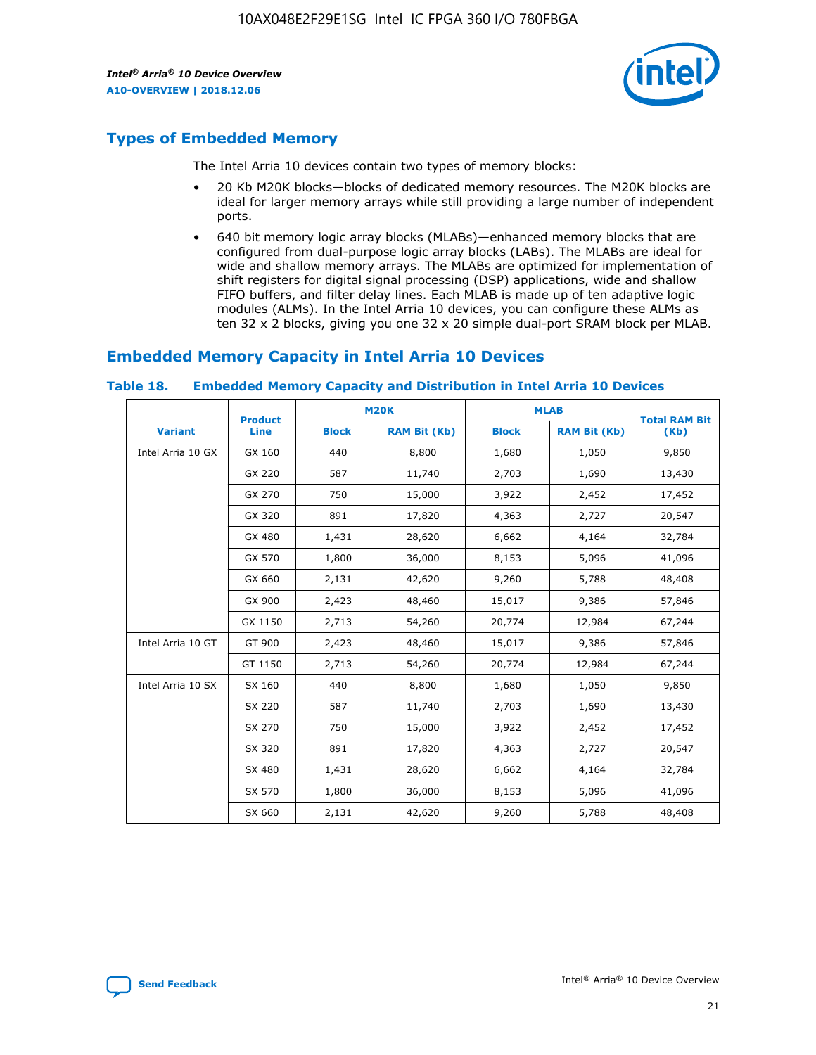## Types of Embedded Memory

The Intel Arria 10 devices contain two types of memory blocks:

- 20 Kb M20K blocks—blocks of dedicated memory resources. The M20K blocks are ideal for larger memory arrays while still providing a large number of independent ports.
- 640 bit memory logic array blocks (MLABs)—enhanced memory blocks that are configured from dual-purpose logic array blocks (LABs). The MLABs are ideal for wide and shallow memory arrays. The MLABs are optimized for implementation of shift registers for digital signal processing (DSP) applications, wide and shallow FIFO buffers, and filter delay lines. Each MLAB is made up of ten adaptive logic modules (ALMs). In the Intel Arria 10 devices, you can configure these ALMs as ten 32 x 2 blocks, giving you one 32 x 20 simple dual-port SRAM block per MLAB.

## Embedded Memory Capacity in Intel Arria 10 Devices

**Table 18. Embedded Memory Capacity and Distribution in Intel Arria 10 Devices**

| Variant | Product Line | M20K | | MLAB | | Total RAM Bit (Kb) |
|---|---|---|---|---|---|---|
| | | Block | RAM Bit (Kb) | Block | RAM Bit (Kb) | |
| Intel Arria 10 GX | GX 160 | 440 | 8,800 | 1,680 | 1,050 | 9,850 |
| | GX 220 | 587 | 11,740 | 2,703 | 1,690 | 13,430 |
| | GX 270 | 750 | 15,000 | 3,922 | 2,452 | 17,452 |
| | GX 320 | 891 | 17,820 | 4,363 | 2,727 | 20,547 |
| | GX 480 | 1,431 | 28,620 | 6,662 | 4,164 | 32,784 |
| | GX 570 | 1,800 | 36,000 | 8,153 | 5,096 | 41,096 |
| | GX 660 | 2,131 | 42,620 | 9,260 | 5,788 | 48,408 |
| | GX 900 | 2,423 | 48,460 | 15,017 | 9,386 | 57,846 |
| | GX 1150 | 2,713 | 54,260 | 20,774 | 12,984 | 67,244 |
| Intel Arria 10 GT | GT 900 | 2,423 | 48,460 | 15,017 | 9,386 | 57,846 |
| | GT 1150 | 2,713 | 54,260 | 20,774 | 12,984 | 67,244 |
| Intel Arria 10 SX | SX 160 | 440 | 8,800 | 1,680 | 1,050 | 9,850 |
| | SX 220 | 587 | 11,740 | 2,703 | 1,690 | 13,430 |
| | SX 270 | 750 | 15,000 | 3,922 | 2,452 | 17,452 |
| | SX 320 | 891 | 17,820 | 4,363 | 2,727 | 20,547 |
| | SX 480 | 1,431 | 28,620 | 6,662 | 4,164 | 32,784 |
| | SX 570 | 1,800 | 36,000 | 8,153 | 5,096 | 41,096 |
| | SX 660 | 2,131 | 42,620 | 9,260 | 5,788 | 48,408 |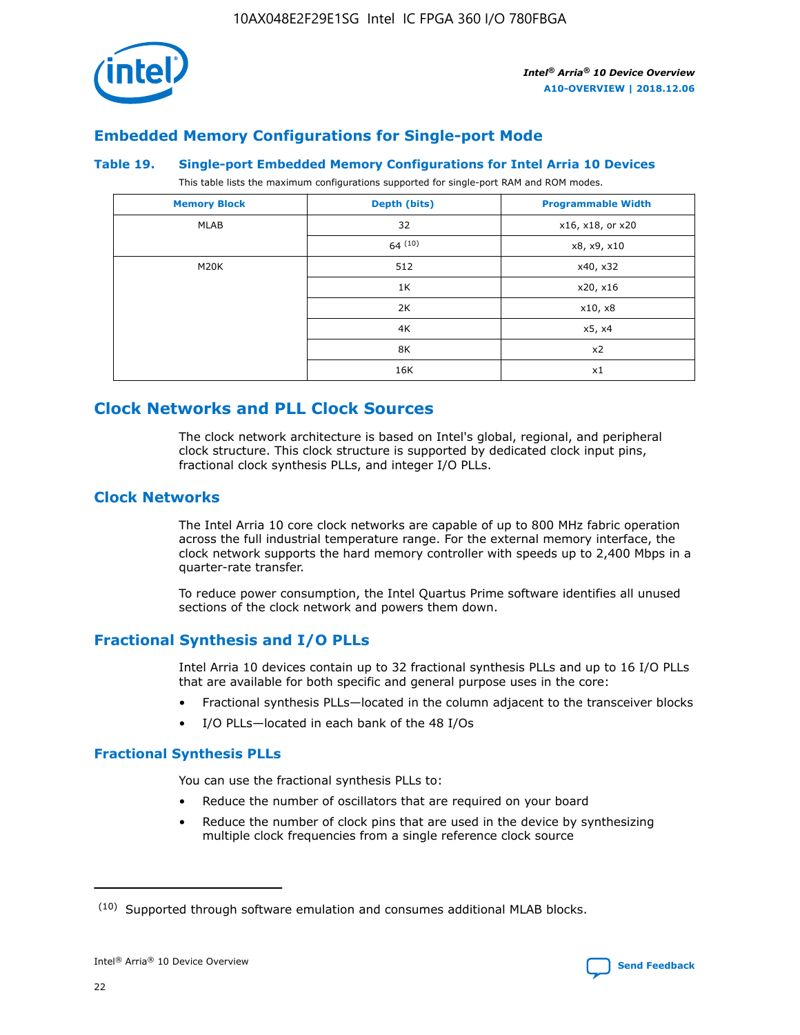## Embedded Memory Configurations for Single-port Mode

### Table 19. Single-port Embedded Memory Configurations for Intel Arria 10 Devices

This table lists the maximum configurations supported for single-port RAM and ROM modes.

| Memory Block | Depth (bits) | Programmable Width |
|---|---|---|
| MLAB | 32 | x16, x18, or x20 |
| | 64 [10] | x8, x9, x10 |
| M20K | 512 | x40, x32 |
| | 1K | x20, x16 |
| | 2K | x10, x8 |
| | 4K | x5, x4 |
| | 8K | x2 |
| | 16K | x1 |

# Clock Networks and PLL Clock Sources

The clock network architecture is based on Intel's global, regional, and peripheral clock structure. This clock structure is supported by dedicated clock input pins, fractional clock synthesis PLLs, and integer I/O PLLs.

## Clock Networks

The Intel Arria 10 core clock networks are capable of up to 800 MHz fabric operation across the full industrial temperature range. For the external memory interface, the clock network supports the hard memory controller with speeds up to 2,400 Mbps in a quarter-rate transfer.

To reduce power consumption, the Intel Quartus Prime software identifies all unused sections of the clock network and powers them down.

## Fractional Synthesis and I/O PLLs

Intel Arria 10 devices contain up to 32 fractional synthesis PLLs and up to 16 I/O PLLs that are available for both specific and general purpose uses in the core:

- Fractional synthesis PLLs—located in the column adjacent to the transceiver blocks
- I/O PLLs—located in each bank of the 48 I/Os

### Fractional Synthesis PLLs

You can use the fractional synthesis PLLs to:

- Reduce the number of oscillators that are required on your board
- Reduce the number of clock pins that are used in the device by synthesizing multiple clock frequencies from a single reference clock source

---

(10) Supported through software emulation and consumes additional MLAB blocks.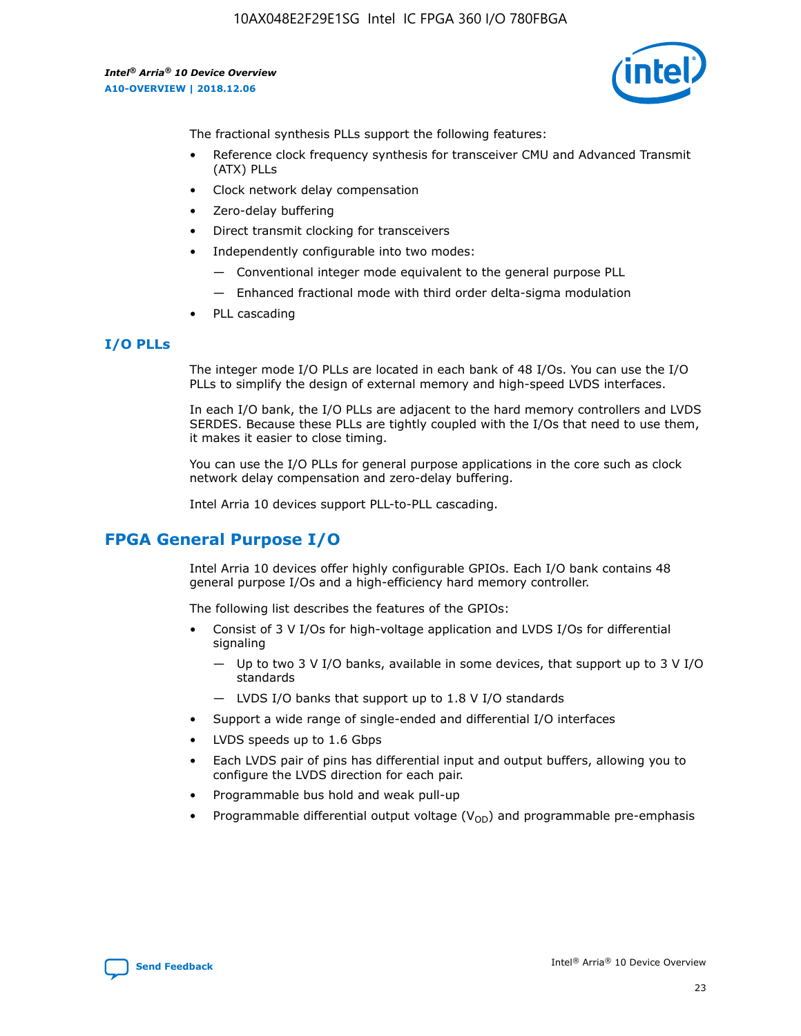The fractional synthesis PLLs support the following features:

- Reference clock frequency synthesis for transceiver CMU and Advanced Transmit (ATX) PLLs
- Clock network delay compensation
- Zero-delay buffering
- Direct transmit clocking for transceivers
- Independently configurable into two modes:
  - — Conventional integer mode equivalent to the general purpose PLL
  - — Enhanced fractional mode with third order delta-sigma modulation
- PLL cascading

### I/O PLLs

The integer mode I/O PLLs are located in each bank of 48 I/Os. You can use the I/O PLLs to simplify the design of external memory and high-speed LVDS interfaces.

In each I/O bank, the I/O PLLs are adjacent to the hard memory controllers and LVDS SERDES. Because these PLLs are tightly coupled with the I/Os that need to use them, it makes it easier to close timing.

You can use the I/O PLLs for general purpose applications in the core such as clock network delay compensation and zero-delay buffering.

Intel Arria 10 devices support PLL-to-PLL cascading.

## FPGA General Purpose I/O

Intel Arria 10 devices offer highly configurable GPIOs. Each I/O bank contains 48 general purpose I/Os and a high-efficiency hard memory controller.

The following list describes the features of the GPIOs:

- Consist of 3 V I/Os for high-voltage application and LVDS I/Os for differential signaling
  - — Up to two 3 V I/O banks, available in some devices, that support up to 3 V I/O standards
  - — LVDS I/O banks that support up to 1.8 V I/O standards
- Support a wide range of single-ended and differential I/O interfaces
- LVDS speeds up to 1.6 Gbps
- Each LVDS pair of pins has differential input and output buffers, allowing you to configure the LVDS direction for each pair.
- Programmable bus hold and weak pull-up
- Programmable differential output voltage ($V_{OD}$) and programmable pre-emphasis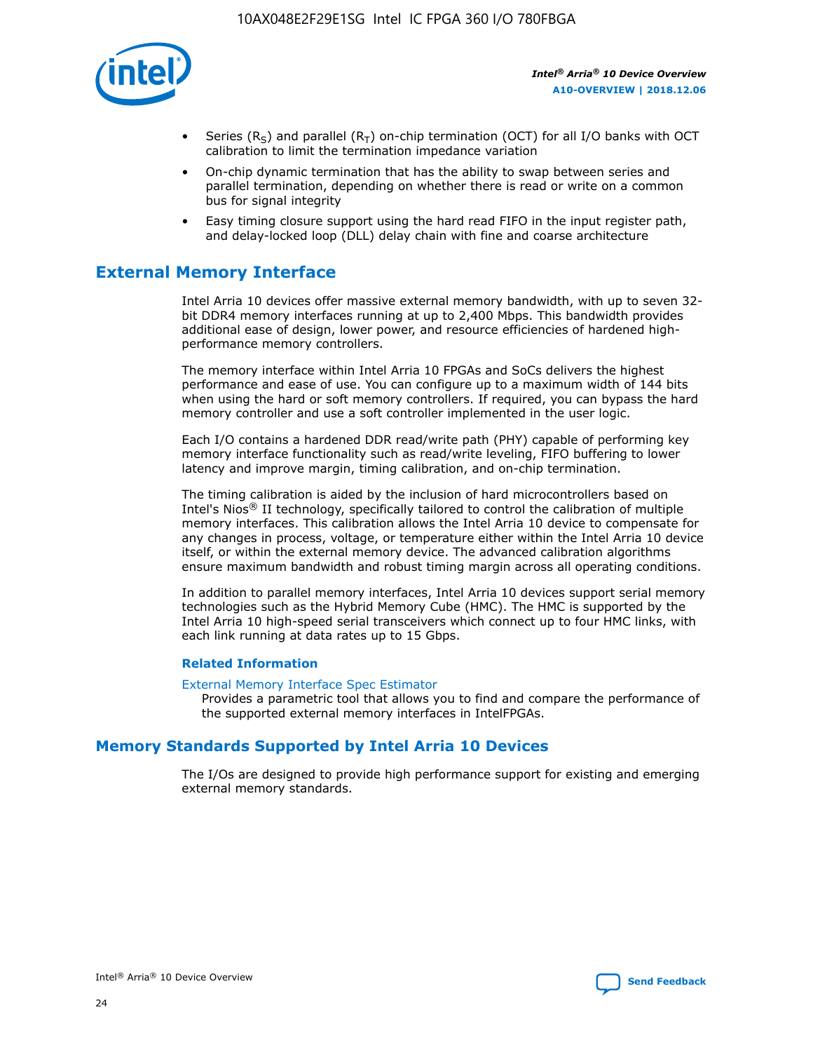- Series ($R_S$) and parallel ($R_T$) on-chip termination (OCT) for all I/O banks with OCT calibration to limit the termination impedance variation
- On-chip dynamic termination that has the ability to swap between series and parallel termination, depending on whether there is read or write on a common bus for signal integrity
- Easy timing closure support using the hard read FIFO in the input register path, and delay-locked loop (DLL) delay chain with fine and coarse architecture

## External Memory Interface

Intel Arria 10 devices offer massive external memory bandwidth, with up to seven 32-bit DDR4 memory interfaces running at up to 2,400 Mbps. This bandwidth provides additional ease of design, lower power, and resource efficiencies of hardened high-performance memory controllers.

The memory interface within Intel Arria 10 FPGAs and SoCs delivers the highest performance and ease of use. You can configure up to a maximum width of 144 bits when using the hard or soft memory controllers. If required, you can bypass the hard memory controller and use a soft controller implemented in the user logic.

Each I/O contains a hardened DDR read/write path (PHY) capable of performing key memory interface functionality such as read/write leveling, FIFO buffering to lower latency and improve margin, timing calibration, and on-chip termination.

The timing calibration is aided by the inclusion of hard microcontrollers based on Intel's Nios® II technology, specifically tailored to control the calibration of multiple memory interfaces. This calibration allows the Intel Arria 10 device to compensate for any changes in process, voltage, or temperature either within the Intel Arria 10 device itself, or within the external memory device. The advanced calibration algorithms ensure maximum bandwidth and robust timing margin across all operating conditions.

In addition to parallel memory interfaces, Intel Arria 10 devices support serial memory technologies such as the Hybrid Memory Cube (HMC). The HMC is supported by the Intel Arria 10 high-speed serial transceivers which connect up to four HMC links, with each link running at data rates up to 15 Gbps.

### Related Information

External Memory Interface Spec Estimator
Provides a parametric tool that allows you to find and compare the performance of the supported external memory interfaces in IntelFPGAs.

## Memory Standards Supported by Intel Arria 10 Devices

The I/Os are designed to provide high performance support for existing and emerging external memory standards.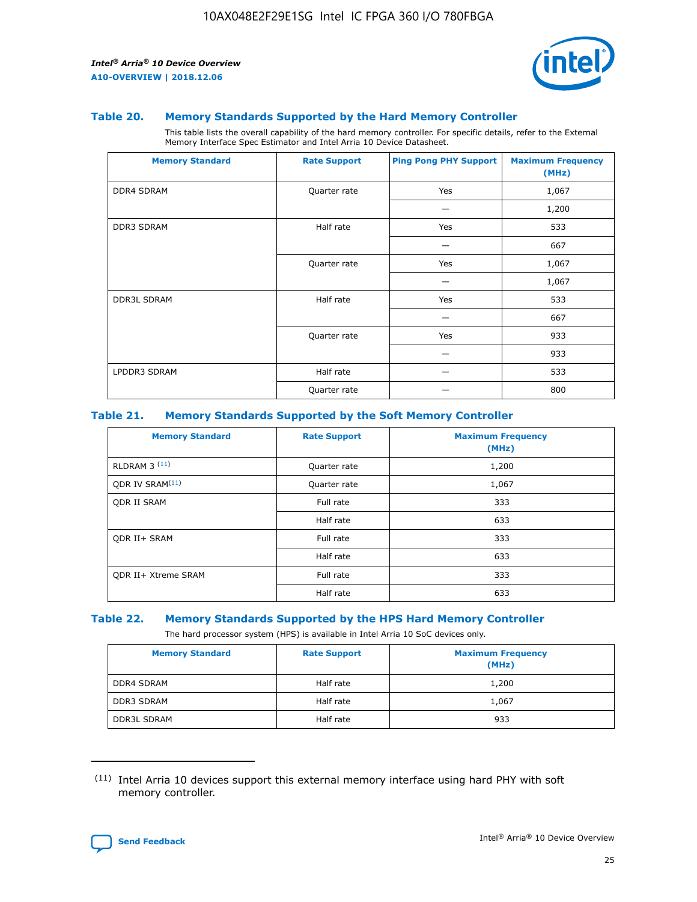### Table 20. Memory Standards Supported by the Hard Memory Controller

This table lists the overall capability of the hard memory controller. For specific details, refer to the External Memory Interface Spec Estimator and Intel Arria 10 Device Datasheet.

| Memory Standard | Rate Support | Ping Pong PHY Support | Maximum Frequency (MHz) |
| --- | --- | --- | --- |
| DDR4 SDRAM | Quarter rate | Yes | 1,067 |
| | | — | 1,200 |
| DDR3 SDRAM | Half rate | Yes | 533 |
| | | — | 667 |
| | Quarter rate | Yes | 1,067 |
| | | — | 1,067 |
| DDR3L SDRAM | Half rate | Yes | 533 |
| | | — | 667 |
| | Quarter rate | Yes | 933 |
| | | — | 933 |
| LPDDR3 SDRAM | Half rate | — | 533 |
| | Quarter rate | — | 800 |

### Table 21. Memory Standards Supported by the Soft Memory Controller

| Memory Standard | Rate Support | Maximum Frequency (MHz) |
| --- | --- | --- |
| RLDRAM 3 (11) | Quarter rate | 1,200 |
| QDR IV SRAM(11) | Quarter rate | 1,067 |
| QDR II SRAM | Full rate | 333 |
| | Half rate | 633 |
| QDR II+ SRAM | Full rate | 333 |
| | Half rate | 633 |
| QDR II+ Xtreme SRAM | Full rate | 333 |
| | Half rate | 633 |

### Table 22. Memory Standards Supported by the HPS Hard Memory Controller

The hard processor system (HPS) is available in Intel Arria 10 SoC devices only.

| Memory Standard | Rate Support | Maximum Frequency (MHz) |
| --- | --- | --- |
| DDR4 SDRAM | Half rate | 1,200 |
| DDR3 SDRAM | Half rate | 1,067 |
| DDR3L SDRAM | Half rate | 933 |

(11) Intel Arria 10 devices support this external memory interface using hard PHY with soft memory controller.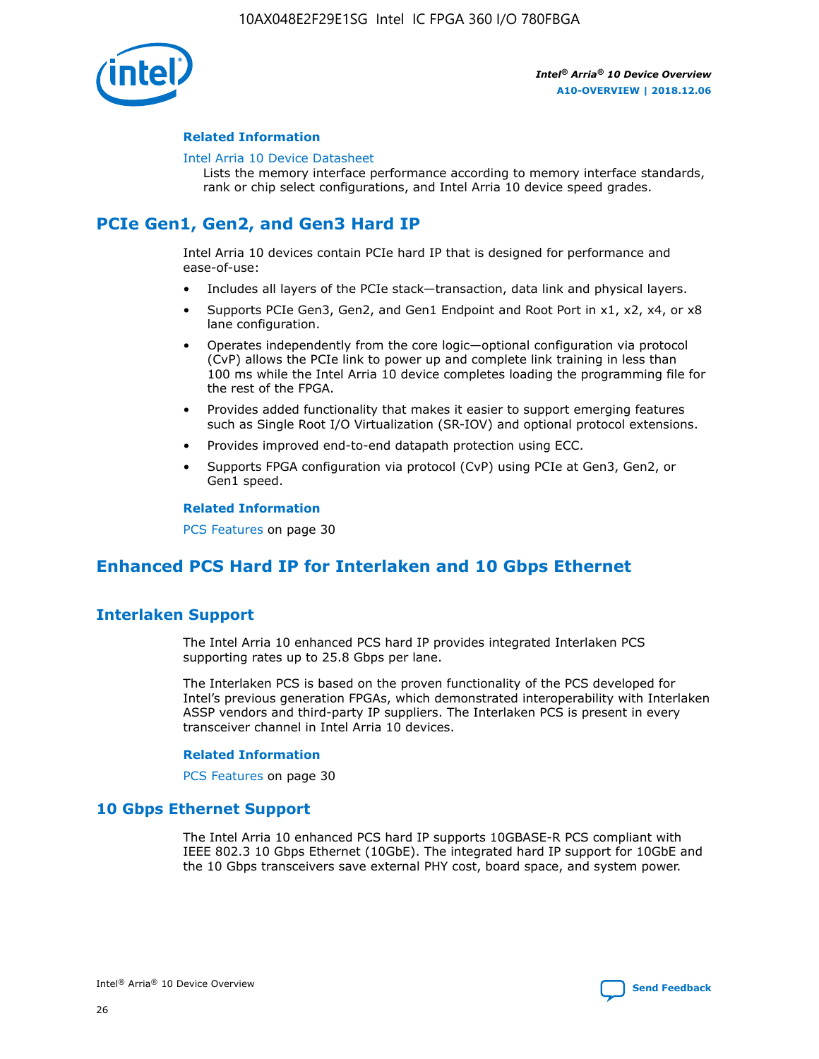#### Related Information

Intel Arria 10 Device Datasheet
Lists the memory interface performance according to memory interface standards, rank or chip select configurations, and Intel Arria 10 device speed grades.

## PCIe Gen1, Gen2, and Gen3 Hard IP

Intel Arria 10 devices contain PCIe hard IP that is designed for performance and ease-of-use:

- Includes all layers of the PCIe stack—transaction, data link and physical layers.
- Supports PCIe Gen3, Gen2, and Gen1 Endpoint and Root Port in x1, x2, x4, or x8 lane configuration.
- Operates independently from the core logic—optional configuration via protocol (CvP) allows the PCIe link to power up and complete link training in less than 100 ms while the Intel Arria 10 device completes loading the programming file for the rest of the FPGA.
- Provides added functionality that makes it easier to support emerging features such as Single Root I/O Virtualization (SR-IOV) and optional protocol extensions.
- Provides improved end-to-end datapath protection using ECC.
- Supports FPGA configuration via protocol (CvP) using PCIe at Gen3, Gen2, or Gen1 speed.

#### Related Information

PCS Features on page 30

## Enhanced PCS Hard IP for Interlaken and 10 Gbps Ethernet

### Interlaken Support

The Intel Arria 10 enhanced PCS hard IP provides integrated Interlaken PCS supporting rates up to 25.8 Gbps per lane.

The Interlaken PCS is based on the proven functionality of the PCS developed for Intel's previous generation FPGAs, which demonstrated interoperability with Interlaken ASSP vendors and third-party IP suppliers. The Interlaken PCS is present in every transceiver channel in Intel Arria 10 devices.

#### Related Information

PCS Features on page 30

### 10 Gbps Ethernet Support

The Intel Arria 10 enhanced PCS hard IP supports 10GBASE-R PCS compliant with IEEE 802.3 10 Gbps Ethernet (10GbE). The integrated hard IP support for 10GbE and the 10 Gbps transceivers save external PHY cost, board space, and system power.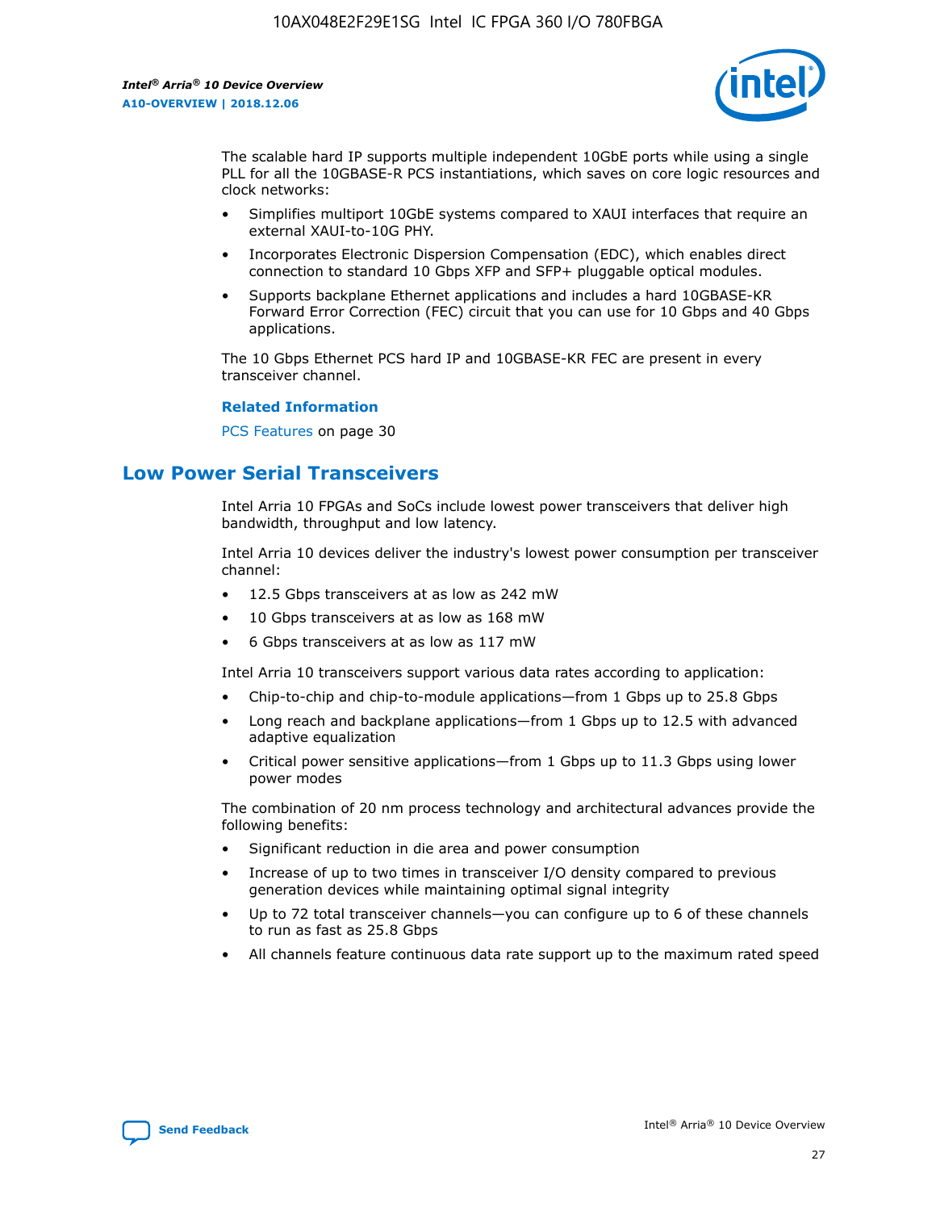The scalable hard IP supports multiple independent 10GbE ports while using a single PLL for all the 10GBASE-R PCS instantiations, which saves on core logic resources and clock networks:

- Simplifies multiport 10GbE systems compared to XAUI interfaces that require an external XAUI-to-10G PHY.
- Incorporates Electronic Dispersion Compensation (EDC), which enables direct connection to standard 10 Gbps XFP and SFP+ pluggable optical modules.
- Supports backplane Ethernet applications and includes a hard 10GBASE-KR Forward Error Correction (FEC) circuit that you can use for 10 Gbps and 40 Gbps applications.

The 10 Gbps Ethernet PCS hard IP and 10GBASE-KR FEC are present in every transceiver channel.

**Related Information**

PCS Features on page 30

## Low Power Serial Transceivers

Intel Arria 10 FPGAs and SoCs include lowest power transceivers that deliver high bandwidth, throughput and low latency.

Intel Arria 10 devices deliver the industry's lowest power consumption per transceiver channel:

- 12.5 Gbps transceivers at as low as 242 mW
- 10 Gbps transceivers at as low as 168 mW
- 6 Gbps transceivers at as low as 117 mW

Intel Arria 10 transceivers support various data rates according to application:

- Chip-to-chip and chip-to-module applications—from 1 Gbps up to 25.8 Gbps
- Long reach and backplane applications—from 1 Gbps up to 12.5 with advanced adaptive equalization
- Critical power sensitive applications—from 1 Gbps up to 11.3 Gbps using lower power modes

The combination of 20 nm process technology and architectural advances provide the following benefits:

- Significant reduction in die area and power consumption
- Increase of up to two times in transceiver I/O density compared to previous generation devices while maintaining optimal signal integrity
- Up to 72 total transceiver channels—you can configure up to 6 of these channels to run as fast as 25.8 Gbps
- All channels feature continuous data rate support up to the maximum rated speed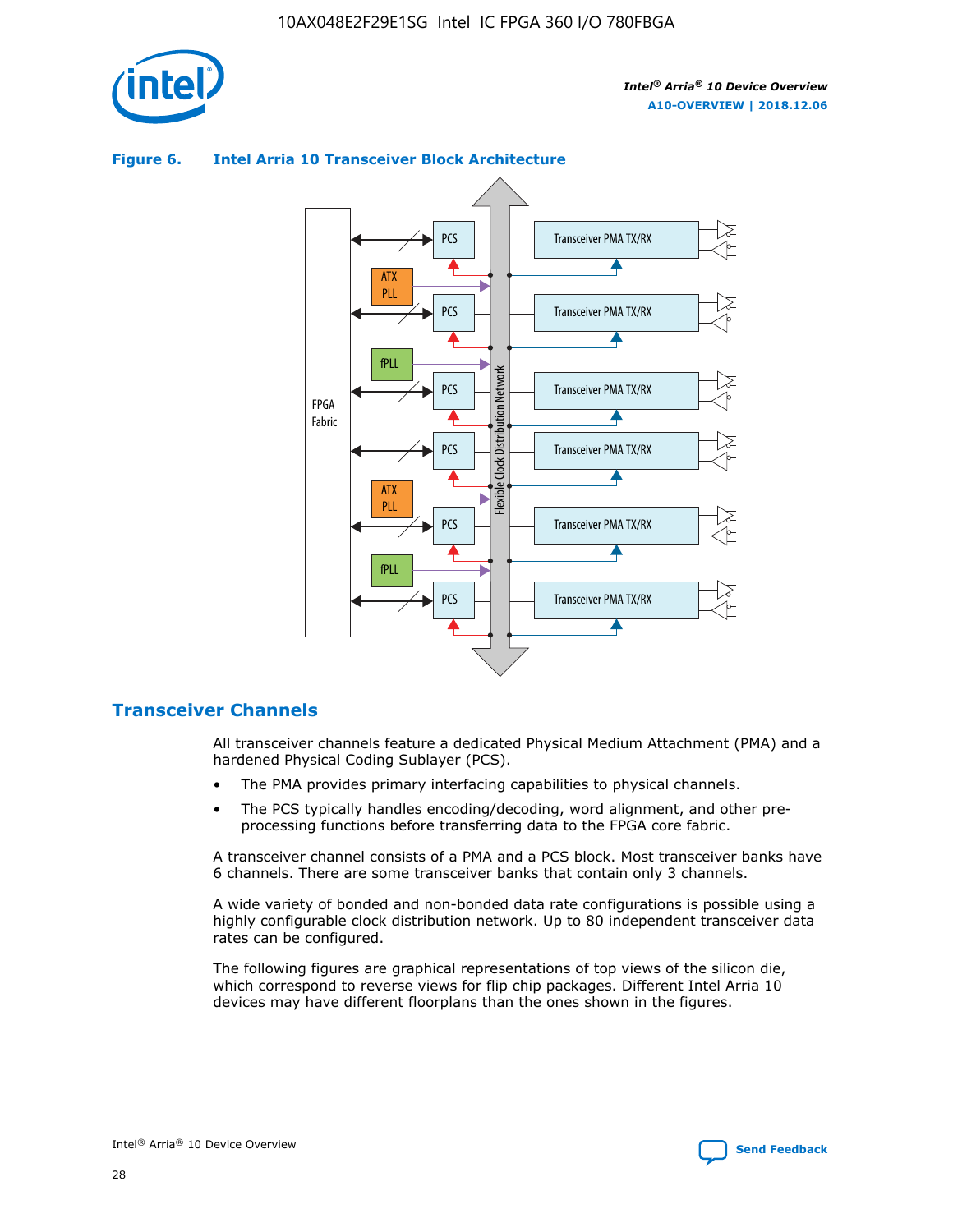**Figure 6. Intel Arria 10 Transceiver Block Architecture**

## Transceiver Channels

All transceiver channels feature a dedicated Physical Medium Attachment (PMA) and a hardened Physical Coding Sublayer (PCS).

- The PMA provides primary interfacing capabilities to physical channels.
- The PCS typically handles encoding/decoding, word alignment, and other pre-processing functions before transferring data to the FPGA core fabric.

A transceiver channel consists of a PMA and a PCS block. Most transceiver banks have 6 channels. There are some transceiver banks that contain only 3 channels.

A wide variety of bonded and non-bonded data rate configurations is possible using a highly configurable clock distribution network. Up to 80 independent transceiver data rates can be configured.

The following figures are graphical representations of top views of the silicon die, which correspond to reverse views for flip chip packages. Different Intel Arria 10 devices may have different floorplans than the ones shown in the figures.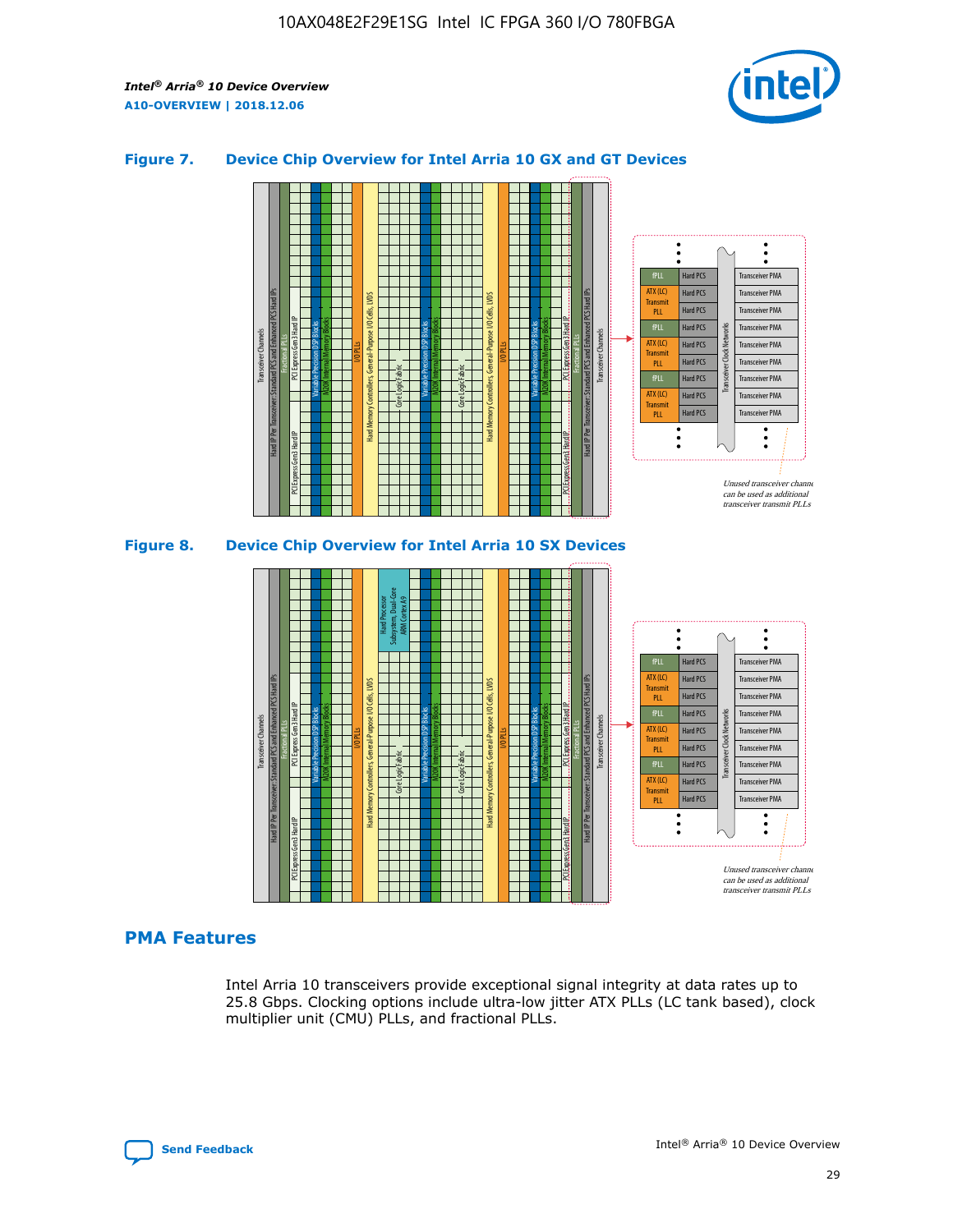### Figure 7. Device Chip Overview for Intel Arria 10 GX and GT Devices

### Figure 8. Device Chip Overview for Intel Arria 10 SX Devices

## PMA Features

Intel Arria 10 transceivers provide exceptional signal integrity at data rates up to 25.8 Gbps. Clocking options include ultra-low jitter ATX PLLs (LC tank based), clock multiplier unit (CMU) PLLs, and fractional PLLs.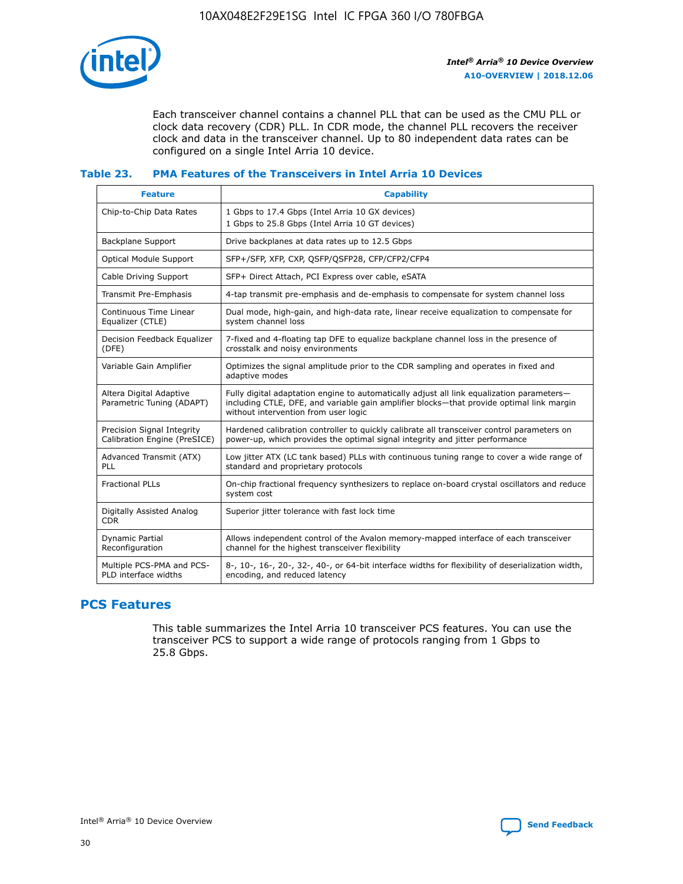Each transceiver channel contains a channel PLL that can be used as the CMU PLL or clock data recovery (CDR) PLL. In CDR mode, the channel PLL recovers the receiver clock and data in the transceiver channel. Up to 80 independent data rates can be configured on a single Intel Arria 10 device.

### Table 23. PMA Features of the Transceivers in Intel Arria 10 Devices

| Feature | Capability |
| --- | --- |
| Chip-to-Chip Data Rates | 1 Gbps to 17.4 Gbps (Intel Arria 10 GX devices)<br>1 Gbps to 25.8 Gbps (Intel Arria 10 GT devices) |
| Backplane Support | Drive backplanes at data rates up to 12.5 Gbps |
| Optical Module Support | SFP+/SFP, XFP, CXP, QSFP/QSFP28, CFP/CFP2/CFP4 |
| Cable Driving Support | SFP+ Direct Attach, PCI Express over cable, eSATA |
| Transmit Pre-Emphasis | 4-tap transmit pre-emphasis and de-emphasis to compensate for system channel loss |
| Continuous Time Linear Equalizer (CTLE) | Dual mode, high-gain, and high-data rate, linear receive equalization to compensate for system channel loss |
| Decision Feedback Equalizer (DFE) | 7-fixed and 4-floating tap DFE to equalize backplane channel loss in the presence of crosstalk and noisy environments |
| Variable Gain Amplifier | Optimizes the signal amplitude prior to the CDR sampling and operates in fixed and adaptive modes |
| Altera Digital Adaptive Parametric Tuning (ADAPT) | Fully digital adaptation engine to automatically adjust all link equalization parameters—including CTLE, DFE, and variable gain amplifier blocks—that provide optimal link margin without intervention from user logic |
| Precision Signal Integrity Calibration Engine (PreSICE) | Hardened calibration controller to quickly calibrate all transceiver control parameters on power-up, which provides the optimal signal integrity and jitter performance |
| Advanced Transmit (ATX) PLL | Low jitter ATX (LC tank based) PLLs with continuous tuning range to cover a wide range of standard and proprietary protocols |
| Fractional PLLs | On-chip fractional frequency synthesizers to replace on-board crystal oscillators and reduce system cost |
| Digitally Assisted Analog CDR | Superior jitter tolerance with fast lock time |
| Dynamic Partial Reconfiguration | Allows independent control of the Avalon memory-mapped interface of each transceiver channel for the highest transceiver flexibility |
| Multiple PCS-PMA and PCS-PLD interface widths | 8-, 10-, 16-, 20-, 32-, 40-, or 64-bit interface widths for flexibility of deserialization width, encoding, and reduced latency |

## PCS Features

This table summarizes the Intel Arria 10 transceiver PCS features. You can use the transceiver PCS to support a wide range of protocols ranging from 1 Gbps to 25.8 Gbps.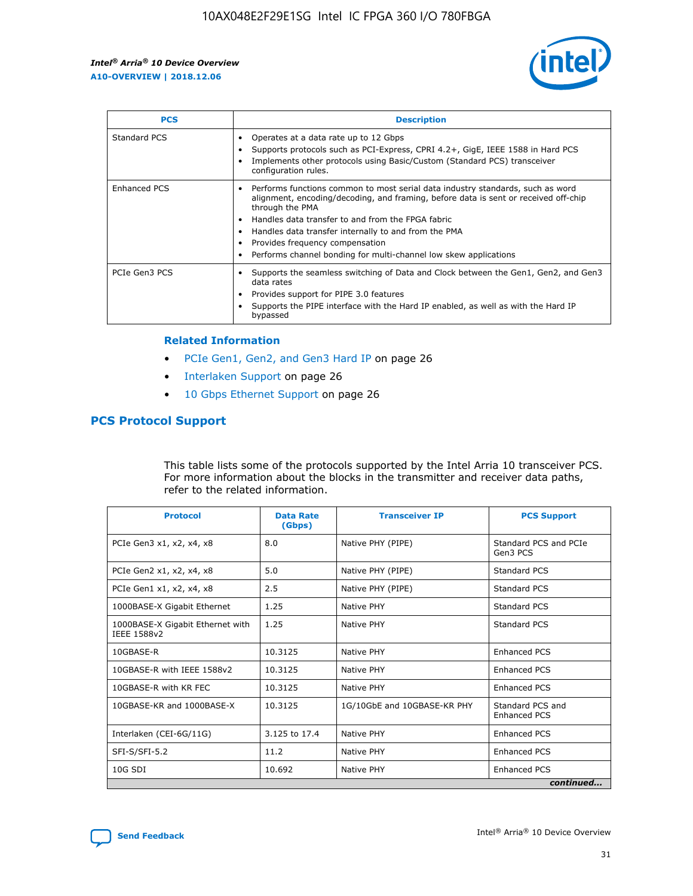| PCS | Description |
| --- | --- |
| Standard PCS | • Operates at a data rate up to 12 Gbps<br>• Supports protocols such as PCI-Express, CPRI 4.2+, GigE, IEEE 1588 in Hard PCS<br>• Implements other protocols using Basic/Custom (Standard PCS) transceiver configuration rules. |
| Enhanced PCS | • Performs functions common to most serial data industry standards, such as word alignment, encoding/decoding, and framing, before data is sent or received off-chip through the PMA<br>• Handles data transfer to and from the FPGA fabric<br>• Handles data transfer internally to and from the PMA<br>• Provides frequency compensation<br>• Performs channel bonding for multi-channel low skew applications |
| PCIe Gen3 PCS | • Supports the seamless switching of Data and Clock between the Gen1, Gen2, and Gen3 data rates<br>• Provides support for PIPE 3.0 features<br>• Supports the PIPE interface with the Hard IP enabled, as well as with the Hard IP bypassed |

### Related Information

- PCIe Gen1, Gen2, and Gen3 Hard IP on page 26
- Interlaken Support on page 26
- 10 Gbps Ethernet Support on page 26

## PCS Protocol Support

This table lists some of the protocols supported by the Intel Arria 10 transceiver PCS. For more information about the blocks in the transmitter and receiver data paths, refer to the related information.

| Protocol | Data Rate (Gbps) | Transceiver IP | PCS Support |
| --- | --- | --- | --- |
| PCIe Gen3 x1, x2, x4, x8 | 8.0 | Native PHY (PIPE) | Standard PCS and PCIe Gen3 PCS |
| PCIe Gen2 x1, x2, x4, x8 | 5.0 | Native PHY (PIPE) | Standard PCS |
| PCIe Gen1 x1, x2, x4, x8 | 2.5 | Native PHY (PIPE) | Standard PCS |
| 1000BASE-X Gigabit Ethernet | 1.25 | Native PHY | Standard PCS |
| 1000BASE-X Gigabit Ethernet with IEEE 1588v2 | 1.25 | Native PHY | Standard PCS |
| 10GBASE-R | 10.3125 | Native PHY | Enhanced PCS |
| 10GBASE-R with IEEE 1588v2 | 10.3125 | Native PHY | Enhanced PCS |
| 10GBASE-R with KR FEC | 10.3125 | Native PHY | Enhanced PCS |
| 10GBASE-KR and 1000BASE-X | 10.3125 | 1G/10GbE and 10GBASE-KR PHY | Standard PCS and Enhanced PCS |
| Interlaken (CEI-6G/11G) | 3.125 to 17.4 | Native PHY | Enhanced PCS |
| SFI-S/SFI-5.2 | 11.2 | Native PHY | Enhanced PCS |
| 10G SDI | 10.692 | Native PHY | Enhanced PCS |

*continued...*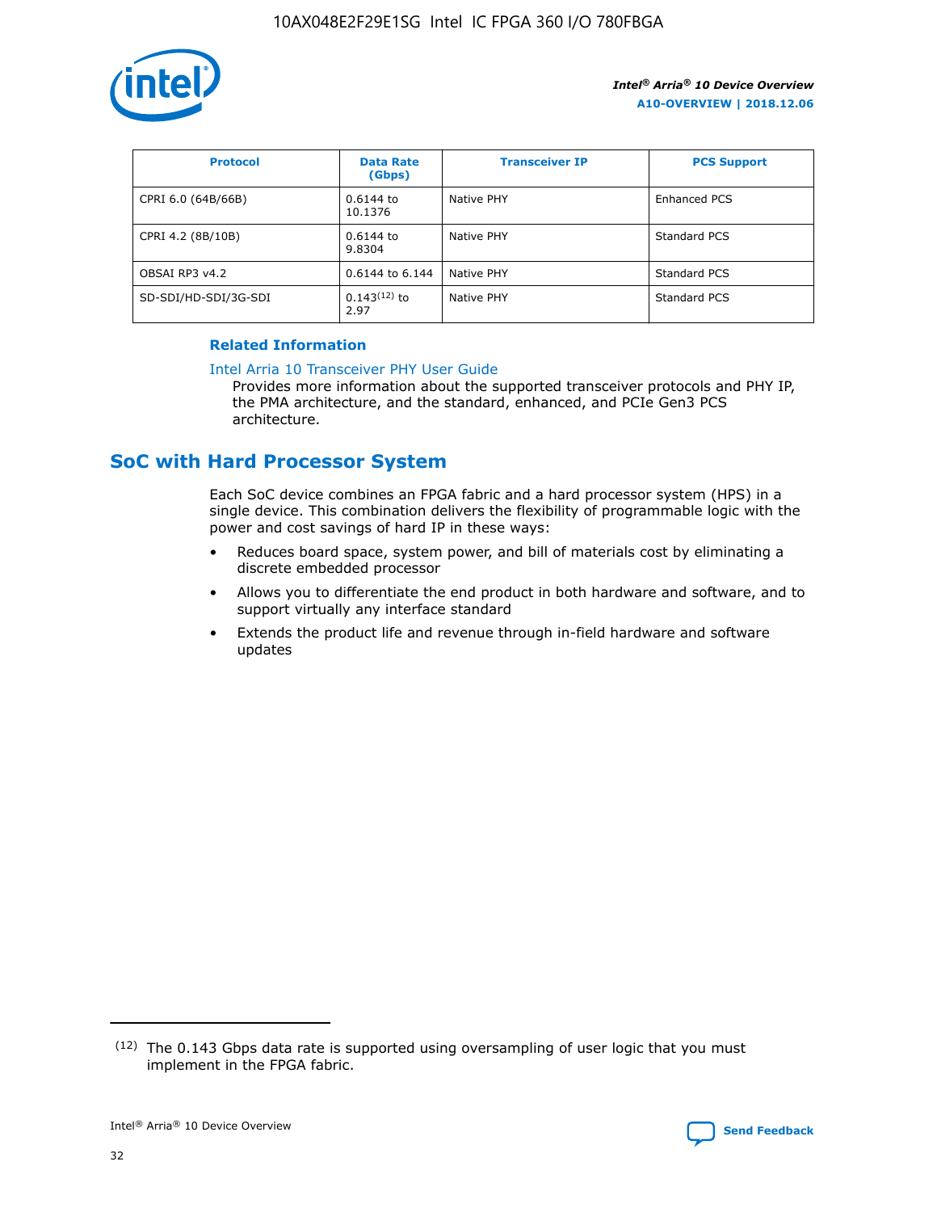| Protocol | Data Rate (Gbps) | Transceiver IP | PCS Support |
|---|---|---|---|
| CPRI 6.0 (64B/66B) | 0.6144 to 10.1376 | Native PHY | Enhanced PCS |
| CPRI 4.2 (8B/10B) | 0.6144 to 9.8304 | Native PHY | Standard PCS |
| OBSAI RP3 v4.2 | 0.6144 to 6.144 | Native PHY | Standard PCS |
| SD-SDI/HD-SDI/3G-SDI | 0.143[12] to 2.97 | Native PHY | Standard PCS |

**Related Information**

Intel Arria 10 Transceiver PHY User Guide
Provides more information about the supported transceiver protocols and PHY IP, the PMA architecture, and the standard, enhanced, and PCIe Gen3 PCS architecture.

## SoC with Hard Processor System

Each SoC device combines an FPGA fabric and a hard processor system (HPS) in a single device. This combination delivers the flexibility of programmable logic with the power and cost savings of hard IP in these ways:

- Reduces board space, system power, and bill of materials cost by eliminating a discrete embedded processor
- Allows you to differentiate the end product in both hardware and software, and to support virtually any interface standard
- Extends the product life and revenue through in-field hardware and software updates

[12] The 0.143 Gbps data rate is supported using oversampling of user logic that you must implement in the FPGA fabric.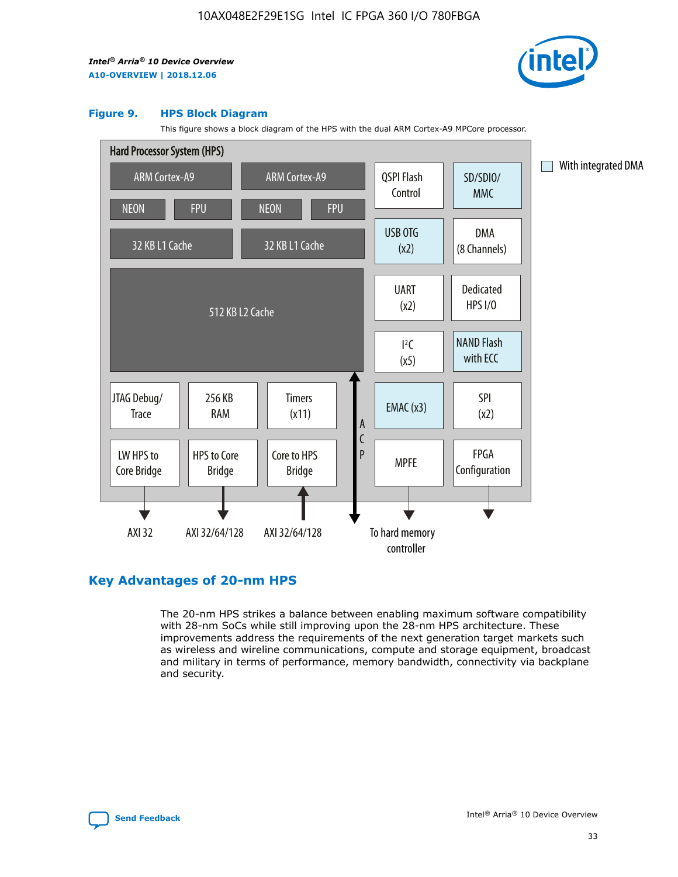**Figure 9. HPS Block Diagram**

This figure shows a block diagram of the HPS with the dual ARM Cortex-A9 MPCore processor.

Hard Processor System (HPS)

- ARM Cortex-A9 (NEON, FPU, 32 KB L1 Cache)
- ARM Cortex-A9 (NEON, FPU, 32 KB L1 Cache)
- 512 KB L2 Cache
- QSPI Flash Control
- SD/SDIO/MMC
- USB OTG (x2)
- DMA (8 Channels)
- UART (x2)
- Dedicated HPS I/O
- $I^2C$ (x5)
- NAND Flash with ECC
- JTAG Debug/Trace
- 256 KB RAM
- Timers (x11)
- EMAC (x3)
- SPI (x2)
- LW HPS to Core Bridge → AXI 32
- HPS to Core Bridge → AXI 32/64/128
- Core to HPS Bridge ← AXI 32/64/128
- ACP
- MPFE → To hard memory controller
- FPGA Configuration

With integrated DMA: SD/SDIO/MMC, USB OTG (x2), NAND Flash with ECC, EMAC (x3)

## Key Advantages of 20-nm HPS

The 20-nm HPS strikes a balance between enabling maximum software compatibility with 28-nm SoCs while still improving upon the 28-nm HPS architecture. These improvements address the requirements of the next generation target markets such as wireless and wireline communications, compute and storage equipment, broadcast and military in terms of performance, memory bandwidth, connectivity via backplane and security.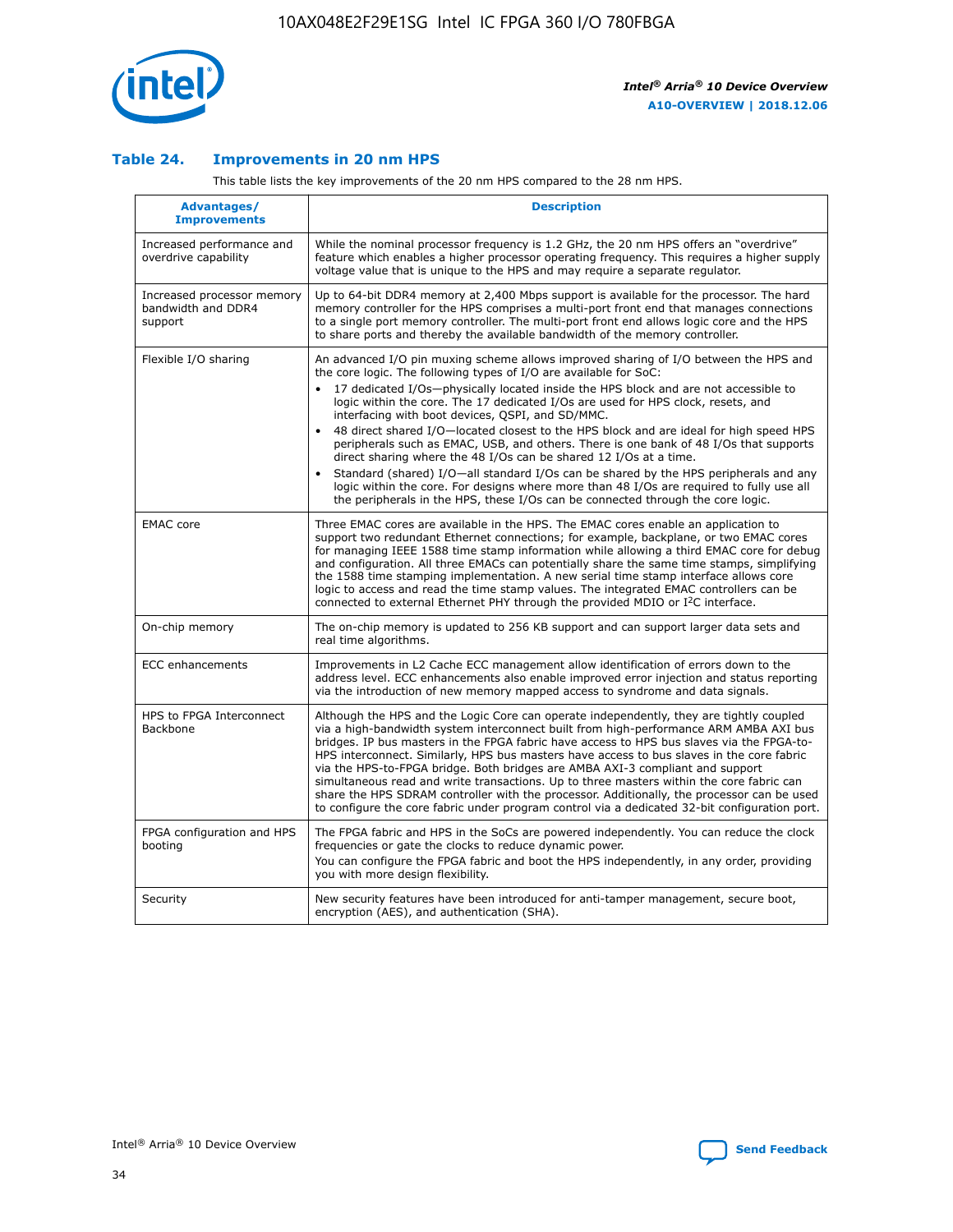### Table 24. Improvements in 20 nm HPS

This table lists the key improvements of the 20 nm HPS compared to the 28 nm HPS.

| Advantages/ Improvements | Description |
| --- | --- |
| Increased performance and overdrive capability | While the nominal processor frequency is 1.2 GHz, the 20 nm HPS offers an "overdrive" feature which enables a higher processor operating frequency. This requires a higher supply voltage value that is unique to the HPS and may require a separate regulator. |
| Increased processor memory bandwidth and DDR4 support | Up to 64-bit DDR4 memory at 2,400 Mbps support is available for the processor. The hard memory controller for the HPS comprises a multi-port front end that manages connections to a single port memory controller. The multi-port front end allows logic core and the HPS to share ports and thereby the available bandwidth of the memory controller. |
| Flexible I/O sharing | An advanced I/O pin muxing scheme allows improved sharing of I/O between the HPS and the core logic. The following types of I/O are available for SoC:<br>• 17 dedicated I/Os—physically located inside the HPS block and are not accessible to logic within the core. The 17 dedicated I/Os are used for HPS clock, resets, and interfacing with boot devices, QSPI, and SD/MMC.<br>• 48 direct shared I/O—located closest to the HPS block and are ideal for high speed HPS peripherals such as EMAC, USB, and others. There is one bank of 48 I/Os that supports direct sharing where the 48 I/Os can be shared 12 I/Os at a time.<br>• Standard (shared) I/O—all standard I/Os can be shared by the HPS peripherals and any logic within the core. For designs where more than 48 I/Os are required to fully use all the peripherals in the HPS, these I/Os can be connected through the core logic. |
| EMAC core | Three EMAC cores are available in the HPS. The EMAC cores enable an application to support two redundant Ethernet connections; for example, backplane, or two EMAC cores for managing IEEE 1588 time stamp information while allowing a third EMAC core for debug and configuration. All three EMACs can potentially share the same time stamps, simplifying the 1588 time stamping implementation. A new serial time stamp interface allows core logic to access and read the time stamp values. The integrated EMAC controllers can be connected to external Ethernet PHY through the provided MDIO or I²C interface. |
| On-chip memory | The on-chip memory is updated to 256 KB support and can support larger data sets and real time algorithms. |
| ECC enhancements | Improvements in L2 Cache ECC management allow identification of errors down to the address level. ECC enhancements also enable improved error injection and status reporting via the introduction of new memory mapped access to syndrome and data signals. |
| HPS to FPGA Interconnect Backbone | Although the HPS and the Logic Core can operate independently, they are tightly coupled via a high-bandwidth system interconnect built from high-performance ARM AMBA AXI bus bridges. IP bus masters in the FPGA fabric have access to HPS bus slaves via the FPGA-to-HPS interconnect. Similarly, HPS bus masters have access to bus slaves in the core fabric via the HPS-to-FPGA bridge. Both bridges are AMBA AXI-3 compliant and support simultaneous read and write transactions. Up to three masters within the core fabric can share the HPS SDRAM controller with the processor. Additionally, the processor can be used to configure the core fabric under program control via a dedicated 32-bit configuration port. |
| FPGA configuration and HPS booting | The FPGA fabric and HPS in the SoCs are powered independently. You can reduce the clock frequencies or gate the clocks to reduce dynamic power.<br>You can configure the FPGA fabric and boot the HPS independently, in any order, providing you with more design flexibility. |
| Security | New security features have been introduced for anti-tamper management, secure boot, encryption (AES), and authentication (SHA). |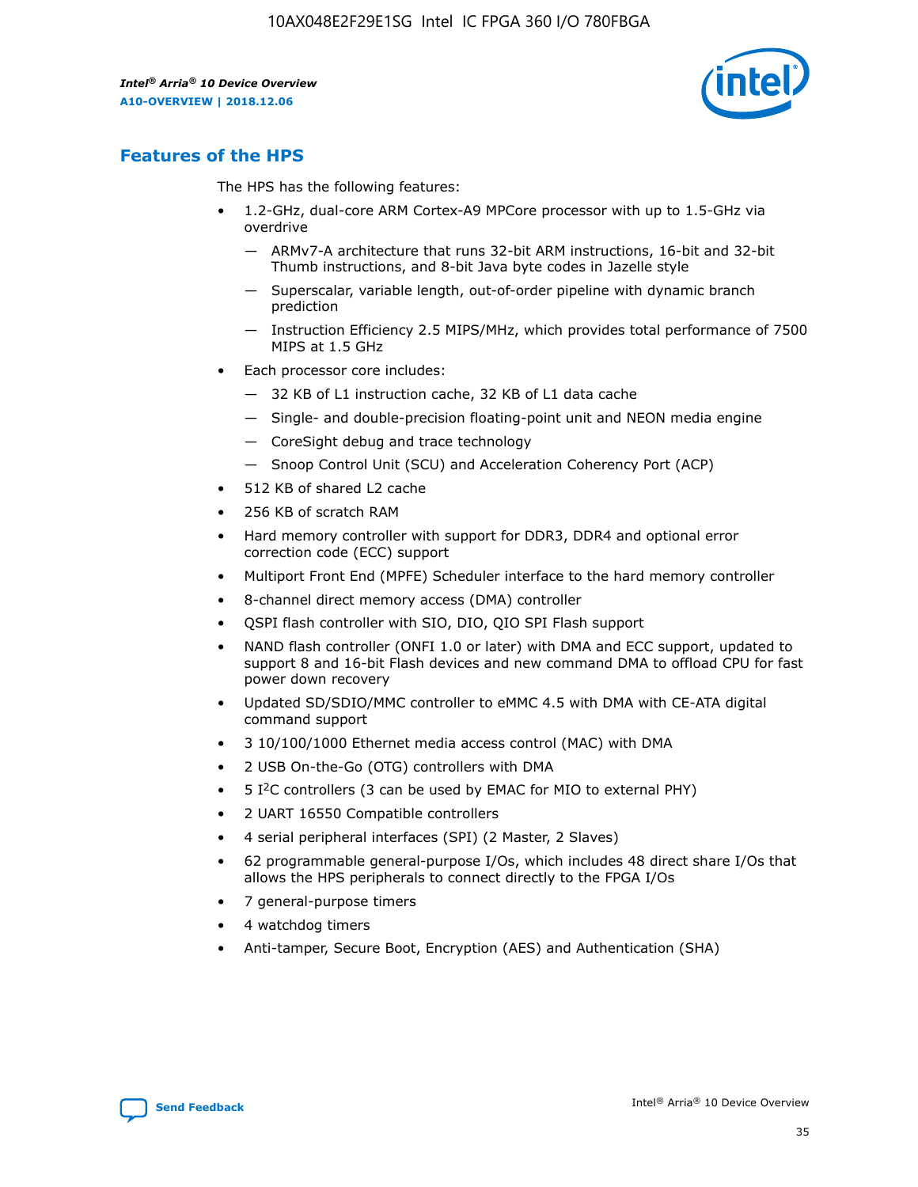## Features of the HPS

The HPS has the following features:

- 1.2-GHz, dual-core ARM Cortex-A9 MPCore processor with up to 1.5-GHz via overdrive
  - — ARMv7-A architecture that runs 32-bit ARM instructions, 16-bit and 32-bit Thumb instructions, and 8-bit Java byte codes in Jazelle style
  - — Superscalar, variable length, out-of-order pipeline with dynamic branch prediction
  - — Instruction Efficiency 2.5 MIPS/MHz, which provides total performance of 7500 MIPS at 1.5 GHz
- Each processor core includes:
  - — 32 KB of L1 instruction cache, 32 KB of L1 data cache
  - — Single- and double-precision floating-point unit and NEON media engine
  - — CoreSight debug and trace technology
  - — Snoop Control Unit (SCU) and Acceleration Coherency Port (ACP)
- 512 KB of shared L2 cache
- 256 KB of scratch RAM
- Hard memory controller with support for DDR3, DDR4 and optional error correction code (ECC) support
- Multiport Front End (MPFE) Scheduler interface to the hard memory controller
- 8-channel direct memory access (DMA) controller
- QSPI flash controller with SIO, DIO, QIO SPI Flash support
- NAND flash controller (ONFI 1.0 or later) with DMA and ECC support, updated to support 8 and 16-bit Flash devices and new command DMA to offload CPU for fast power down recovery
- Updated SD/SDIO/MMC controller to eMMC 4.5 with DMA with CE-ATA digital command support
- 3 10/100/1000 Ethernet media access control (MAC) with DMA
- 2 USB On-the-Go (OTG) controllers with DMA
- 5 I²C controllers (3 can be used by EMAC for MIO to external PHY)
- 2 UART 16550 Compatible controllers
- 4 serial peripheral interfaces (SPI) (2 Master, 2 Slaves)
- 62 programmable general-purpose I/Os, which includes 48 direct share I/Os that allows the HPS peripherals to connect directly to the FPGA I/Os
- 7 general-purpose timers
- 4 watchdog timers
- Anti-tamper, Secure Boot, Encryption (AES) and Authentication (SHA)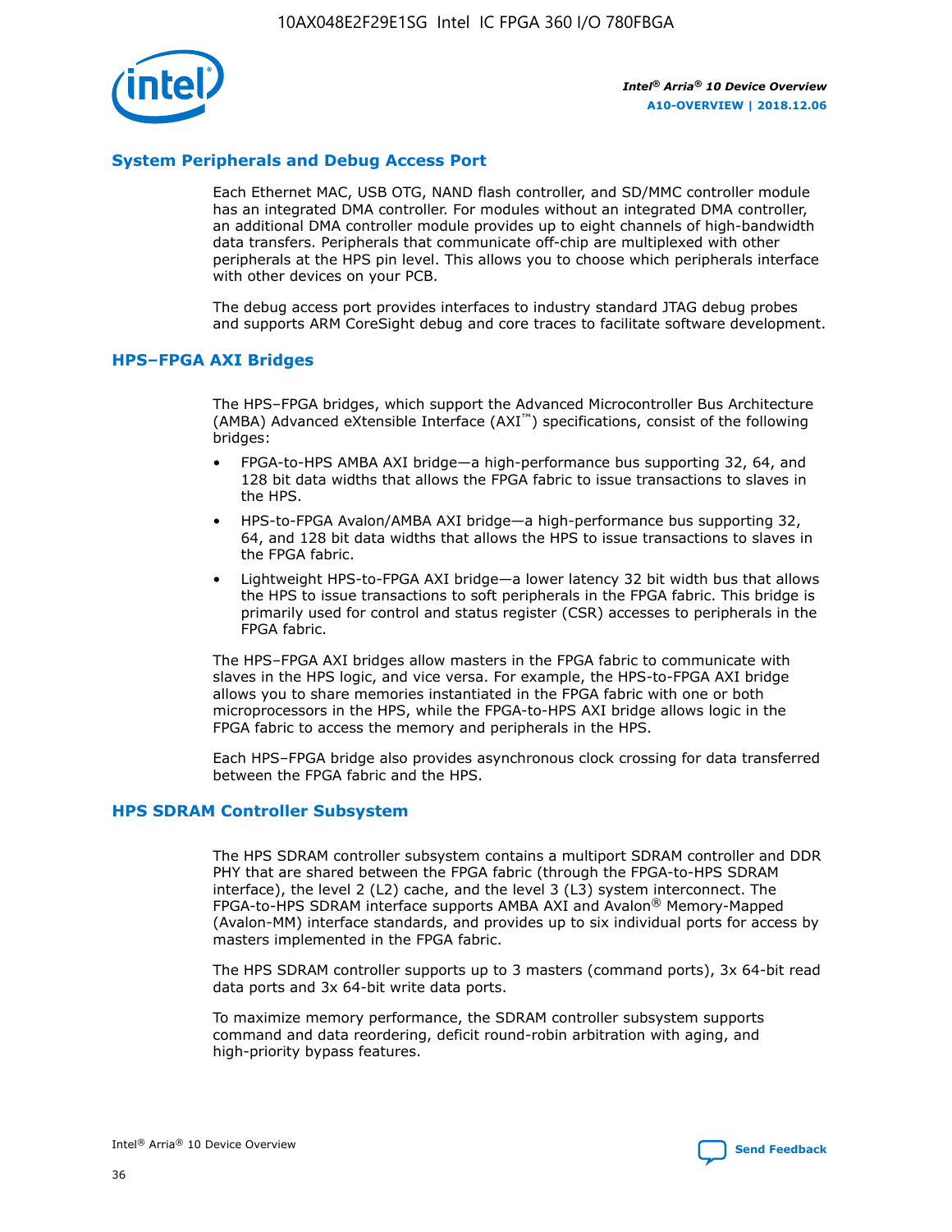## System Peripherals and Debug Access Port

Each Ethernet MAC, USB OTG, NAND flash controller, and SD/MMC controller module has an integrated DMA controller. For modules without an integrated DMA controller, an additional DMA controller module provides up to eight channels of high-bandwidth data transfers. Peripherals that communicate off-chip are multiplexed with other peripherals at the HPS pin level. This allows you to choose which peripherals interface with other devices on your PCB.

The debug access port provides interfaces to industry standard JTAG debug probes and supports ARM CoreSight debug and core traces to facilitate software development.

## HPS–FPGA AXI Bridges

The HPS–FPGA bridges, which support the Advanced Microcontroller Bus Architecture (AMBA) Advanced eXtensible Interface (AXI™) specifications, consist of the following bridges:

- FPGA-to-HPS AMBA AXI bridge—a high-performance bus supporting 32, 64, and 128 bit data widths that allows the FPGA fabric to issue transactions to slaves in the HPS.
- HPS-to-FPGA Avalon/AMBA AXI bridge—a high-performance bus supporting 32, 64, and 128 bit data widths that allows the HPS to issue transactions to slaves in the FPGA fabric.
- Lightweight HPS-to-FPGA AXI bridge—a lower latency 32 bit width bus that allows the HPS to issue transactions to soft peripherals in the FPGA fabric. This bridge is primarily used for control and status register (CSR) accesses to peripherals in the FPGA fabric.

The HPS–FPGA AXI bridges allow masters in the FPGA fabric to communicate with slaves in the HPS logic, and vice versa. For example, the HPS-to-FPGA AXI bridge allows you to share memories instantiated in the FPGA fabric with one or both microprocessors in the HPS, while the FPGA-to-HPS AXI bridge allows logic in the FPGA fabric to access the memory and peripherals in the HPS.

Each HPS–FPGA bridge also provides asynchronous clock crossing for data transferred between the FPGA fabric and the HPS.

## HPS SDRAM Controller Subsystem

The HPS SDRAM controller subsystem contains a multiport SDRAM controller and DDR PHY that are shared between the FPGA fabric (through the FPGA-to-HPS SDRAM interface), the level 2 (L2) cache, and the level 3 (L3) system interconnect. The FPGA-to-HPS SDRAM interface supports AMBA AXI and Avalon® Memory-Mapped (Avalon-MM) interface standards, and provides up to six individual ports for access by masters implemented in the FPGA fabric.

The HPS SDRAM controller supports up to 3 masters (command ports), 3x 64-bit read data ports and 3x 64-bit write data ports.

To maximize memory performance, the SDRAM controller subsystem supports command and data reordering, deficit round-robin arbitration with aging, and high-priority bypass features.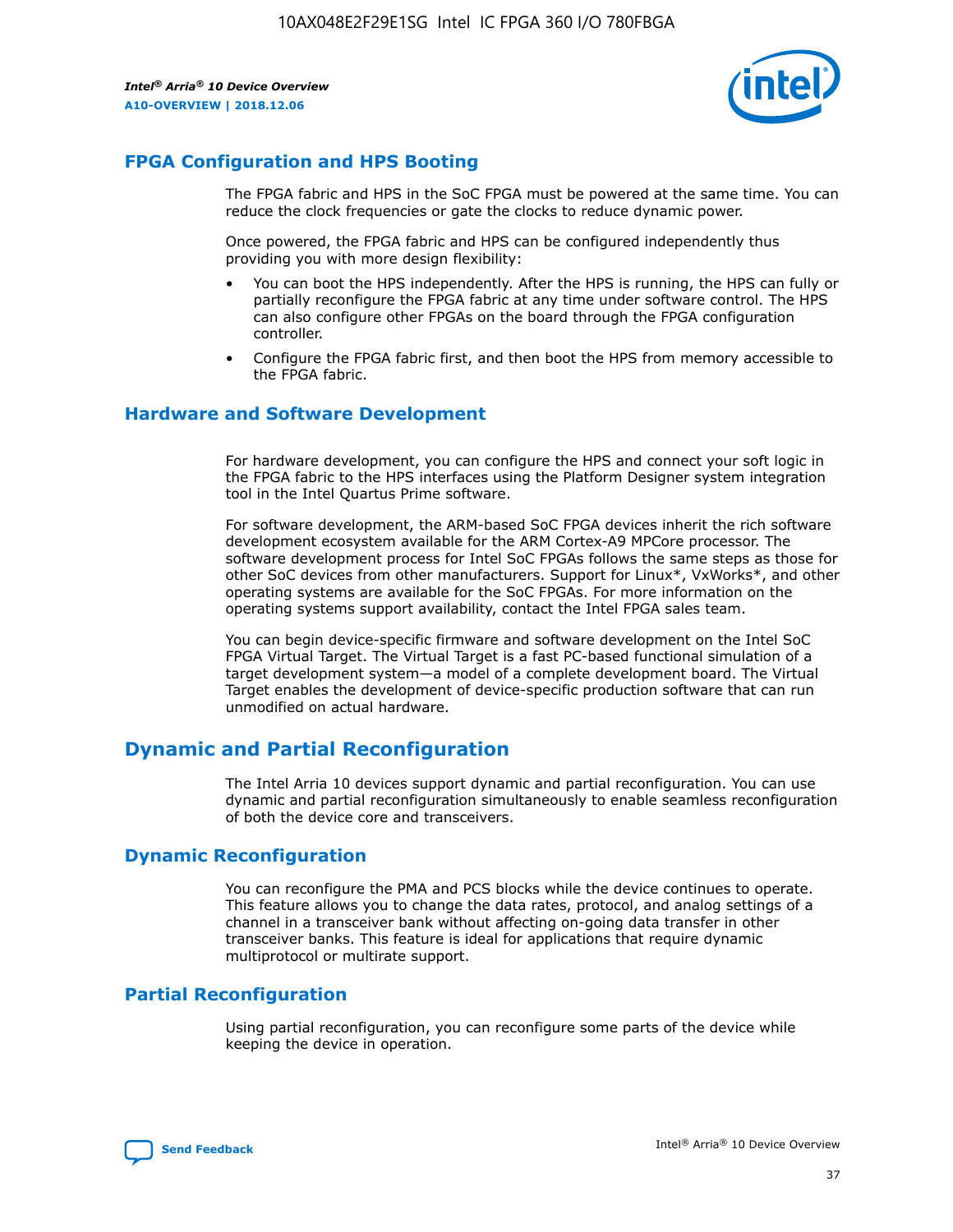## FPGA Configuration and HPS Booting

The FPGA fabric and HPS in the SoC FPGA must be powered at the same time. You can reduce the clock frequencies or gate the clocks to reduce dynamic power.

Once powered, the FPGA fabric and HPS can be configured independently thus providing you with more design flexibility:

- You can boot the HPS independently. After the HPS is running, the HPS can fully or partially reconfigure the FPGA fabric at any time under software control. The HPS can also configure other FPGAs on the board through the FPGA configuration controller.
- Configure the FPGA fabric first, and then boot the HPS from memory accessible to the FPGA fabric.

## Hardware and Software Development

For hardware development, you can configure the HPS and connect your soft logic in the FPGA fabric to the HPS interfaces using the Platform Designer system integration tool in the Intel Quartus Prime software.

For software development, the ARM-based SoC FPGA devices inherit the rich software development ecosystem available for the ARM Cortex-A9 MPCore processor. The software development process for Intel SoC FPGAs follows the same steps as those for other SoC devices from other manufacturers. Support for Linux*, VxWorks*, and other operating systems are available for the SoC FPGAs. For more information on the operating systems support availability, contact the Intel FPGA sales team.

You can begin device-specific firmware and software development on the Intel SoC FPGA Virtual Target. The Virtual Target is a fast PC-based functional simulation of a target development system—a model of a complete development board. The Virtual Target enables the development of device-specific production software that can run unmodified on actual hardware.

# Dynamic and Partial Reconfiguration

The Intel Arria 10 devices support dynamic and partial reconfiguration. You can use dynamic and partial reconfiguration simultaneously to enable seamless reconfiguration of both the device core and transceivers.

## Dynamic Reconfiguration

You can reconfigure the PMA and PCS blocks while the device continues to operate. This feature allows you to change the data rates, protocol, and analog settings of a channel in a transceiver bank without affecting on-going data transfer in other transceiver banks. This feature is ideal for applications that require dynamic multiprotocol or multirate support.

## Partial Reconfiguration

Using partial reconfiguration, you can reconfigure some parts of the device while keeping the device in operation.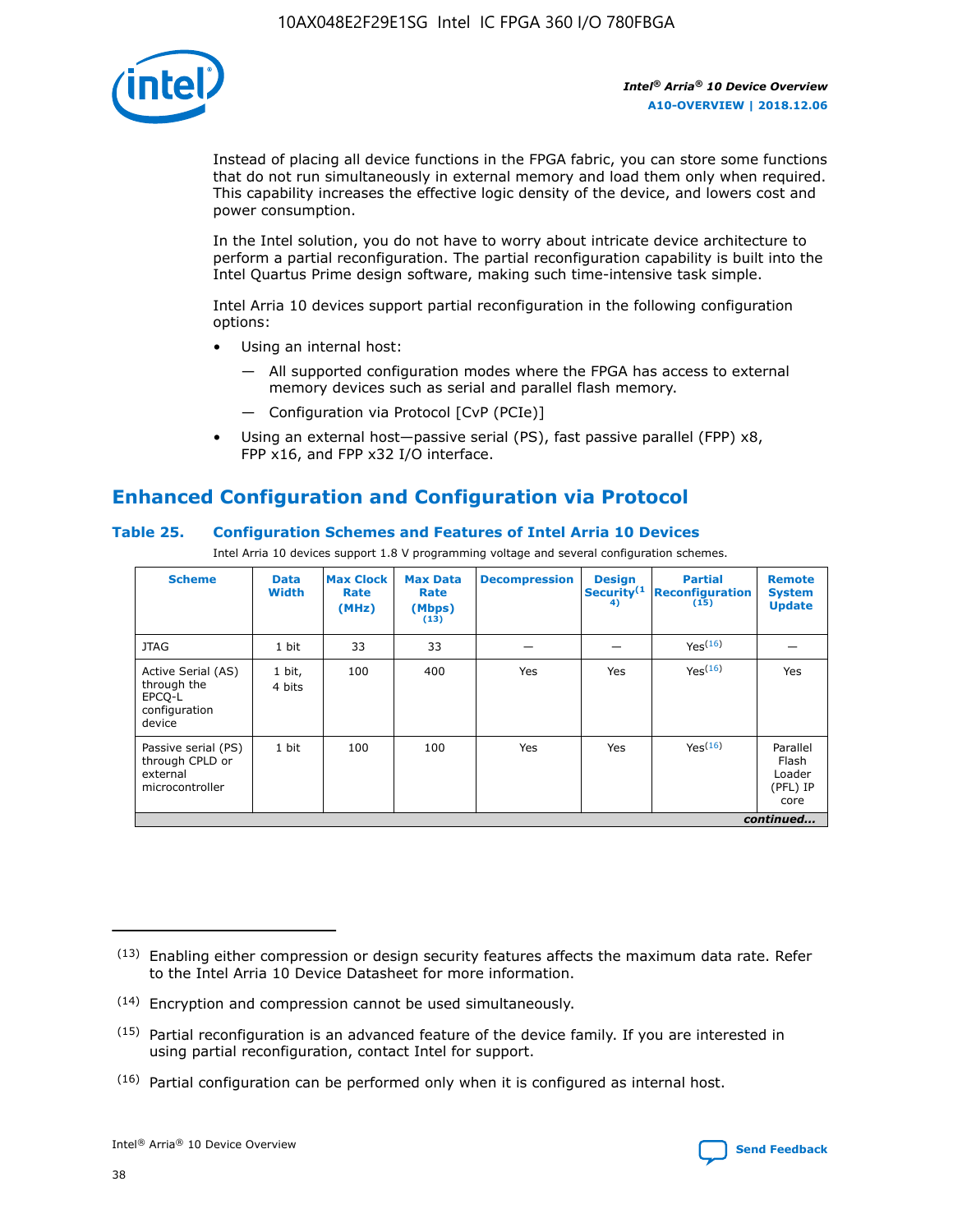Instead of placing all device functions in the FPGA fabric, you can store some functions that do not run simultaneously in external memory and load them only when required. This capability increases the effective logic density of the device, and lowers cost and power consumption.

In the Intel solution, you do not have to worry about intricate device architecture to perform a partial reconfiguration. The partial reconfiguration capability is built into the Intel Quartus Prime design software, making such time-intensive task simple.

Intel Arria 10 devices support partial reconfiguration in the following configuration options:

- Using an internal host:
  - — All supported configuration modes where the FPGA has access to external memory devices such as serial and parallel flash memory.
  - — Configuration via Protocol [CvP (PCIe)]
- Using an external host—passive serial (PS), fast passive parallel (FPP) x8, FPP x16, and FPP x32 I/O interface.

## Enhanced Configuration and Configuration via Protocol

### Table 25. Configuration Schemes and Features of Intel Arria 10 Devices

Intel Arria 10 devices support 1.8 V programming voltage and several configuration schemes.

| Scheme | Data Width | Max Clock Rate (MHz) | Max Data Rate (Mbps) (13) | Decompression | Design Security (14) | Partial Reconfiguration (15) | Remote System Update |
|---|---|---|---|---|---|---|---|
| JTAG | 1 bit | 33 | 33 | — | — | Yes (16) | — |
| Active Serial (AS) through the EPCQ-L configuration device | 1 bit, 4 bits | 100 | 400 | Yes | Yes | Yes (16) | Yes |
| Passive serial (PS) through CPLD or external microcontroller | 1 bit | 100 | 100 | Yes | Yes | Yes (16) | Parallel Flash Loader (PFL) IP core |

*continued...*

(13) Enabling either compression or design security features affects the maximum data rate. Refer to the Intel Arria 10 Device Datasheet for more information.

(14) Encryption and compression cannot be used simultaneously.

(15) Partial reconfiguration is an advanced feature of the device family. If you are interested in using partial reconfiguration, contact Intel for support.

(16) Partial configuration can be performed only when it is configured as internal host.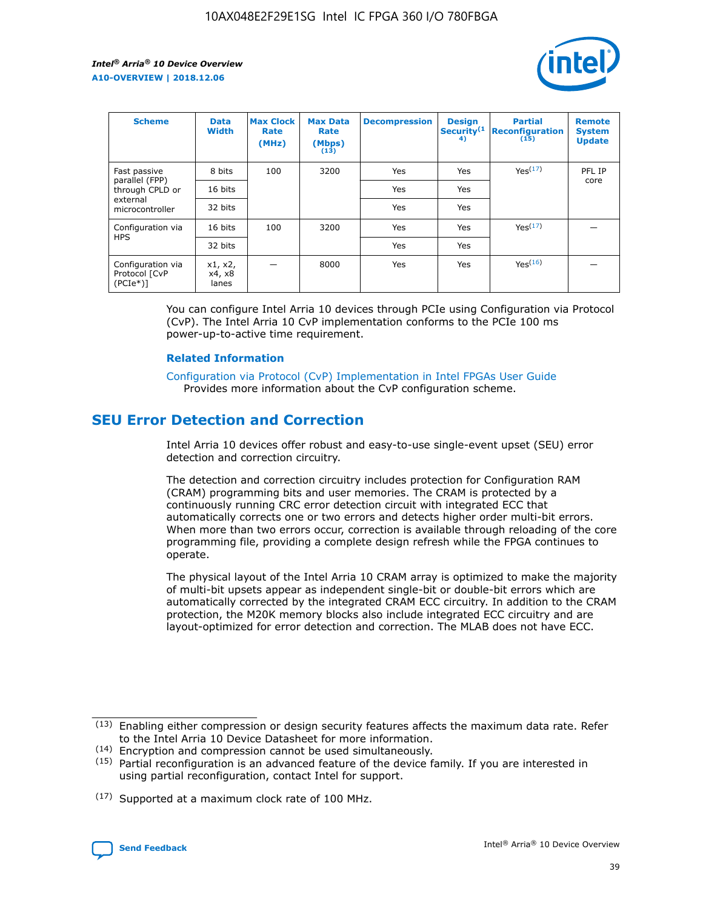| Scheme | Data Width | Max Clock Rate (MHz) | Max Data Rate (Mbps) (13) | Decompression | Design Security(14) | Partial Reconfiguration (15) | Remote System Update |
|---|---|---|---|---|---|---|---|
| Fast passive parallel (FPP) through CPLD or external microcontroller | 8 bits | 100 | 3200 | Yes | Yes | Yes(17) | PFL IP core |
| | 16 bits | | | Yes | Yes | | |
| | 32 bits | | | Yes | Yes | | |
| Configuration via HPS | 16 bits | 100 | 3200 | Yes | Yes | Yes(17) | — |
| | 32 bits | | | Yes | Yes | | |
| Configuration via Protocol [CvP (PCIe*)] | x1, x2, x4, x8 lanes | — | 8000 | Yes | Yes | Yes(16) | — |

You can configure Intel Arria 10 devices through PCIe using Configuration via Protocol (CvP). The Intel Arria 10 CvP implementation conforms to the PCIe 100 ms power-up-to-active time requirement.

### Related Information

Configuration via Protocol (CvP) Implementation in Intel FPGAs User Guide
Provides more information about the CvP configuration scheme.

## SEU Error Detection and Correction

Intel Arria 10 devices offer robust and easy-to-use single-event upset (SEU) error detection and correction circuitry.

The detection and correction circuitry includes protection for Configuration RAM (CRAM) programming bits and user memories. The CRAM is protected by a continuously running CRC error detection circuit with integrated ECC that automatically corrects one or two errors and detects higher order multi-bit errors. When more than two errors occur, correction is available through reloading of the core programming file, providing a complete design refresh while the FPGA continues to operate.

The physical layout of the Intel Arria 10 CRAM array is optimized to make the majority of multi-bit upsets appear as independent single-bit or double-bit errors which are automatically corrected by the integrated CRAM ECC circuitry. In addition to the CRAM protection, the M20K memory blocks also include integrated ECC circuitry and are layout-optimized for error detection and correction. The MLAB does not have ECC.

(13) Enabling either compression or design security features affects the maximum data rate. Refer to the Intel Arria 10 Device Datasheet for more information.

(14) Encryption and compression cannot be used simultaneously.

(15) Partial reconfiguration is an advanced feature of the device family. If you are interested in using partial reconfiguration, contact Intel for support.

(17) Supported at a maximum clock rate of 100 MHz.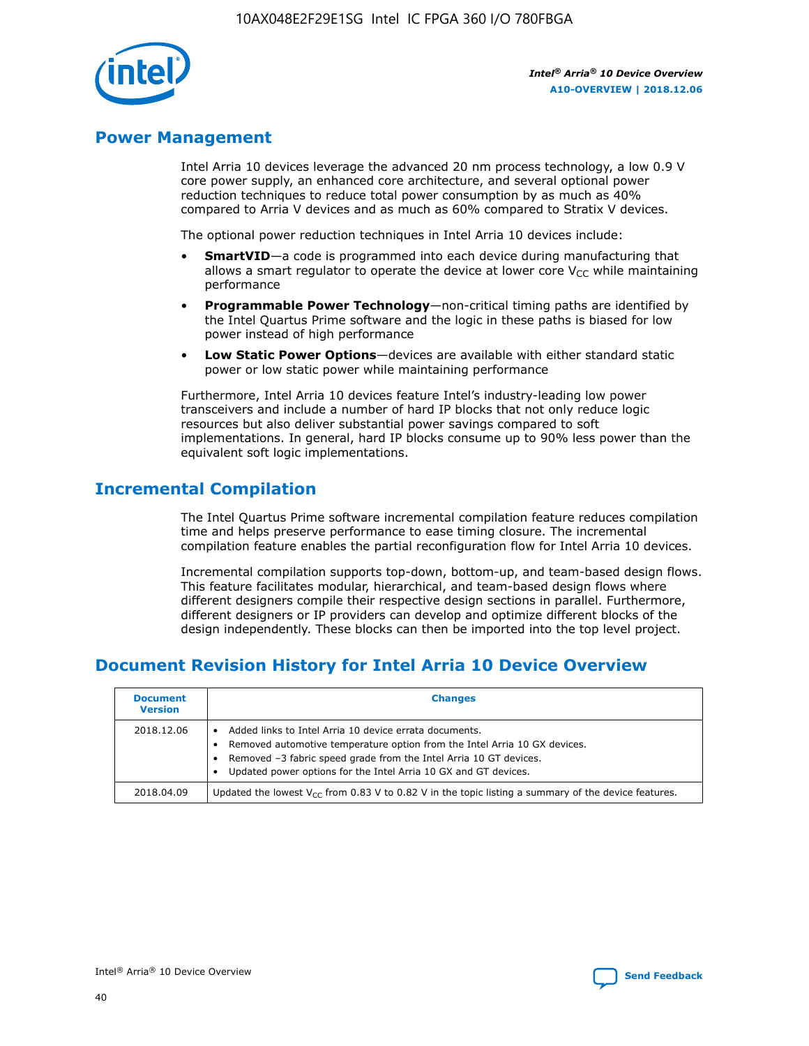## Power Management

Intel Arria 10 devices leverage the advanced 20 nm process technology, a low 0.9 V core power supply, an enhanced core architecture, and several optional power reduction techniques to reduce total power consumption by as much as 40% compared to Arria V devices and as much as 60% compared to Stratix V devices.

The optional power reduction techniques in Intel Arria 10 devices include:

- **SmartVID**—a code is programmed into each device during manufacturing that allows a smart regulator to operate the device at lower core $V_{CC}$ while maintaining performance
- **Programmable Power Technology**—non-critical timing paths are identified by the Intel Quartus Prime software and the logic in these paths is biased for low power instead of high performance
- **Low Static Power Options**—devices are available with either standard static power or low static power while maintaining performance

Furthermore, Intel Arria 10 devices feature Intel's industry-leading low power transceivers and include a number of hard IP blocks that not only reduce logic resources but also deliver substantial power savings compared to soft implementations. In general, hard IP blocks consume up to 90% less power than the equivalent soft logic implementations.

## Incremental Compilation

The Intel Quartus Prime software incremental compilation feature reduces compilation time and helps preserve performance to ease timing closure. The incremental compilation feature enables the partial reconfiguration flow for Intel Arria 10 devices.

Incremental compilation supports top-down, bottom-up, and team-based design flows. This feature facilitates modular, hierarchical, and team-based design flows where different designers compile their respective design sections in parallel. Furthermore, different designers or IP providers can develop and optimize different blocks of the design independently. These blocks can then be imported into the top level project.

## Document Revision History for Intel Arria 10 Device Overview

| Document Version | Changes |
| --- | --- |
| 2018.12.06 | • Added links to Intel Arria 10 device errata documents.<br>• Removed automotive temperature option from the Intel Arria 10 GX devices.<br>• Removed –3 fabric speed grade from the Intel Arria 10 GT devices.<br>• Updated power options for the Intel Arria 10 GX and GT devices. |
| 2018.04.09 | Updated the lowest $V_{CC}$ from 0.83 V to 0.82 V in the topic listing a summary of the device features. |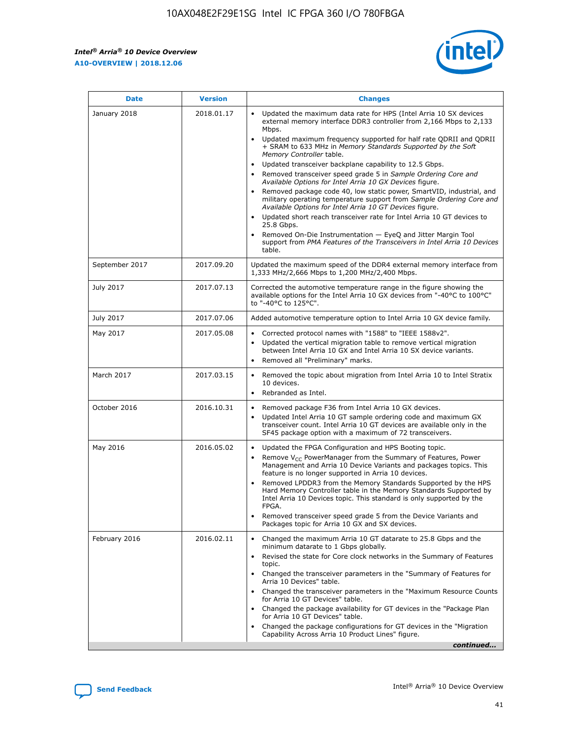| Date | Version | Changes |
| --- | --- | --- |
| January 2018 | 2018.01.17 | • Updated the maximum data rate for HPS (Intel Arria 10 SX devices external memory interface DDR3 controller from 2,166 Mbps to 2,133 Mbps.<br>• Updated maximum frequency supported for half rate QDRII and QDRII + SRAM to 633 MHz in *Memory Standards Supported by the Soft Memory Controller* table.<br>• Updated transceiver backplane capability to 12.5 Gbps.<br>• Removed transceiver speed grade 5 in *Sample Ordering Core and Available Options for Intel Arria 10 GX Devices* figure.<br>• Removed package code 40, low static power, SmartVID, industrial, and military operating temperature support from *Sample Ordering Core and Available Options for Intel Arria 10 GT Devices* figure.<br>• Updated short reach transceiver rate for Intel Arria 10 GT devices to 25.8 Gbps.<br>• Removed On-Die Instrumentation — EyeQ and Jitter Margin Tool support from *PMA Features of the Transceivers in Intel Arria 10 Devices* table. |
| September 2017 | 2017.09.20 | Updated the maximum speed of the DDR4 external memory interface from 1,333 MHz/2,666 Mbps to 1,200 MHz/2,400 Mbps. |
| July 2017 | 2017.07.13 | Corrected the automotive temperature range in the figure showing the available options for the Intel Arria 10 GX devices from "-40°C to 100°C" to "-40°C to 125°C". |
| July 2017 | 2017.07.06 | Added automotive temperature option to Intel Arria 10 GX device family. |
| May 2017 | 2017.05.08 | • Corrected protocol names with "1588" to "IEEE 1588v2".<br>• Updated the vertical migration table to remove vertical migration between Intel Arria 10 GX and Intel Arria 10 SX device variants.<br>• Removed all "Preliminary" marks. |
| March 2017 | 2017.03.15 | • Removed the topic about migration from Intel Arria 10 to Intel Stratix 10 devices.<br>• Rebranded as Intel. |
| October 2016 | 2016.10.31 | • Removed package F36 from Intel Arria 10 GX devices.<br>• Updated Intel Arria 10 GT sample ordering code and maximum GX transceiver count. Intel Arria 10 GT devices are available only in the SF45 package option with a maximum of 72 transceivers. |
| May 2016 | 2016.05.02 | • Updated the FPGA Configuration and HPS Booting topic.<br>• Remove $V_{CC}$ PowerManager from the Summary of Features, Power Management and Arria 10 Device Variants and packages topics. This feature is no longer supported in Arria 10 devices.<br>• Removed LPDDR3 from the Memory Standards Supported by the HPS Hard Memory Controller table in the Memory Standards Supported by Intel Arria 10 Devices topic. This standard is only supported by the FPGA.<br>• Removed transceiver speed grade 5 from the Device Variants and Packages topic for Arria 10 GX and SX devices. |
| February 2016 | 2016.02.11 | • Changed the maximum Arria 10 GT datarate to 25.8 Gbps and the minimum datarate to 1 Gbps globally.<br>• Revised the state for Core clock networks in the Summary of Features topic.<br>• Changed the transceiver parameters in the "Summary of Features for Arria 10 Devices" table.<br>• Changed the transceiver parameters in the "Maximum Resource Counts for Arria 10 GT Devices" table.<br>• Changed the package availability for GT devices in the "Package Plan for Arria 10 GT Devices" table.<br>• Changed the package configurations for GT devices in the "Migration Capability Across Arria 10 Product Lines" figure. |

*continued...*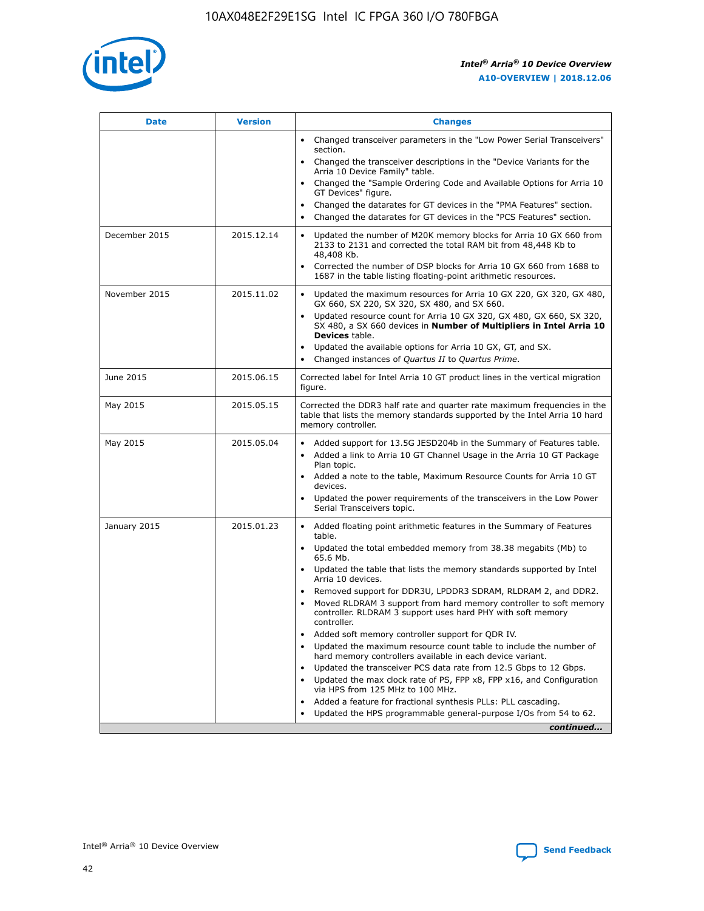| Date | Version | Changes |
| --- | --- | --- |
| | | • Changed transceiver parameters in the "Low Power Serial Transceivers" section.<br>• Changed the transceiver descriptions in the "Device Variants for the Arria 10 Device Family" table.<br>• Changed the "Sample Ordering Code and Available Options for Arria 10 GT Devices" figure.<br>• Changed the datarates for GT devices in the "PMA Features" section.<br>• Changed the datarates for GT devices in the "PCS Features" section. |
| December 2015 | 2015.12.14 | • Updated the number of M20K memory blocks for Arria 10 GX 660 from 2133 to 2131 and corrected the total RAM bit from 48,448 Kb to 48,408 Kb.<br>• Corrected the number of DSP blocks for Arria 10 GX 660 from 1688 to 1687 in the table listing floating-point arithmetic resources. |
| November 2015 | 2015.11.02 | • Updated the maximum resources for Arria 10 GX 220, GX 320, GX 480, GX 660, SX 220, SX 320, SX 480, and SX 660.<br>• Updated resource count for Arria 10 GX 320, GX 480, GX 660, SX 320, SX 480, a SX 660 devices in **Number of Multipliers in Intel Arria 10 Devices** table.<br>• Updated the available options for Arria 10 GX, GT, and SX.<br>• Changed instances of *Quartus II* to *Quartus Prime*. |
| June 2015 | 2015.06.15 | Corrected label for Intel Arria 10 GT product lines in the vertical migration figure. |
| May 2015 | 2015.05.15 | Corrected the DDR3 half rate and quarter rate maximum frequencies in the table that lists the memory standards supported by the Intel Arria 10 hard memory controller. |
| May 2015 | 2015.05.04 | • Added support for 13.5G JESD204b in the Summary of Features table.<br>• Added a link to Arria 10 GT Channel Usage in the Arria 10 GT Package Plan topic.<br>• Added a note to the table, Maximum Resource Counts for Arria 10 GT devices.<br>• Updated the power requirements of the transceivers in the Low Power Serial Transceivers topic. |
| January 2015 | 2015.01.23 | • Added floating point arithmetic features in the Summary of Features table.<br>• Updated the total embedded memory from 38.38 megabits (Mb) to 65.6 Mb.<br>• Updated the table that lists the memory standards supported by Intel Arria 10 devices.<br>• Removed support for DDR3U, LPDDR3 SDRAM, RLDRAM 2, and DDR2.<br>• Moved RLDRAM 3 support from hard memory controller to soft memory controller. RLDRAM 3 support uses hard PHY with soft memory controller.<br>• Added soft memory controller support for QDR IV.<br>• Updated the maximum resource count table to include the number of hard memory controllers available in each device variant.<br>• Updated the transceiver PCS data rate from 12.5 Gbps to 12 Gbps.<br>• Updated the max clock rate of PS, FPP x8, FPP x16, and Configuration via HPS from 125 MHz to 100 MHz.<br>• Added a feature for fractional synthesis PLLs: PLL cascading.<br>• Updated the HPS programmable general-purpose I/Os from 54 to 62. |

*continued...*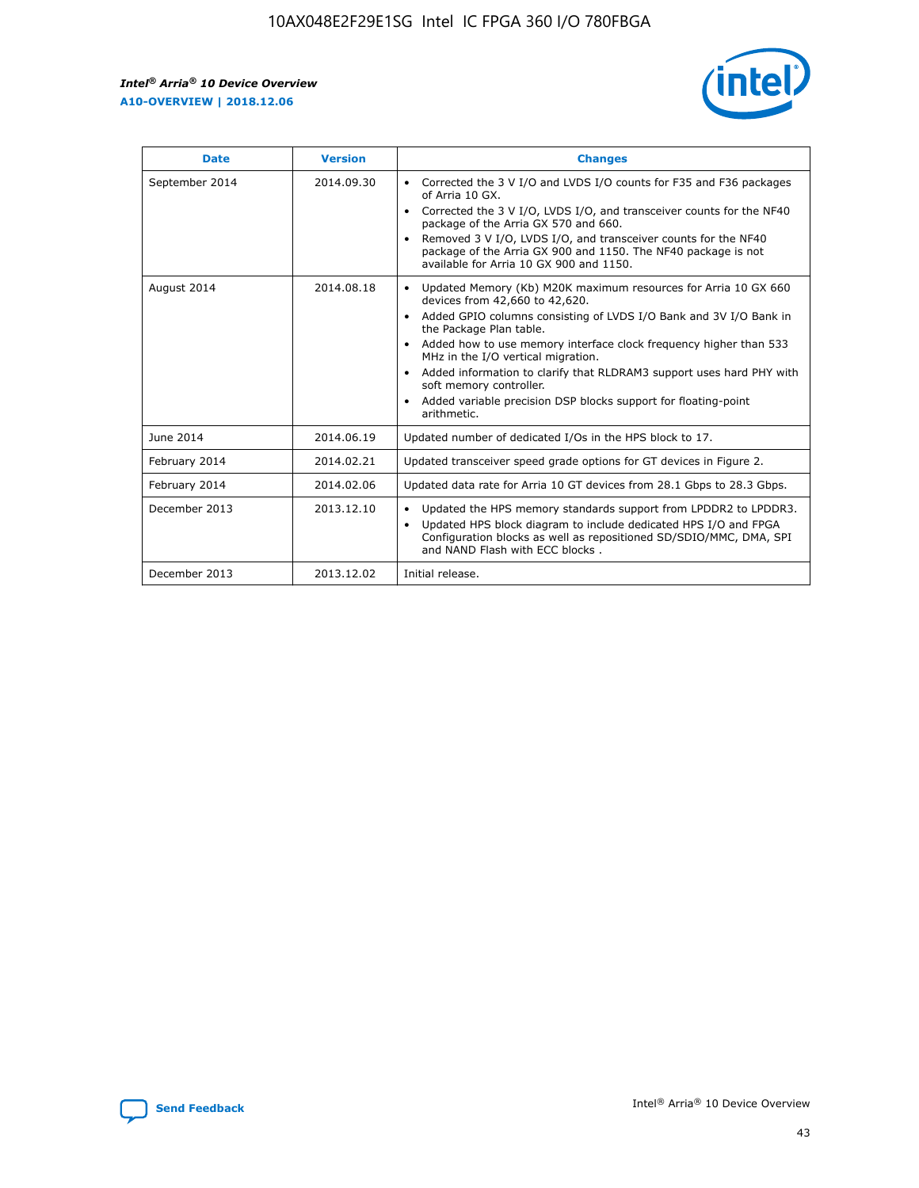| Date | Version | Changes |
| --- | --- | --- |
| September 2014 | 2014.09.30 | • Corrected the 3 V I/O and LVDS I/O counts for F35 and F36 packages of Arria 10 GX.<br>• Corrected the 3 V I/O, LVDS I/O, and transceiver counts for the NF40 package of the Arria GX 570 and 660.<br>• Removed 3 V I/O, LVDS I/O, and transceiver counts for the NF40 package of the Arria GX 900 and 1150. The NF40 package is not available for Arria 10 GX 900 and 1150. |
| August 2014 | 2014.08.18 | • Updated Memory (Kb) M20K maximum resources for Arria 10 GX 660 devices from 42,660 to 42,620.<br>• Added GPIO columns consisting of LVDS I/O Bank and 3V I/O Bank in the Package Plan table.<br>• Added how to use memory interface clock frequency higher than 533 MHz in the I/O vertical migration.<br>• Added information to clarify that RLDRAM3 support uses hard PHY with soft memory controller.<br>• Added variable precision DSP blocks support for floating-point arithmetic. |
| June 2014 | 2014.06.19 | Updated number of dedicated I/Os in the HPS block to 17. |
| February 2014 | 2014.02.21 | Updated transceiver speed grade options for GT devices in Figure 2. |
| February 2014 | 2014.02.06 | Updated data rate for Arria 10 GT devices from 28.1 Gbps to 28.3 Gbps. |
| December 2013 | 2013.12.10 | • Updated the HPS memory standards support from LPDDR2 to LPDDR3.<br>• Updated HPS block diagram to include dedicated HPS I/O and FPGA Configuration blocks as well as repositioned SD/SDIO/MMC, DMA, SPI and NAND Flash with ECC blocks . |
| December 2013 | 2013.12.02 | Initial release. |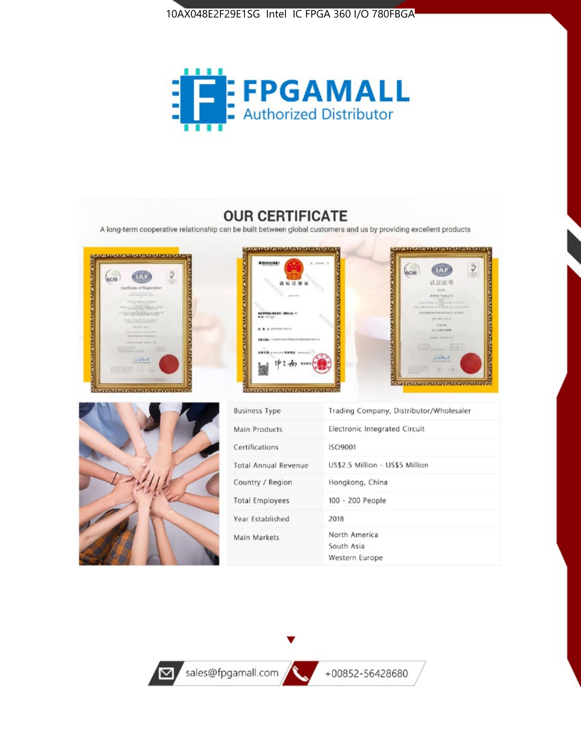FPGAMALL

Authorized Distributor

## OUR CERTIFICATE

A long-term cooperative relationship can be built between global customers and us by providing excellent products

| | |
|---|---|
| Business Type | Trading Company, Distributor/Wholesaler |
| Main Products | Electronic Integrated Circuit |
| Certifications | ISO9001 |
| Total Annual Revenue | US$2.5 Million - US$5 Million |
| Country / Region | Hongkong, China |
| Total Employees | 100 - 200 People |
| Year Established | 2018 |
| Main Markets | North America<br>South Asia<br>Western Europe |

sales@fpgamall.com

+00852-56428680